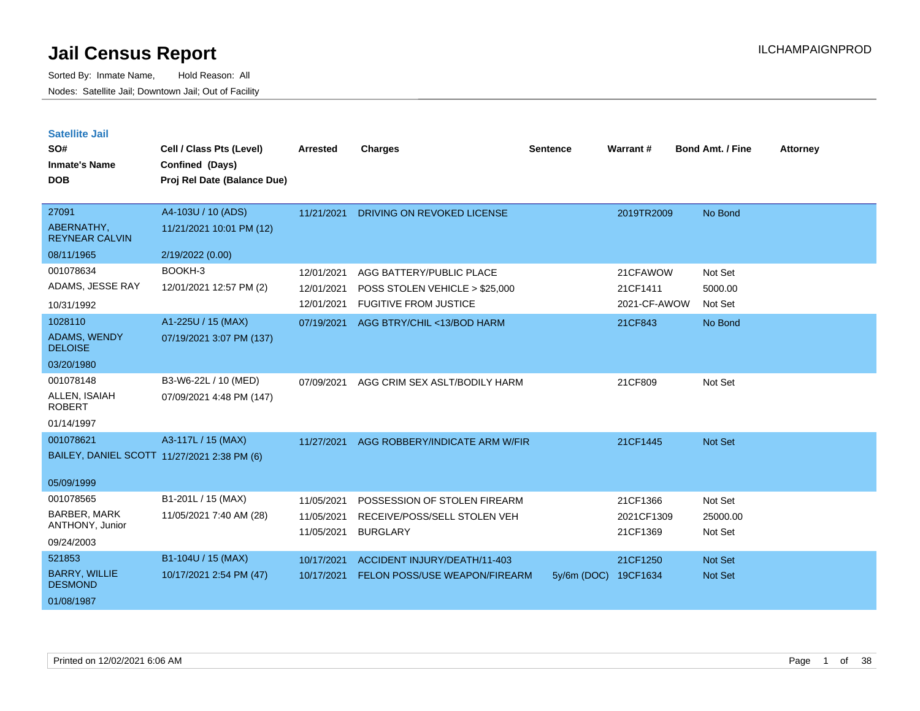# Jail Census Report

ILCHAMPAIGNPROD

Sorted By: Inmate Name, Hold Reason: All

Nodes: Satellite Jail; Downtown Jail; Out of Facility

## Satellite Jail

| SO# / Inmate's Name / DOB | Cell / Class Pts (Level) / Confined (Days) / Proj Rel Date (Balance Due) | Arrested | Charges | Sentence | Warrant # | Bond Amt. / Fine | Attorney |
|---|---|---|---|---|---|---|---|
| 27091<br>ABERNATHY, REYNEAR CALVIN<br>08/11/1965 | A4-103U / 10 (ADS)<br>11/21/2021 10:01 PM (12)<br>2/19/2022 (0.00) | 11/21/2021 | DRIVING ON REVOKED LICENSE | | 2019TR2009 | No Bond | |
| 001078634<br>ADAMS, JESSE RAY<br>10/31/1992 | BOOKH-3<br>12/01/2021 12:57 PM (2) | 12/01/2021 | AGG BATTERY/PUBLIC PLACE | | 21CFAWOW | Not Set | |
| | | 12/01/2021 | POSS STOLEN VEHICLE > $25,000 | | 21CF1411 | 5000.00 | |
| | | 12/01/2021 | FUGITIVE FROM JUSTICE | | 2021-CF-AWOW | Not Set | |
| 1028110<br>ADAMS, WENDY DELOISE<br>03/20/1980 | A1-225U / 15 (MAX)<br>07/19/2021 3:07 PM (137) | 07/19/2021 | AGG BTRY/CHIL <13/BOD HARM | | 21CF843 | No Bond | |
| 001078148<br>ALLEN, ISAIAH ROBERT<br>01/14/1997 | B3-W6-22L / 10 (MED)<br>07/09/2021 4:48 PM (147) | 07/09/2021 | AGG CRIM SEX ASLT/BODILY HARM | | 21CF809 | Not Set | |
| 001078621<br>BAILEY, DANIEL SCOTT<br>05/09/1999 | A3-117L / 15 (MAX)<br>11/27/2021 2:38 PM (6) | 11/27/2021 | AGG ROBBERY/INDICATE ARM W/FIR | | 21CF1445 | Not Set | |
| 001078565<br>BARBER, MARK ANTHONY, Junior<br>09/24/2003 | B1-201L / 15 (MAX)<br>11/05/2021 7:40 AM (28) | 11/05/2021 | POSSESSION OF STOLEN FIREARM | | 21CF1366 | Not Set | |
| | | 11/05/2021 | RECEIVE/POSS/SELL STOLEN VEH | | 2021CF1309 | 25000.00 | |
| | | 11/05/2021 | BURGLARY | | 21CF1369 | Not Set | |
| 521853<br>BARRY, WILLIE DESMOND<br>01/08/1987 | B1-104U / 15 (MAX)<br>10/17/2021 2:54 PM (47) | 10/17/2021 | ACCIDENT INJURY/DEATH/11-403 | | 21CF1250 | Not Set | |
| | | 10/17/2021 | FELON POSS/USE WEAPON/FIREARM | 5y/6m (DOC) | 19CF1634 | Not Set | |

Printed on 12/02/2021 6:06 AM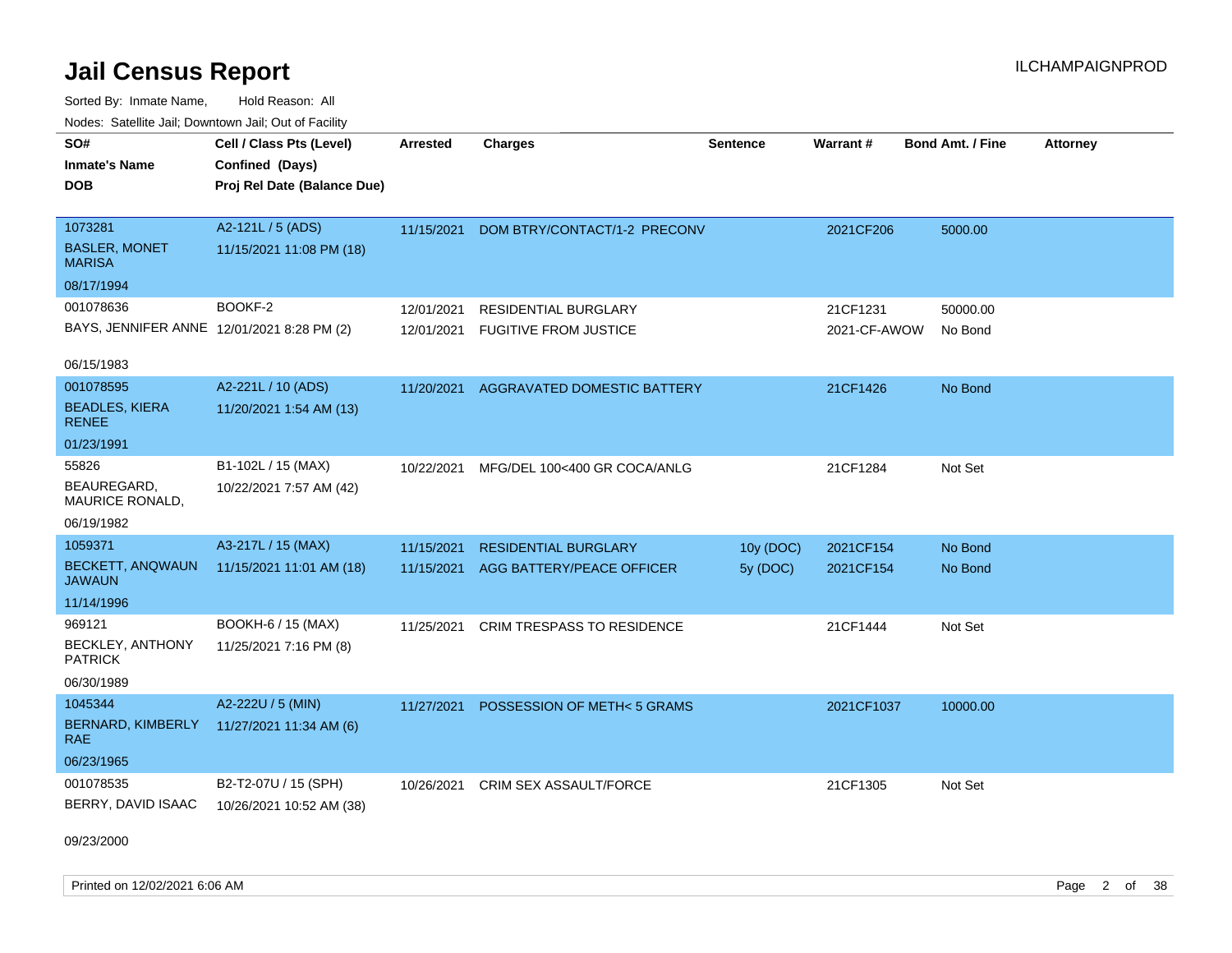# Jail Census Report

ILCHAMPAIGNPROD

Sorted By: Inmate Name, Hold Reason: All

Nodes: Satellite Jail; Downtown Jail; Out of Facility

| SO# / Inmate's Name / DOB | Cell / Class Pts (Level) / Confined (Days) / Proj Rel Date (Balance Due) | Arrested | Charges | Sentence | Warrant # | Bond Amt. / Fine | Attorney |
|---|---|---|---|---|---|---|---|
| 1073281<br>BASLER, MONET MARISA<br>08/17/1994 | A2-121L / 5 (ADS)<br>11/15/2021 11:08 PM (18) | 11/15/2021 | DOM BTRY/CONTACT/1-2 PRECONV | | 2021CF206 | 5000.00 | |
| 001078636<br>BAYS, JENNIFER ANNE<br>06/15/1983 | BOOKF-2<br>12/01/2021 8:28 PM (2) | 12/01/2021 | RESIDENTIAL BURGLARY | | 21CF1231 | 50000.00 | |
| | | 12/01/2021 | FUGITIVE FROM JUSTICE | | 2021-CF-AWOW | No Bond | |
| 001078595<br>BEADLES, KIERA RENEE<br>01/23/1991 | A2-221L / 10 (ADS)<br>11/20/2021 1:54 AM (13) | 11/20/2021 | AGGRAVATED DOMESTIC BATTERY | | 21CF1426 | No Bond | |
| 55826<br>BEAUREGARD, MAURICE RONALD,<br>06/19/1982 | B1-102L / 15 (MAX)<br>10/22/2021 7:57 AM (42) | 10/22/2021 | MFG/DEL 100<400 GR COCA/ANLG | | 21CF1284 | Not Set | |
| 1059371<br>BECKETT, ANQWAUN JAWAUN<br>11/14/1996 | A3-217L / 15 (MAX)<br>11/15/2021 11:01 AM (18) | 11/15/2021 | RESIDENTIAL BURGLARY | 10y (DOC) | 2021CF154 | No Bond | |
| | | 11/15/2021 | AGG BATTERY/PEACE OFFICER | 5y (DOC) | 2021CF154 | No Bond | |
| 969121<br>BECKLEY, ANTHONY PATRICK<br>06/30/1989 | BOOKH-6 / 15 (MAX)<br>11/25/2021 7:16 PM (8) | 11/25/2021 | CRIM TRESPASS TO RESIDENCE | | 21CF1444 | Not Set | |
| 1045344<br>BERNARD, KIMBERLY RAE<br>06/23/1965 | A2-222U / 5 (MIN)<br>11/27/2021 11:34 AM (6) | 11/27/2021 | POSSESSION OF METH< 5 GRAMS | | 2021CF1037 | 10000.00 | |
| 001078535<br>BERRY, DAVID ISAAC<br>09/23/2000 | B2-T2-07U / 15 (SPH)<br>10/26/2021 10:52 AM (38) | 10/26/2021 | CRIM SEX ASSAULT/FORCE | | 21CF1305 | Not Set | |

Printed on 12/02/2021 6:06 AM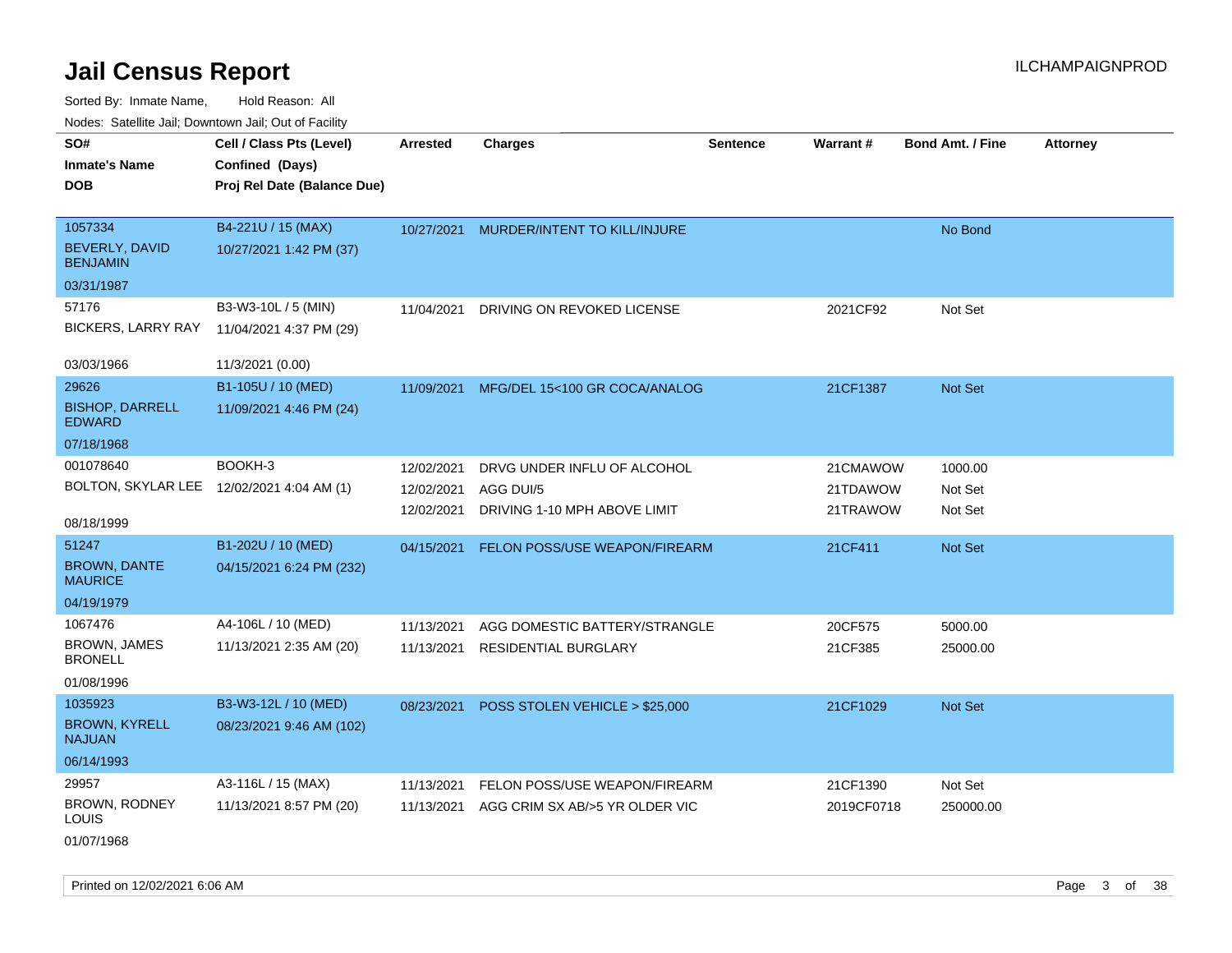# Jail Census Report

Sorted By: Inmate Name, Hold Reason: All

Nodes: Satellite Jail; Downtown Jail; Out of Facility

| SO# / Inmate's Name / DOB | Cell / Class Pts (Level) / Confined (Days) / Proj Rel Date (Balance Due) | Arrested | Charges | Sentence | Warrant # | Bond Amt. / Fine | Attorney |
|---|---|---|---|---|---|---|---|
| 1057334 BEVERLY, DAVID BENJAMIN 03/31/1987 | B4-221U / 15 (MAX) 10/27/2021 1:42 PM (37) | 10/27/2021 | MURDER/INTENT TO KILL/INJURE | | | No Bond | |
| 57176 BICKERS, LARRY RAY 03/03/1966 | B3-W3-10L / 5 (MIN) 11/04/2021 4:37 PM (29) 11/3/2021 (0.00) | 11/04/2021 | DRIVING ON REVOKED LICENSE | | 2021CF92 | Not Set | |
| 29626 BISHOP, DARRELL EDWARD 07/18/1968 | B1-105U / 10 (MED) 11/09/2021 4:46 PM (24) | 11/09/2021 | MFG/DEL 15<100 GR COCA/ANALOG | | 21CF1387 | Not Set | |
| 001078640 BOLTON, SKYLAR LEE 08/18/1999 | BOOKH-3 12/02/2021 4:04 AM (1) | 12/02/2021 | DRVG UNDER INFLU OF ALCOHOL | | 21CMAWOW | 1000.00 | |
| | | 12/02/2021 | AGG DUI/5 | | 21TDAWOW | Not Set | |
| | | 12/02/2021 | DRIVING 1-10 MPH ABOVE LIMIT | | 21TRAWOW | Not Set | |
| 51247 BROWN, DANTE MAURICE 04/19/1979 | B1-202U / 10 (MED) 04/15/2021 6:24 PM (232) | 04/15/2021 | FELON POSS/USE WEAPON/FIREARM | | 21CF411 | Not Set | |
| 1067476 BROWN, JAMES BRONELL 01/08/1996 | A4-106L / 10 (MED) 11/13/2021 2:35 AM (20) | 11/13/2021 | AGG DOMESTIC BATTERY/STRANGLE | | 20CF575 | 5000.00 | |
| | | 11/13/2021 | RESIDENTIAL BURGLARY | | 21CF385 | 25000.00 | |
| 1035923 BROWN, KYRELL NAJUAN 06/14/1993 | B3-W3-12L / 10 (MED) 08/23/2021 9:46 AM (102) | 08/23/2021 | POSS STOLEN VEHICLE > $25,000 | | 21CF1029 | Not Set | |
| 29957 BROWN, RODNEY LOUIS 01/07/1968 | A3-116L / 15 (MAX) 11/13/2021 8:57 PM (20) | 11/13/2021 | FELON POSS/USE WEAPON/FIREARM | | 21CF1390 | Not Set | |
| | | 11/13/2021 | AGG CRIM SX AB/>5 YR OLDER VIC | | 2019CF0718 | 250000.00 | |

Printed on 12/02/2021 6:06 AM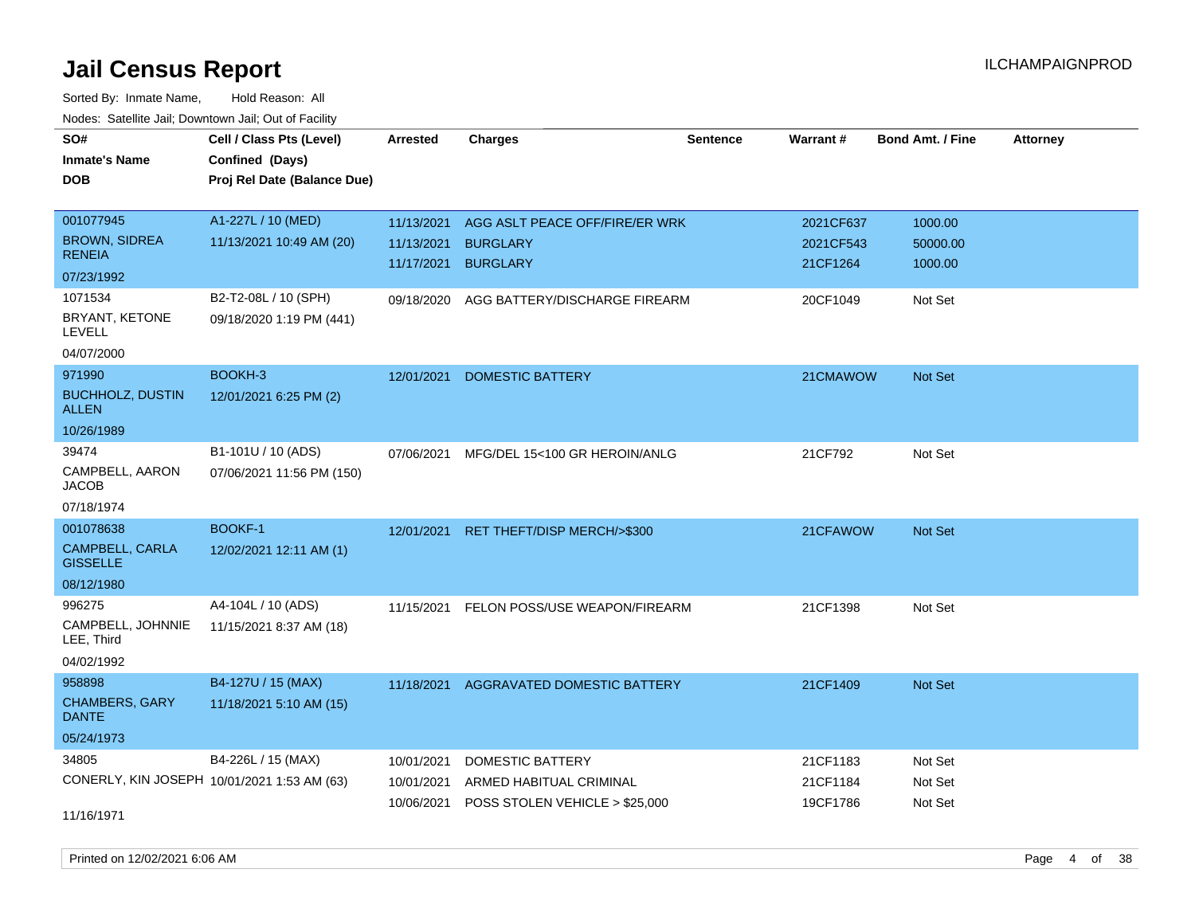# Jail Census Report

ILCHAMPAIGNPROD

Sorted By: Inmate Name, Hold Reason: All

Nodes: Satellite Jail; Downtown Jail; Out of Facility

| SO#<br>Inmate's Name<br>DOB | Cell / Class Pts (Level)<br>Confined (Days)<br>Proj Rel Date (Balance Due) | Arrested | Charges | Sentence | Warrant # | Bond Amt. / Fine | Attorney |
|---|---|---|---|---|---|---|---|
| 001077945<br>BROWN, SIDREA RENEIA<br>07/23/1992 | A1-227L / 10 (MED)<br>11/13/2021 10:49 AM (20) | 11/13/2021<br>11/13/2021<br>11/17/2021 | AGG ASLT PEACE OFF/FIRE/ER WRK<br>BURGLARY<br>BURGLARY | | 2021CF637<br>2021CF543<br>21CF1264 | 1000.00<br>50000.00<br>1000.00 | |
| 1071534<br>BRYANT, KETONE LEVELL<br>04/07/2000 | B2-T2-08L / 10 (SPH)<br>09/18/2020 1:19 PM (441) | 09/18/2020 | AGG BATTERY/DISCHARGE FIREARM | | 20CF1049 | Not Set | |
| 971990<br>BUCHHOLZ, DUSTIN ALLEN<br>10/26/1989 | BOOKH-3<br>12/01/2021 6:25 PM (2) | 12/01/2021 | DOMESTIC BATTERY | | 21CMAWOW | Not Set | |
| 39474<br>CAMPBELL, AARON JACOB<br>07/18/1974 | B1-101U / 10 (ADS)<br>07/06/2021 11:56 PM (150) | 07/06/2021 | MFG/DEL 15<100 GR HEROIN/ANLG | | 21CF792 | Not Set | |
| 001078638<br>CAMPBELL, CARLA GISSELLE<br>08/12/1980 | BOOKF-1<br>12/02/2021 12:11 AM (1) | 12/01/2021 | RET THEFT/DISP MERCH/>$300 | | 21CFAWOW | Not Set | |
| 996275<br>CAMPBELL, JOHNNIE LEE, Third<br>04/02/1992 | A4-104L / 10 (ADS)<br>11/15/2021 8:37 AM (18) | 11/15/2021 | FELON POSS/USE WEAPON/FIREARM | | 21CF1398 | Not Set | |
| 958898<br>CHAMBERS, GARY DANTE<br>05/24/1973 | B4-127U / 15 (MAX)<br>11/18/2021 5:10 AM (15) | 11/18/2021 | AGGRAVATED DOMESTIC BATTERY | | 21CF1409 | Not Set | |
| 34805<br>CONERLY, KIN JOSEPH<br>11/16/1971 | B4-226L / 15 (MAX)<br>10/01/2021 1:53 AM (63) | 10/01/2021<br>10/01/2021<br>10/06/2021 | DOMESTIC BATTERY<br>ARMED HABITUAL CRIMINAL<br>POSS STOLEN VEHICLE > $25,000 | | 21CF1183<br>21CF1184<br>19CF1786 | Not Set<br>Not Set<br>Not Set | |

Printed on 12/02/2021 6:06 AM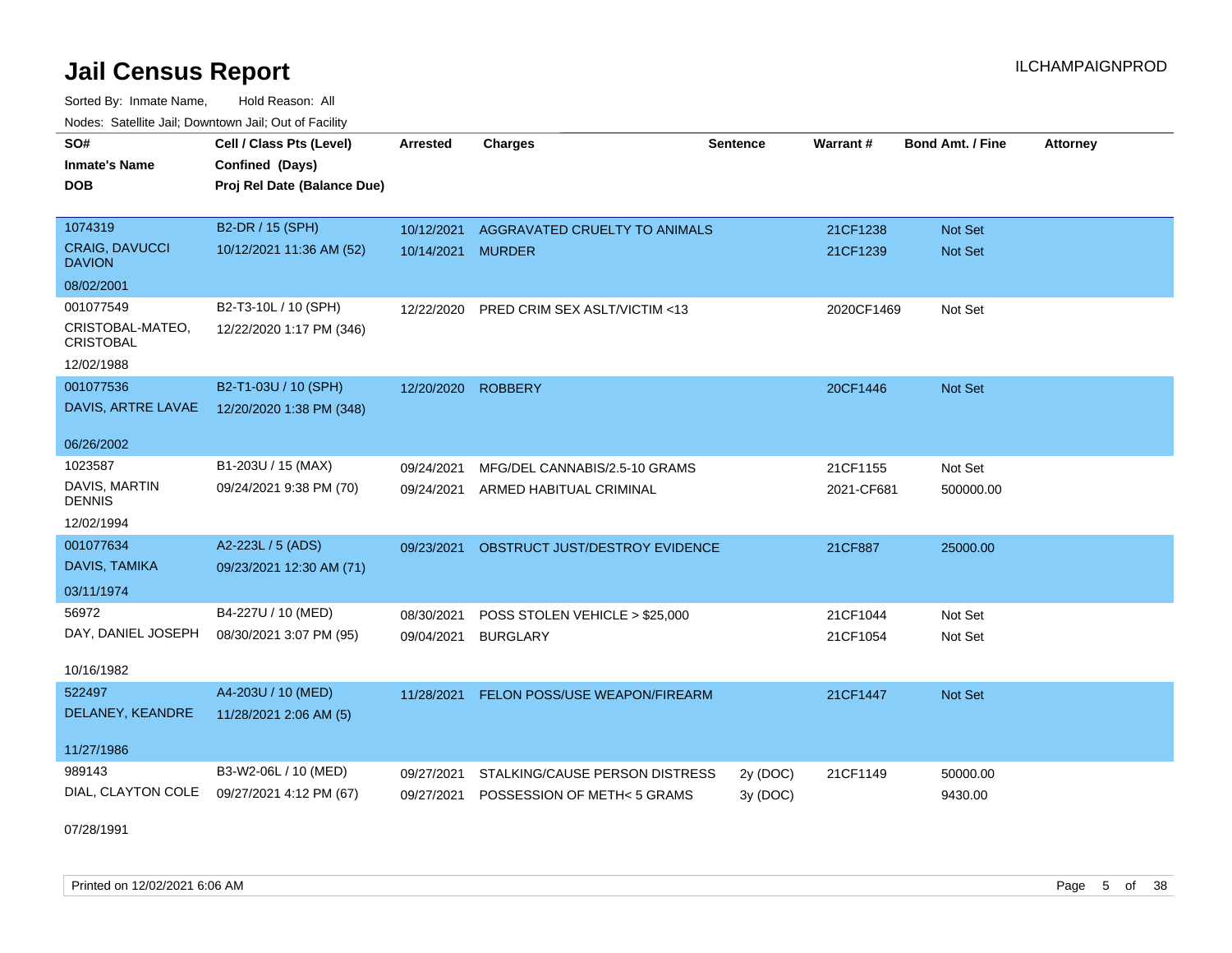# Jail Census Report

ILCHAMPAIGNPROD

Sorted By: Inmate Name, Hold Reason: All

Nodes: Satellite Jail; Downtown Jail; Out of Facility

| SO# / Inmate's Name / DOB | Cell / Class Pts (Level) / Confined (Days) / Proj Rel Date (Balance Due) | Arrested | Charges | Sentence | Warrant # | Bond Amt. / Fine | Attorney |
|---|---|---|---|---|---|---|---|
| 1074319<br>CRAIG, DAVUCCI DAVION<br>08/02/2001 | B2-DR / 15 (SPH)<br>10/12/2021 11:36 AM (52) | 10/12/2021 | AGGRAVATED CRUELTY TO ANIMALS | | 21CF1238 | Not Set | |
| | | 10/14/2021 | MURDER | | 21CF1239 | Not Set | |
| 001077549<br>CRISTOBAL-MATEO, CRISTOBAL<br>12/02/1988 | B2-T3-10L / 10 (SPH)<br>12/22/2020 1:17 PM (346) | 12/22/2020 | PRED CRIM SEX ASLT/VICTIM <13 | | 2020CF1469 | Not Set | |
| 001077536<br>DAVIS, ARTRE LAVAE<br>06/26/2002 | B2-T1-03U / 10 (SPH)<br>12/20/2020 1:38 PM (348) | 12/20/2020 | ROBBERY | | 20CF1446 | Not Set | |
| 1023587<br>DAVIS, MARTIN DENNIS<br>12/02/1994 | B1-203U / 15 (MAX)<br>09/24/2021 9:38 PM (70) | 09/24/2021 | MFG/DEL CANNABIS/2.5-10 GRAMS | | 21CF1155 | Not Set | |
| | | 09/24/2021 | ARMED HABITUAL CRIMINAL | | 2021-CF681 | 500000.00 | |
| 001077634<br>DAVIS, TAMIKA<br>03/11/1974 | A2-223L / 5 (ADS)<br>09/23/2021 12:30 AM (71) | 09/23/2021 | OBSTRUCT JUST/DESTROY EVIDENCE | | 21CF887 | 25000.00 | |
| 56972<br>DAY, DANIEL JOSEPH<br>10/16/1982 | B4-227U / 10 (MED)<br>08/30/2021 3:07 PM (95) | 08/30/2021 | POSS STOLEN VEHICLE > $25,000 | | 21CF1044 | Not Set | |
| | | 09/04/2021 | BURGLARY | | 21CF1054 | Not Set | |
| 522497<br>DELANEY, KEANDRE<br>11/27/1986 | A4-203U / 10 (MED)<br>11/28/2021 2:06 AM (5) | 11/28/2021 | FELON POSS/USE WEAPON/FIREARM | | 21CF1447 | Not Set | |
| 989143<br>DIAL, CLAYTON COLE<br>07/28/1991 | B3-W2-06L / 10 (MED)<br>09/27/2021 4:12 PM (67) | 09/27/2021 | STALKING/CAUSE PERSON DISTRESS | 2y (DOC) | 21CF1149 | 50000.00 | |
| | | 09/27/2021 | POSSESSION OF METH< 5 GRAMS | 3y (DOC) | | 9430.00 | |

Printed on 12/02/2021 6:06 AM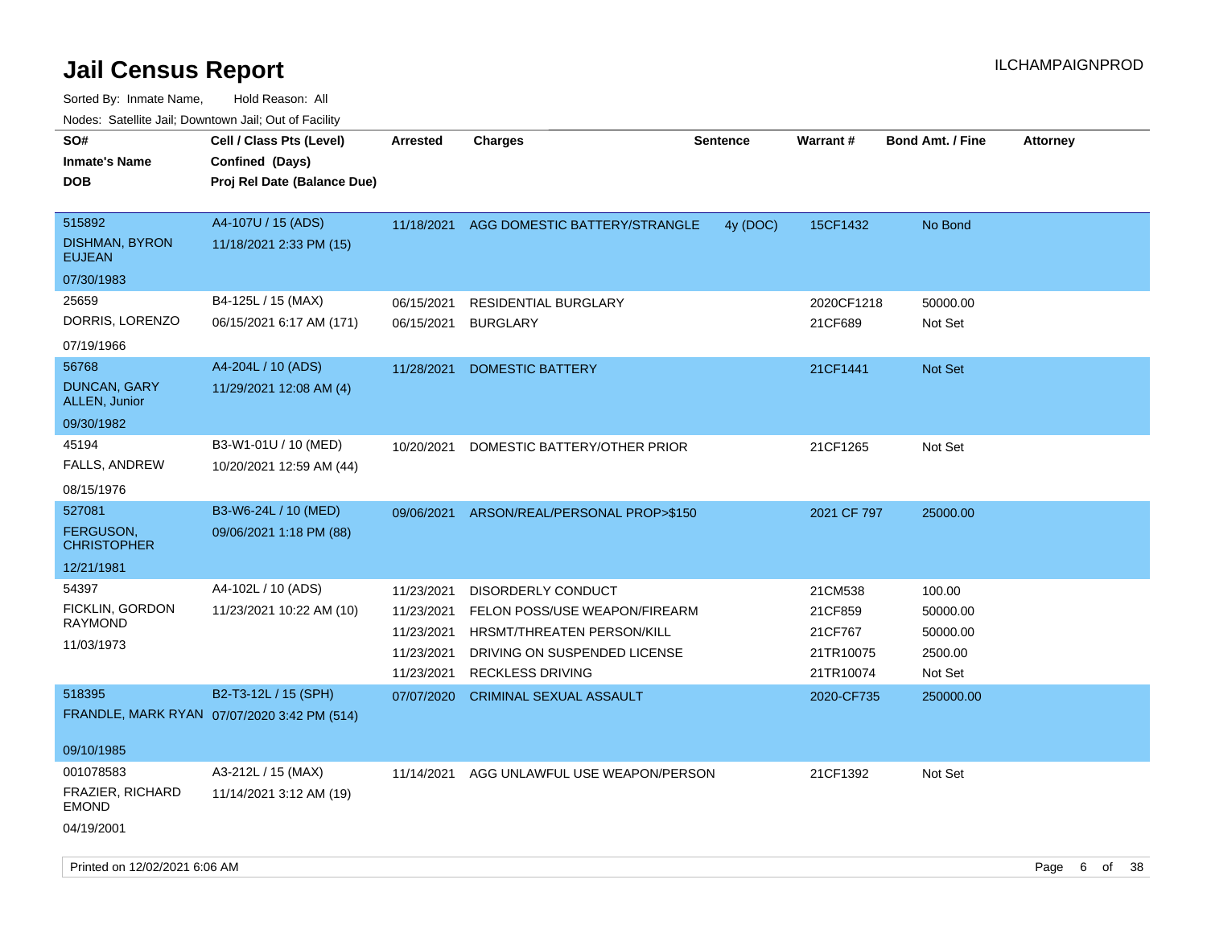# Jail Census Report

ILCHAMPAIGNPROD

Sorted By: Inmate Name, Hold Reason: All

Nodes: Satellite Jail; Downtown Jail; Out of Facility

| SO#<br>Inmate's Name<br>DOB | Cell / Class Pts (Level)<br>Confined (Days)<br>Proj Rel Date (Balance Due) | Arrested | Charges | Sentence | Warrant # | Bond Amt. / Fine | Attorney |
|---|---|---|---|---|---|---|---|
| 515892<br>DISHMAN, BYRON EUJEAN<br>07/30/1983 | A4-107U / 15 (ADS)<br>11/18/2021 2:33 PM (15) | 11/18/2021 | AGG DOMESTIC BATTERY/STRANGLE | 4y (DOC) | 15CF1432 | No Bond | |
| 25659<br>DORRIS, LORENZO<br>07/19/1966 | B4-125L / 15 (MAX)<br>06/15/2021 6:17 AM (171) | 06/15/2021 | RESIDENTIAL BURGLARY | | 2020CF1218 | 50000.00 | |
| | | 06/15/2021 | BURGLARY | | 21CF689 | Not Set | |
| 56768<br>DUNCAN, GARY ALLEN, Junior<br>09/30/1982 | A4-204L / 10 (ADS)<br>11/29/2021 12:08 AM (4) | 11/28/2021 | DOMESTIC BATTERY | | 21CF1441 | Not Set | |
| 45194<br>FALLS, ANDREW<br>08/15/1976 | B3-W1-01U / 10 (MED)<br>10/20/2021 12:59 AM (44) | 10/20/2021 | DOMESTIC BATTERY/OTHER PRIOR | | 21CF1265 | Not Set | |
| 527081<br>FERGUSON, CHRISTOPHER<br>12/21/1981 | B3-W6-24L / 10 (MED)<br>09/06/2021 1:18 PM (88) | 09/06/2021 | ARSON/REAL/PERSONAL PROP>$150 | | 2021 CF 797 | 25000.00 | |
| 54397<br>FICKLIN, GORDON RAYMOND<br>11/03/1973 | A4-102L / 10 (ADS)<br>11/23/2021 10:22 AM (10) | 11/23/2021 | DISORDERLY CONDUCT | | 21CM538 | 100.00 | |
| | | 11/23/2021 | FELON POSS/USE WEAPON/FIREARM | | 21CF859 | 50000.00 | |
| | | 11/23/2021 | HRSMT/THREATEN PERSON/KILL | | 21CF767 | 50000.00 | |
| | | 11/23/2021 | DRIVING ON SUSPENDED LICENSE | | 21TR10075 | 2500.00 | |
| | | 11/23/2021 | RECKLESS DRIVING | | 21TR10074 | Not Set | |
| 518395<br>FRANDLE, MARK RYAN<br>09/10/1985 | B2-T3-12L / 15 (SPH)<br>07/07/2020 3:42 PM (514) | 07/07/2020 | CRIMINAL SEXUAL ASSAULT | | 2020-CF735 | 250000.00 | |
| 001078583<br>FRAZIER, RICHARD EMOND<br>04/19/2001 | A3-212L / 15 (MAX)<br>11/14/2021 3:12 AM (19) | 11/14/2021 | AGG UNLAWFUL USE WEAPON/PERSON | | 21CF1392 | Not Set | |

Printed on 12/02/2021 6:06 AM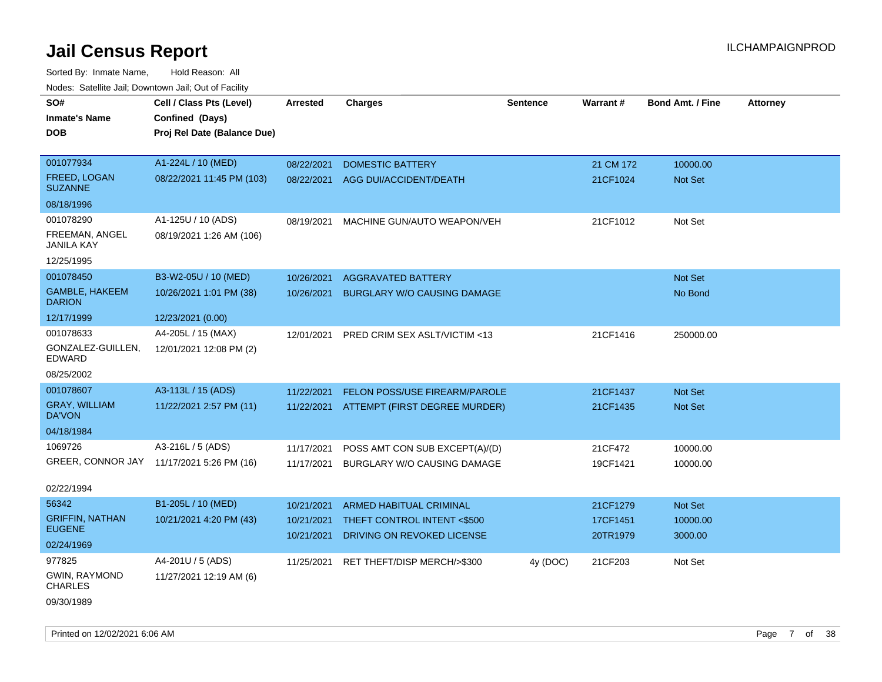# Jail Census Report

Sorted By: Inmate Name, Hold Reason: All

Nodes: Satellite Jail; Downtown Jail; Out of Facility

| SO# / Inmate's Name / DOB | Cell / Class Pts (Level) / Confined (Days) / Proj Rel Date (Balance Due) | Arrested | Charges | Sentence | Warrant # | Bond Amt. / Fine | Attorney |
|---|---|---|---|---|---|---|---|
| 001077934<br>FREED, LOGAN SUZANNE<br>08/18/1996 | A1-224L / 10 (MED)<br>08/22/2021 11:45 PM (103) | 08/22/2021 | DOMESTIC BATTERY | | 21 CM 172 | 10000.00 | |
| | | 08/22/2021 | AGG DUI/ACCIDENT/DEATH | | 21CF1024 | Not Set | |
| 001078290<br>FREEMAN, ANGEL JANILA KAY<br>12/25/1995 | A1-125U / 10 (ADS)<br>08/19/2021 1:26 AM (106) | 08/19/2021 | MACHINE GUN/AUTO WEAPON/VEH | | 21CF1012 | Not Set | |
| 001078450<br>GAMBLE, HAKEEM DARION<br>12/17/1999 | B3-W2-05U / 10 (MED)<br>10/26/2021 1:01 PM (38)<br>12/23/2021 (0.00) | 10/26/2021 | AGGRAVATED BATTERY | | | Not Set | |
| | | 10/26/2021 | BURGLARY W/O CAUSING DAMAGE | | | No Bond | |
| 001078633<br>GONZALEZ-GUILLEN, EDWARD<br>08/25/2002 | A4-205L / 15 (MAX)<br>12/01/2021 12:08 PM (2) | 12/01/2021 | PRED CRIM SEX ASLT/VICTIM <13 | | 21CF1416 | 250000.00 | |
| 001078607<br>GRAY, WILLIAM DA'VON<br>04/18/1984 | A3-113L / 15 (ADS)<br>11/22/2021 2:57 PM (11) | 11/22/2021 | FELON POSS/USE FIREARM/PAROLE | | 21CF1437 | Not Set | |
| | | 11/22/2021 | ATTEMPT (FIRST DEGREE MURDER) | | 21CF1435 | Not Set | |
| 1069726<br>GREER, CONNOR JAY<br>02/22/1994 | A3-216L / 5 (ADS)<br>11/17/2021 5:26 PM (16) | 11/17/2021 | POSS AMT CON SUB EXCEPT(A)/(D) | | 21CF472 | 10000.00 | |
| | | 11/17/2021 | BURGLARY W/O CAUSING DAMAGE | | 19CF1421 | 10000.00 | |
| 56342<br>GRIFFIN, NATHAN EUGENE<br>02/24/1969 | B1-205L / 10 (MED)<br>10/21/2021 4:20 PM (43) | 10/21/2021 | ARMED HABITUAL CRIMINAL | | 21CF1279 | Not Set | |
| | | 10/21/2021 | THEFT CONTROL INTENT <$500 | | 17CF1451 | 10000.00 | |
| | | 10/21/2021 | DRIVING ON REVOKED LICENSE | | 20TR1979 | 3000.00 | |
| 977825<br>GWIN, RAYMOND CHARLES<br>09/30/1989 | A4-201U / 5 (ADS)<br>11/27/2021 12:19 AM (6) | 11/25/2021 | RET THEFT/DISP MERCH/>$300 | 4y (DOC) | 21CF203 | Not Set | |

Printed on 12/02/2021 6:06 AM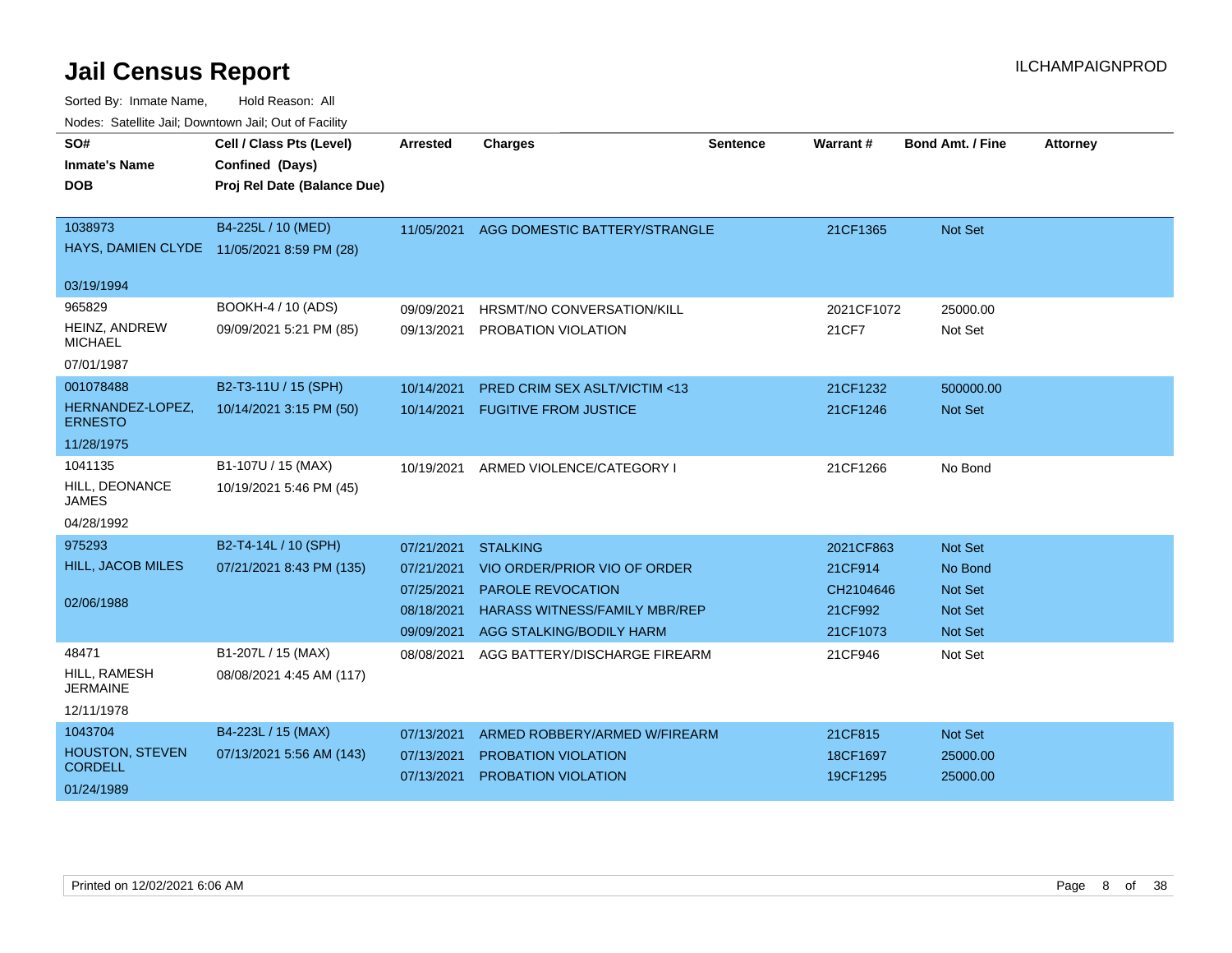# Jail Census Report

ILCHAMPAIGNPROD

Sorted By: Inmate Name, Hold Reason: All

Nodes: Satellite Jail; Downtown Jail; Out of Facility

| SO# / Inmate's Name / DOB | Cell / Class Pts (Level) / Confined (Days) / Proj Rel Date (Balance Due) | Arrested | Charges | Sentence | Warrant # | Bond Amt. / Fine | Attorney |
|---|---|---|---|---|---|---|---|
| 1038973<br>HAYS, DAMIEN CLYDE<br>03/19/1994 | B4-225L / 10 (MED)<br>11/05/2021 8:59 PM (28) | 11/05/2021 | AGG DOMESTIC BATTERY/STRANGLE | | 21CF1365 | Not Set | |
| 965829<br>HEINZ, ANDREW MICHAEL<br>07/01/1987 | BOOKH-4 / 10 (ADS)<br>09/09/2021 5:21 PM (85) | 09/09/2021 | HRSMT/NO CONVERSATION/KILL | | 2021CF1072 | 25000.00 | |
| | | 09/13/2021 | PROBATION VIOLATION | | 21CF7 | Not Set | |
| 001078488<br>HERNANDEZ-LOPEZ, ERNESTO<br>11/28/1975 | B2-T3-11U / 15 (SPH)<br>10/14/2021 3:15 PM (50) | 10/14/2021 | PRED CRIM SEX ASLT/VICTIM <13 | | 21CF1232 | 500000.00 | |
| | | 10/14/2021 | FUGITIVE FROM JUSTICE | | 21CF1246 | Not Set | |
| 1041135<br>HILL, DEONANCE JAMES<br>04/28/1992 | B1-107U / 15 (MAX)<br>10/19/2021 5:46 PM (45) | 10/19/2021 | ARMED VIOLENCE/CATEGORY I | | 21CF1266 | No Bond | |
| 975293<br>HILL, JACOB MILES<br>02/06/1988 | B2-T4-14L / 10 (SPH)<br>07/21/2021 8:43 PM (135) | 07/21/2021 | STALKING | | 2021CF863 | Not Set | |
| | | 07/21/2021 | VIO ORDER/PRIOR VIO OF ORDER | | 21CF914 | No Bond | |
| | | 07/25/2021 | PAROLE REVOCATION | | CH2104646 | Not Set | |
| | | 08/18/2021 | HARASS WITNESS/FAMILY MBR/REP | | 21CF992 | Not Set | |
| | | 09/09/2021 | AGG STALKING/BODILY HARM | | 21CF1073 | Not Set | |
| 48471<br>HILL, RAMESH JERMAINE<br>12/11/1978 | B1-207L / 15 (MAX)<br>08/08/2021 4:45 AM (117) | 08/08/2021 | AGG BATTERY/DISCHARGE FIREARM | | 21CF946 | Not Set | |
| 1043704<br>HOUSTON, STEVEN CORDELL<br>01/24/1989 | B4-223L / 15 (MAX)<br>07/13/2021 5:56 AM (143) | 07/13/2021 | ARMED ROBBERY/ARMED W/FIREARM | | 21CF815 | Not Set | |
| | | 07/13/2021 | PROBATION VIOLATION | | 18CF1697 | 25000.00 | |
| | | 07/13/2021 | PROBATION VIOLATION | | 19CF1295 | 25000.00 | |

Printed on 12/02/2021 6:06 AM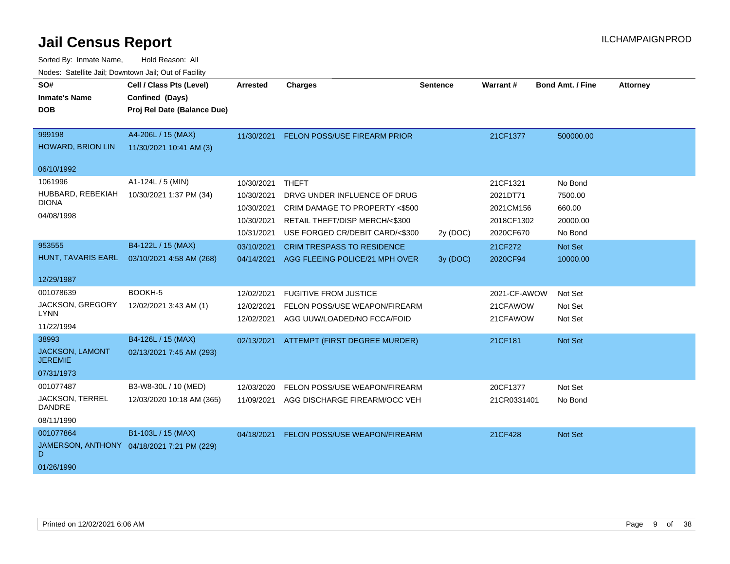# Jail Census Report

ILCHAMPAIGNPROD

Sorted By: Inmate Name, Hold Reason: All

Nodes: Satellite Jail; Downtown Jail; Out of Facility

| SO# / Inmate's Name / DOB | Cell / Class Pts (Level) / Confined (Days) / Proj Rel Date (Balance Due) | Arrested | Charges | Sentence | Warrant # | Bond Amt. / Fine | Attorney |
|---|---|---|---|---|---|---|---|
| 999198 HOWARD, BRION LIN 06/10/1992 | A4-206L / 15 (MAX) 11/30/2021 10:41 AM (3) | 11/30/2021 | FELON POSS/USE FIREARM PRIOR | | 21CF1377 | 500000.00 | |
| 1061996 HUBBARD, REBEKIAH DIONA 04/08/1998 | A1-124L / 5 (MIN) 10/30/2021 1:37 PM (34) | 10/30/2021 | THEFT | | 21CF1321 | No Bond | |
| | | 10/30/2021 | DRVG UNDER INFLUENCE OF DRUG | | 2021DT71 | 7500.00 | |
| | | 10/30/2021 | CRIM DAMAGE TO PROPERTY <$500 | | 2021CM156 | 660.00 | |
| | | 10/30/2021 | RETAIL THEFT/DISP MERCH/<$300 | | 2018CF1302 | 20000.00 | |
| | | 10/31/2021 | USE FORGED CR/DEBIT CARD/<$300 | 2y (DOC) | 2020CF670 | No Bond | |
| 953555 HUNT, TAVARIS EARL 12/29/1987 | B4-122L / 15 (MAX) 03/10/2021 4:58 AM (268) | 03/10/2021 | CRIM TRESPASS TO RESIDENCE | | 21CF272 | Not Set | |
| | | 04/14/2021 | AGG FLEEING POLICE/21 MPH OVER | 3y (DOC) | 2020CF94 | 10000.00 | |
| 001078639 JACKSON, GREGORY LYNN 11/22/1994 | BOOKH-5 12/02/2021 3:43 AM (1) | 12/02/2021 | FUGITIVE FROM JUSTICE | | 2021-CF-AWOW | Not Set | |
| | | 12/02/2021 | FELON POSS/USE WEAPON/FIREARM | | 21CFAWOW | Not Set | |
| | | 12/02/2021 | AGG UUW/LOADED/NO FCCA/FOID | | 21CFAWOW | Not Set | |
| 38993 JACKSON, LAMONT JEREMIE 07/31/1973 | B4-126L / 15 (MAX) 02/13/2021 7:45 AM (293) | 02/13/2021 | ATTEMPT (FIRST DEGREE MURDER) | | 21CF181 | Not Set | |
| 001077487 JACKSON, TERREL DANDRE 08/11/1990 | B3-W8-30L / 10 (MED) 12/03/2020 10:18 AM (365) | 12/03/2020 | FELON POSS/USE WEAPON/FIREARM | | 20CF1377 | Not Set | |
| | | 11/09/2021 | AGG DISCHARGE FIREARM/OCC VEH | | 21CR0331401 | No Bond | |
| 001077864 JAMERSON, ANTHONY D 01/26/1990 | B1-103L / 15 (MAX) 04/18/2021 7:21 PM (229) | 04/18/2021 | FELON POSS/USE WEAPON/FIREARM | | 21CF428 | Not Set | |

Printed on 12/02/2021 6:06 AM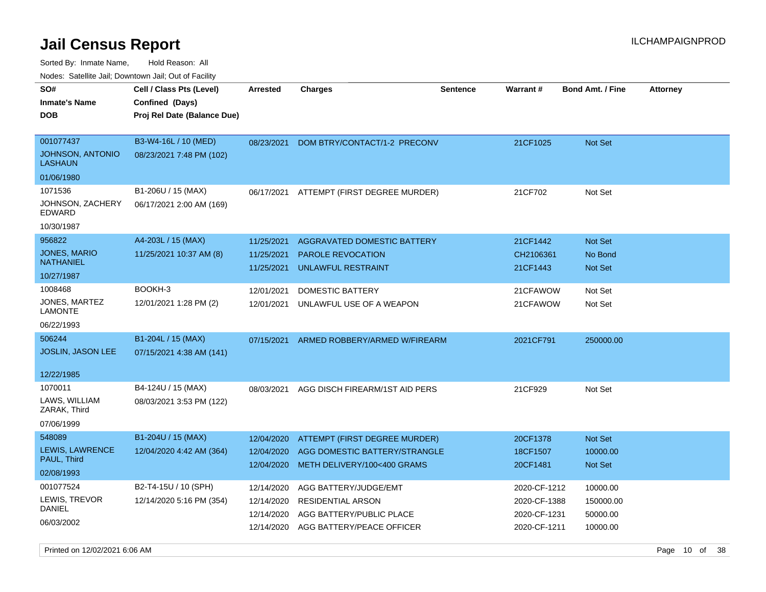# Jail Census Report

Sorted By: Inmate Name, Hold Reason: All

Nodes: Satellite Jail; Downtown Jail; Out of Facility

| SO# / Inmate's Name / DOB | Cell / Class Pts (Level) / Confined (Days) / Proj Rel Date (Balance Due) | Arrested | Charges | Sentence | Warrant # | Bond Amt. / Fine | Attorney |
|---|---|---|---|---|---|---|---|
| 001077437<br>JOHNSON, ANTONIO LASHAUN<br>01/06/1980 | B3-W4-16L / 10 (MED)<br>08/23/2021 7:48 PM (102) | 08/23/2021 | DOM BTRY/CONTACT/1-2 PRECONV | | 21CF1025 | Not Set | |
| 1071536<br>JOHNSON, ZACHERY EDWARD<br>10/30/1987 | B1-206U / 15 (MAX)<br>06/17/2021 2:00 AM (169) | 06/17/2021 | ATTEMPT (FIRST DEGREE MURDER) | | 21CF702 | Not Set | |
| 956822<br>JONES, MARIO NATHANIEL<br>10/27/1987 | A4-203L / 15 (MAX)<br>11/25/2021 10:37 AM (8) | 11/25/2021<br>11/25/2021<br>11/25/2021 | AGGRAVATED DOMESTIC BATTERY<br>PAROLE REVOCATION<br>UNLAWFUL RESTRAINT | | 21CF1442<br>CH2106361<br>21CF1443 | Not Set<br>No Bond<br>Not Set | |
| 1008468<br>JONES, MARTEZ LAMONTE<br>06/22/1993 | BOOKH-3<br>12/01/2021 1:28 PM (2) | 12/01/2021<br>12/01/2021 | DOMESTIC BATTERY<br>UNLAWFUL USE OF A WEAPON | | 21CFAWOW<br>21CFAWOW | Not Set<br>Not Set | |
| 506244<br>JOSLIN, JASON LEE<br>12/22/1985 | B1-204L / 15 (MAX)<br>07/15/2021 4:38 AM (141) | 07/15/2021 | ARMED ROBBERY/ARMED W/FIREARM | | 2021CF791 | 250000.00 | |
| 1070011<br>LAWS, WILLIAM ZARAK, Third<br>07/06/1999 | B4-124U / 15 (MAX)<br>08/03/2021 3:53 PM (122) | 08/03/2021 | AGG DISCH FIREARM/1ST AID PERS | | 21CF929 | Not Set | |
| 548089<br>LEWIS, LAWRENCE PAUL, Third<br>02/08/1993 | B1-204U / 15 (MAX)<br>12/04/2020 4:42 AM (364) | 12/04/2020<br>12/04/2020<br>12/04/2020 | ATTEMPT (FIRST DEGREE MURDER)<br>AGG DOMESTIC BATTERY/STRANGLE<br>METH DELIVERY/100<400 GRAMS | | 20CF1378<br>18CF1507<br>20CF1481 | Not Set<br>10000.00<br>Not Set | |
| 001077524<br>LEWIS, TREVOR DANIEL<br>06/03/2002 | B2-T4-15U / 10 (SPH)<br>12/14/2020 5:16 PM (354) | 12/14/2020<br>12/14/2020<br>12/14/2020<br>12/14/2020 | AGG BATTERY/JUDGE/EMT<br>RESIDENTIAL ARSON<br>AGG BATTERY/PUBLIC PLACE<br>AGG BATTERY/PEACE OFFICER | | 2020-CF-1212<br>2020-CF-1388<br>2020-CF-1231<br>2020-CF-1211 | 10000.00<br>150000.00<br>50000.00<br>10000.00 | |

Printed on 12/02/2021 6:06 AM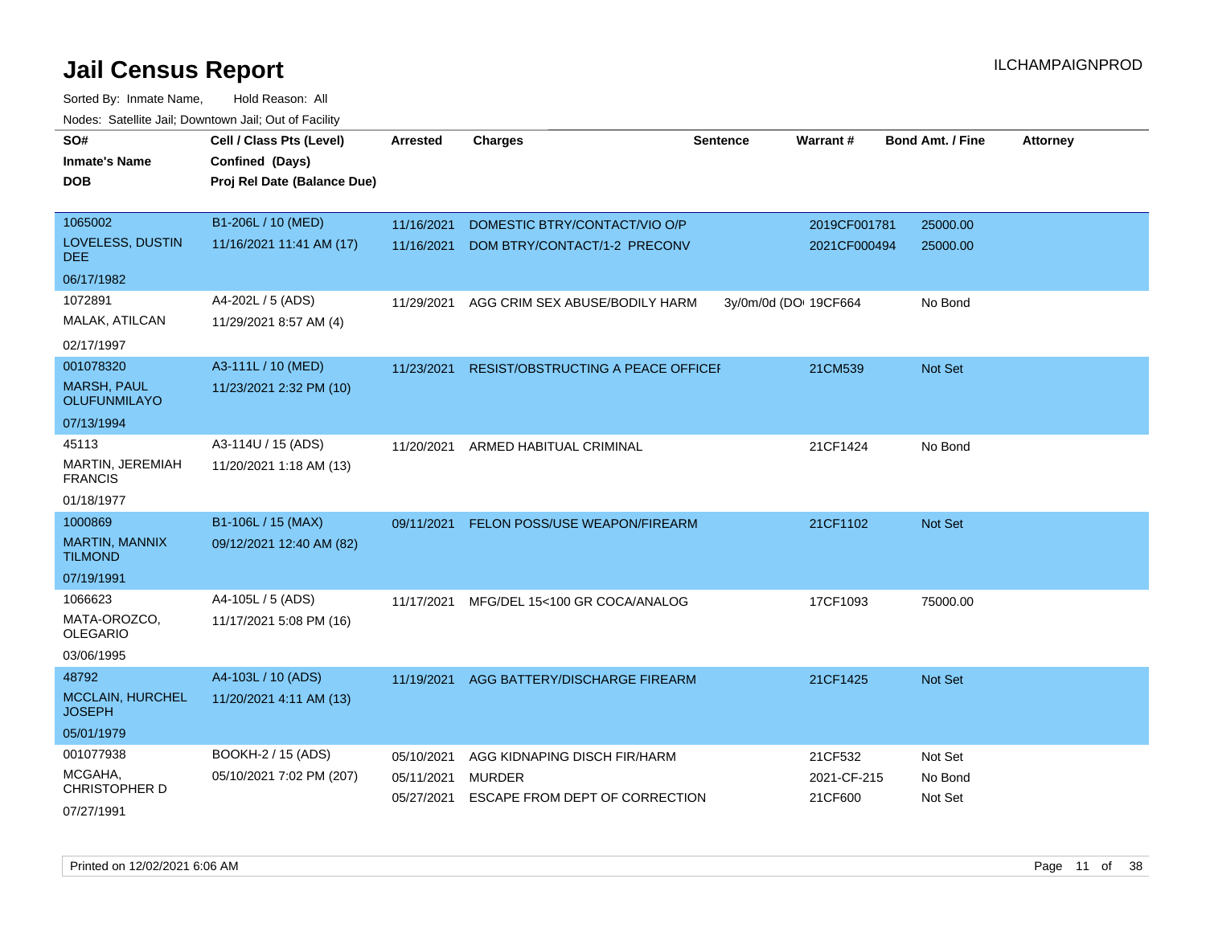# Jail Census Report

ILCHAMPAIGNPROD

Sorted By: Inmate Name, Hold Reason: All

Nodes: Satellite Jail; Downtown Jail; Out of Facility

| SO# / Inmate's Name / DOB | Cell / Class Pts (Level) / Confined (Days) / Proj Rel Date (Balance Due) | Arrested | Charges | Sentence | Warrant # | Bond Amt. / Fine | Attorney |
|---|---|---|---|---|---|---|---|
| 1065002 LOVELESS, DUSTIN DEE 06/17/1982 | B1-206L / 10 (MED) 11/16/2021 11:41 AM (17) | 11/16/2021 | DOMESTIC BTRY/CONTACT/VIO O/P | | 2019CF001781 | 25000.00 | |
| | | 11/16/2021 | DOM BTRY/CONTACT/1-2 PRECONV | | 2021CF000494 | 25000.00 | |
| 1072891 MALAK, ATILCAN 02/17/1997 | A4-202L / 5 (ADS) 11/29/2021 8:57 AM (4) | 11/29/2021 | AGG CRIM SEX ABUSE/BODILY HARM | 3y/0m/0d (DO | 19CF664 | No Bond | |
| 001078320 MARSH, PAUL OLUFUNMILAYO 07/13/1994 | A3-111L / 10 (MED) 11/23/2021 2:32 PM (10) | 11/23/2021 | RESIST/OBSTRUCTING A PEACE OFFICEI | | 21CM539 | Not Set | |
| 45113 MARTIN, JEREMIAH FRANCIS 01/18/1977 | A3-114U / 15 (ADS) 11/20/2021 1:18 AM (13) | 11/20/2021 | ARMED HABITUAL CRIMINAL | | 21CF1424 | No Bond | |
| 1000869 MARTIN, MANNIX TILMOND 07/19/1991 | B1-106L / 15 (MAX) 09/12/2021 12:40 AM (82) | 09/11/2021 | FELON POSS/USE WEAPON/FIREARM | | 21CF1102 | Not Set | |
| 1066623 MATA-OROZCO, OLEGARIO 03/06/1995 | A4-105L / 5 (ADS) 11/17/2021 5:08 PM (16) | 11/17/2021 | MFG/DEL 15<100 GR COCA/ANALOG | | 17CF1093 | 75000.00 | |
| 48792 MCCLAIN, HURCHEL JOSEPH 05/01/1979 | A4-103L / 10 (ADS) 11/20/2021 4:11 AM (13) | 11/19/2021 | AGG BATTERY/DISCHARGE FIREARM | | 21CF1425 | Not Set | |
| 001077938 MCGAHA, CHRISTOPHER D 07/27/1991 | BOOKH-2 / 15 (ADS) 05/10/2021 7:02 PM (207) | 05/10/2021 | AGG KIDNAPING DISCH FIR/HARM | | 21CF532 | Not Set | |
| | | 05/11/2021 | MURDER | | 2021-CF-215 | No Bond | |
| | | 05/27/2021 | ESCAPE FROM DEPT OF CORRECTION | | 21CF600 | Not Set | |

Printed on 12/02/2021 6:06 AM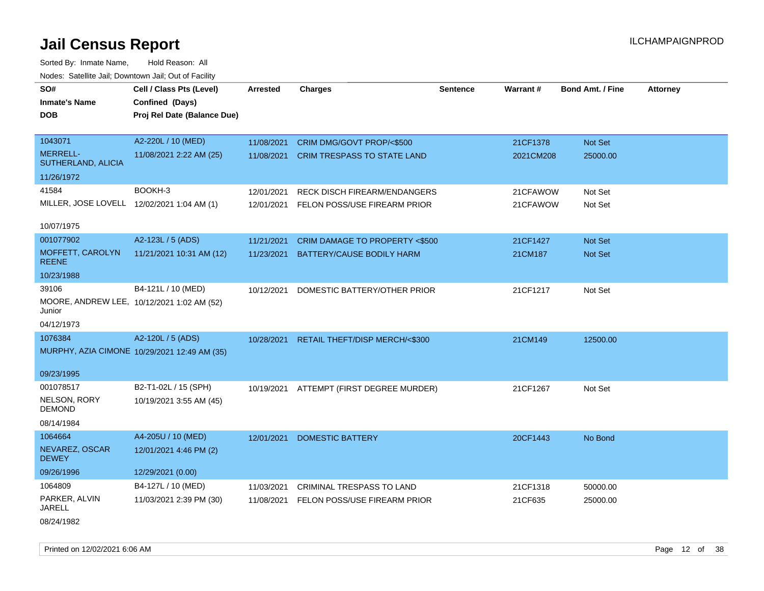# Jail Census Report

Sorted By: Inmate Name, Hold Reason: All

Nodes: Satellite Jail; Downtown Jail; Out of Facility

| SO# / Inmate's Name / DOB | Cell / Class Pts (Level) / Confined (Days) / Proj Rel Date (Balance Due) | Arrested | Charges | Sentence | Warrant # | Bond Amt. / Fine | Attorney |
|---|---|---|---|---|---|---|---|
| 1043071<br>MERRELL-SUTHERLAND, ALICIA<br>11/26/1972 | A2-220L / 10 (MED)<br>11/08/2021 2:22 AM (25) | 11/08/2021<br>11/08/2021 | CRIM DMG/GOVT PROP/<$500<br>CRIM TRESPASS TO STATE LAND | | 21CF1378<br>2021CM208 | Not Set<br>25000.00 | |
| 41584<br>MILLER, JOSE LOVELL<br>10/07/1975 | BOOKH-3<br>12/02/2021 1:04 AM (1) | 12/01/2021<br>12/01/2021 | RECK DISCH FIREARM/ENDANGERS<br>FELON POSS/USE FIREARM PRIOR | | 21CFAWOW<br>21CFAWOW | Not Set<br>Not Set | |
| 001077902<br>MOFFETT, CAROLYN REENE<br>10/23/1988 | A2-123L / 5 (ADS)<br>11/21/2021 10:31 AM (12) | 11/21/2021<br>11/23/2021 | CRIM DAMAGE TO PROPERTY <$500<br>BATTERY/CAUSE BODILY HARM | | 21CF1427<br>21CM187 | Not Set<br>Not Set | |
| 39106<br>MOORE, ANDREW LEE, Junior<br>04/12/1973 | B4-121L / 10 (MED)<br>10/12/2021 1:02 AM (52) | 10/12/2021 | DOMESTIC BATTERY/OTHER PRIOR | | 21CF1217 | Not Set | |
| 1076384<br>MURPHY, AZIA CIMONE<br>09/23/1995 | A2-120L / 5 (ADS)<br>10/29/2021 12:49 AM (35) | 10/28/2021 | RETAIL THEFT/DISP MERCH/<$300 | | 21CM149 | 12500.00 | |
| 001078517<br>NELSON, RORY DEMOND<br>08/14/1984 | B2-T1-02L / 15 (SPH)<br>10/19/2021 3:55 AM (45) | 10/19/2021 | ATTEMPT (FIRST DEGREE MURDER) | | 21CF1267 | Not Set | |
| 1064664<br>NEVAREZ, OSCAR DEWEY<br>09/26/1996 | A4-205U / 10 (MED)<br>12/01/2021 4:46 PM (2)<br>12/29/2021 (0.00) | 12/01/2021 | DOMESTIC BATTERY | | 20CF1443 | No Bond | |
| 1064809<br>PARKER, ALVIN JARELL<br>08/24/1982 | B4-127L / 10 (MED)<br>11/03/2021 2:39 PM (30) | 11/03/2021<br>11/08/2021 | CRIMINAL TRESPASS TO LAND<br>FELON POSS/USE FIREARM PRIOR | | 21CF1318<br>21CF635 | 50000.00<br>25000.00 | |

Printed on 12/02/2021 6:06 AM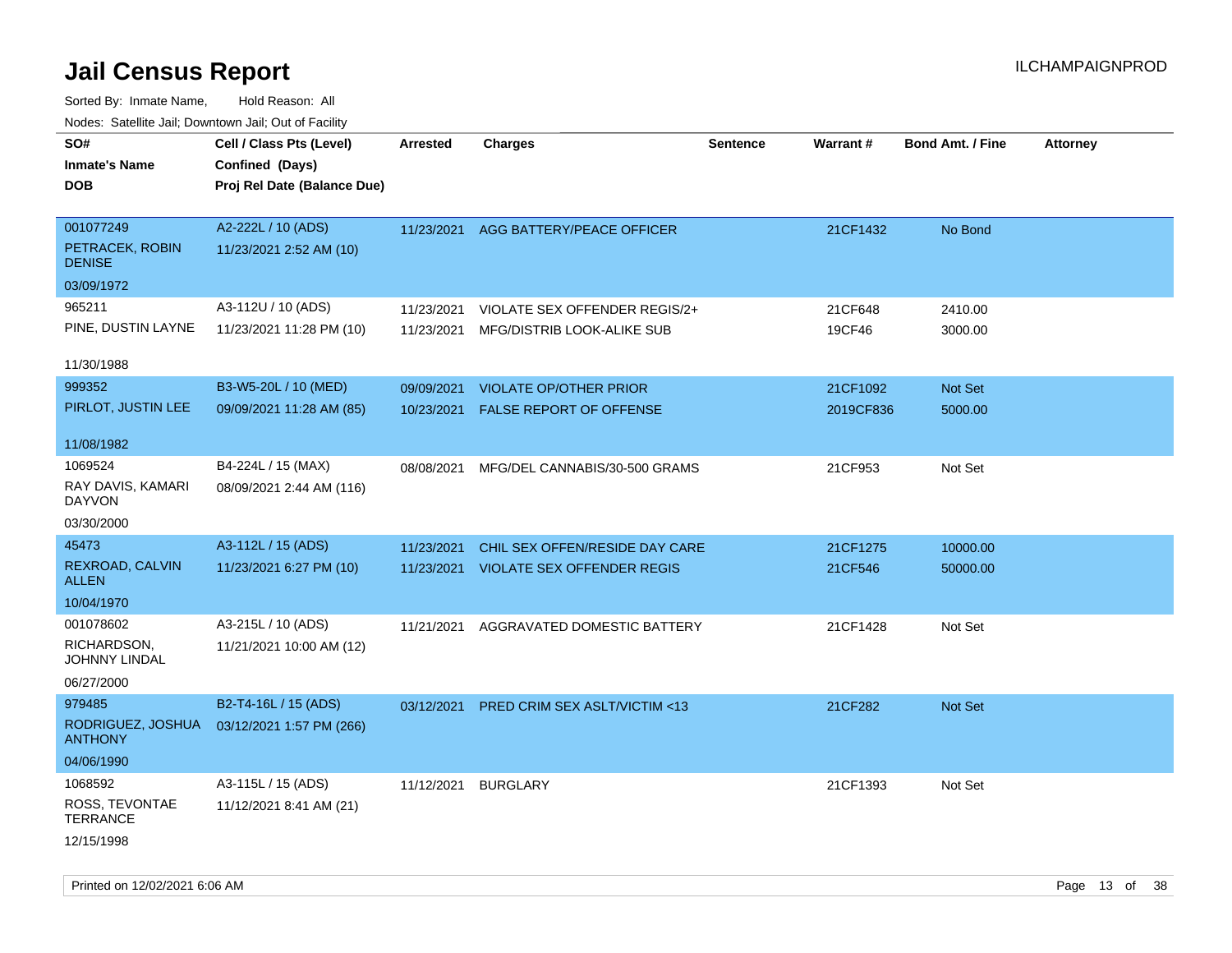# Jail Census Report

ILCHAMPAIGNPROD

Sorted By: Inmate Name, Hold Reason: All

Nodes: Satellite Jail; Downtown Jail; Out of Facility

| SO# / Inmate's Name / DOB | Cell / Class Pts (Level) / Confined (Days) / Proj Rel Date (Balance Due) | Arrested | Charges | Sentence | Warrant # | Bond Amt. / Fine | Attorney |
|---|---|---|---|---|---|---|---|
| 001077249 PETRACEK, ROBIN DENISE 03/09/1972 | A2-222L / 10 (ADS) 11/23/2021 2:52 AM (10) | 11/23/2021 | AGG BATTERY/PEACE OFFICER | | 21CF1432 | No Bond | |
| 965211 PINE, DUSTIN LAYNE 11/30/1988 | A3-112U / 10 (ADS) 11/23/2021 11:28 PM (10) | 11/23/2021 | VIOLATE SEX OFFENDER REGIS/2+ | | 21CF648 | 2410.00 | |
| | | 11/23/2021 | MFG/DISTRIB LOOK-ALIKE SUB | | 19CF46 | 3000.00 | |
| 999352 PIRLOT, JUSTIN LEE 11/08/1982 | B3-W5-20L / 10 (MED) 09/09/2021 11:28 AM (85) | 09/09/2021 | VIOLATE OP/OTHER PRIOR | | 21CF1092 | Not Set | |
| | | 10/23/2021 | FALSE REPORT OF OFFENSE | | 2019CF836 | 5000.00 | |
| 1069524 RAY DAVIS, KAMARI DAYVON 03/30/2000 | B4-224L / 15 (MAX) 08/09/2021 2:44 AM (116) | 08/08/2021 | MFG/DEL CANNABIS/30-500 GRAMS | | 21CF953 | Not Set | |
| 45473 REXROAD, CALVIN ALLEN 10/04/1970 | A3-112L / 15 (ADS) 11/23/2021 6:27 PM (10) | 11/23/2021 | CHIL SEX OFFEN/RESIDE DAY CARE | | 21CF1275 | 10000.00 | |
| | | 11/23/2021 | VIOLATE SEX OFFENDER REGIS | | 21CF546 | 50000.00 | |
| 001078602 RICHARDSON, JOHNNY LINDAL 06/27/2000 | A3-215L / 10 (ADS) 11/21/2021 10:00 AM (12) | 11/21/2021 | AGGRAVATED DOMESTIC BATTERY | | 21CF1428 | Not Set | |
| 979485 RODRIGUEZ, JOSHUA ANTHONY 04/06/1990 | B2-T4-16L / 15 (ADS) 03/12/2021 1:57 PM (266) | 03/12/2021 | PRED CRIM SEX ASLT/VICTIM <13 | | 21CF282 | Not Set | |
| 1068592 ROSS, TEVONTAE TERRANCE 12/15/1998 | A3-115L / 15 (ADS) 11/12/2021 8:41 AM (21) | 11/12/2021 | BURGLARY | | 21CF1393 | Not Set | |

Printed on 12/02/2021 6:06 AM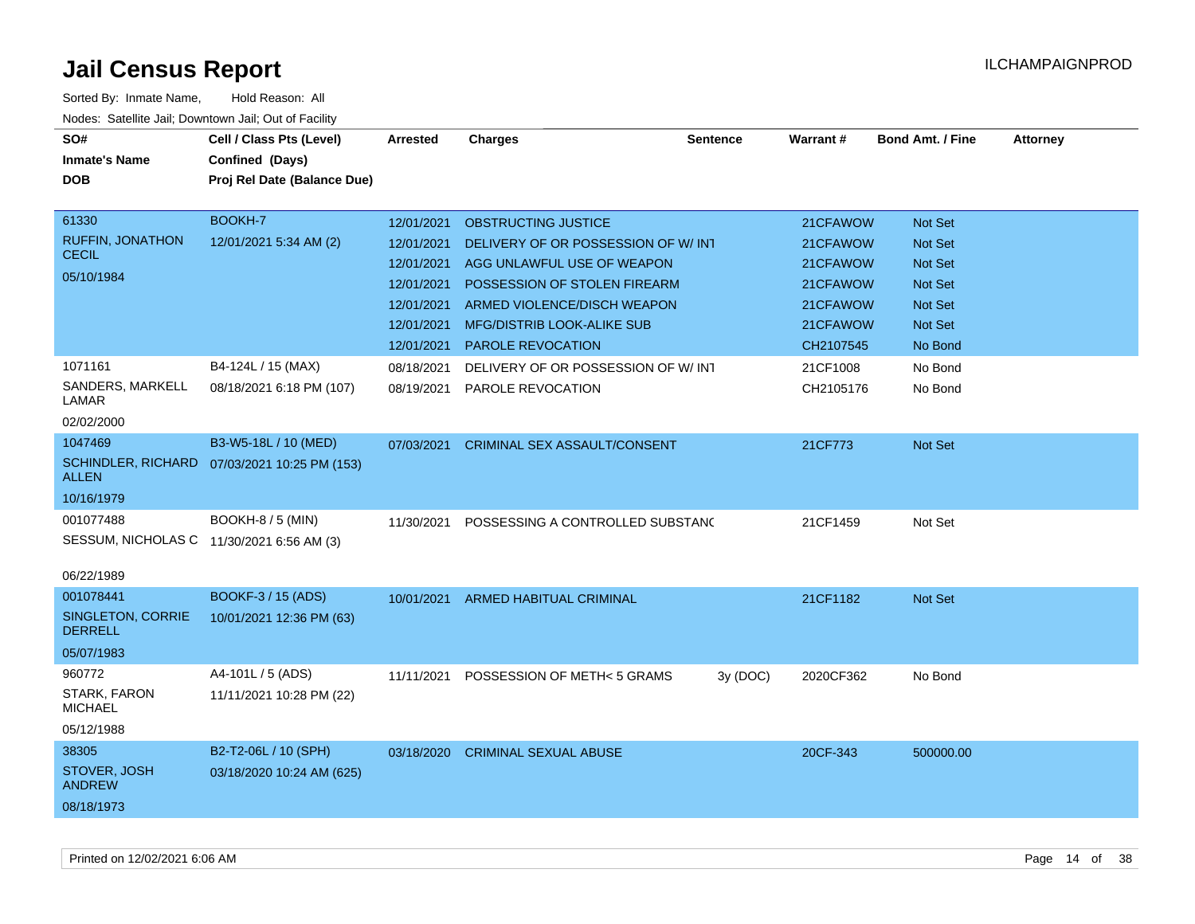# Jail Census Report

ILCHAMPAIGNPROD

Sorted By: Inmate Name, Hold Reason: All

Nodes: Satellite Jail; Downtown Jail; Out of Facility

| SO# / Inmate's Name / DOB | Cell / Class Pts (Level) / Confined (Days) / Proj Rel Date (Balance Due) | Arrested | Charges | Sentence | Warrant # | Bond Amt. / Fine | Attorney |
|---|---|---|---|---|---|---|---|
| 61330 RUFFIN, JONATHON CECIL 05/10/1984 | BOOKH-7 12/01/2021 5:34 AM (2) | 12/01/2021 | OBSTRUCTING JUSTICE | | 21CFAWOW | Not Set | |
| | | 12/01/2021 | DELIVERY OF OR POSSESSION OF W/ INT | | 21CFAWOW | Not Set | |
| | | 12/01/2021 | AGG UNLAWFUL USE OF WEAPON | | 21CFAWOW | Not Set | |
| | | 12/01/2021 | POSSESSION OF STOLEN FIREARM | | 21CFAWOW | Not Set | |
| | | 12/01/2021 | ARMED VIOLENCE/DISCH WEAPON | | 21CFAWOW | Not Set | |
| | | 12/01/2021 | MFG/DISTRIB LOOK-ALIKE SUB | | 21CFAWOW | Not Set | |
| | | 12/01/2021 | PAROLE REVOCATION | | CH2107545 | No Bond | |
| 1071161 SANDERS, MARKELL LAMAR 02/02/2000 | B4-124L / 15 (MAX) 08/18/2021 6:18 PM (107) | 08/18/2021 | DELIVERY OF OR POSSESSION OF W/ INT | | 21CF1008 | No Bond | |
| | | 08/19/2021 | PAROLE REVOCATION | | CH2105176 | No Bond | |
| 1047469 SCHINDLER, RICHARD ALLEN 10/16/1979 | B3-W5-18L / 10 (MED) 07/03/2021 10:25 PM (153) | 07/03/2021 | CRIMINAL SEX ASSAULT/CONSENT | | 21CF773 | Not Set | |
| 001077488 SESSUM, NICHOLAS C 06/22/1989 | BOOKH-8 / 5 (MIN) 11/30/2021 6:56 AM (3) | 11/30/2021 | POSSESSING A CONTROLLED SUBSTANC | | 21CF1459 | Not Set | |
| 001078441 SINGLETON, CORRIE DERRELL 05/07/1983 | BOOKF-3 / 15 (ADS) 10/01/2021 12:36 PM (63) | 10/01/2021 | ARMED HABITUAL CRIMINAL | | 21CF1182 | Not Set | |
| 960772 STARK, FARON MICHAEL 05/12/1988 | A4-101L / 5 (ADS) 11/11/2021 10:28 PM (22) | 11/11/2021 | POSSESSION OF METH< 5 GRAMS | 3y (DOC) | 2020CF362 | No Bond | |
| 38305 STOVER, JOSH ANDREW 08/18/1973 | B2-T2-06L / 10 (SPH) 03/18/2020 10:24 AM (625) | 03/18/2020 | CRIMINAL SEXUAL ABUSE | | 20CF-343 | 500000.00 | |

Printed on 12/02/2021 6:06 AM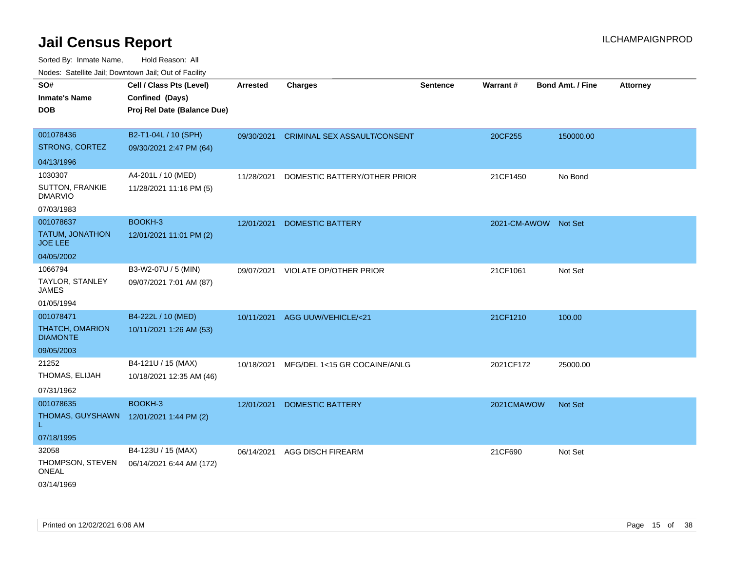# Jail Census Report

Sorted By: Inmate Name, Hold Reason: All

Nodes: Satellite Jail; Downtown Jail; Out of Facility

| SO# / Inmate's Name / DOB | Cell / Class Pts (Level) / Confined (Days) / Proj Rel Date (Balance Due) | Arrested | Charges | Sentence | Warrant # | Bond Amt. / Fine | Attorney |
|---|---|---|---|---|---|---|---|
| 001078436<br>STRONG, CORTEZ<br>04/13/1996 | B2-T1-04L / 10 (SPH)<br>09/30/2021 2:47 PM (64) | 09/30/2021 | CRIMINAL SEX ASSAULT/CONSENT | | 20CF255 | 150000.00 | |
| 1030307<br>SUTTON, FRANKIE DMARVIO<br>07/03/1983 | A4-201L / 10 (MED)<br>11/28/2021 11:16 PM (5) | 11/28/2021 | DOMESTIC BATTERY/OTHER PRIOR | | 21CF1450 | No Bond | |
| 001078637<br>TATUM, JONATHON JOE LEE<br>04/05/2002 | BOOKH-3<br>12/01/2021 11:01 PM (2) | 12/01/2021 | DOMESTIC BATTERY | | 2021-CM-AWOW | Not Set | |
| 1066794<br>TAYLOR, STANLEY JAMES<br>01/05/1994 | B3-W2-07U / 5 (MIN)<br>09/07/2021 7:01 AM (87) | 09/07/2021 | VIOLATE OP/OTHER PRIOR | | 21CF1061 | Not Set | |
| 001078471<br>THATCH, OMARION DIAMONTE<br>09/05/2003 | B4-222L / 10 (MED)<br>10/11/2021 1:26 AM (53) | 10/11/2021 | AGG UUW/VEHICLE/<21 | | 21CF1210 | 100.00 | |
| 21252<br>THOMAS, ELIJAH<br>07/31/1962 | B4-121U / 15 (MAX)<br>10/18/2021 12:35 AM (46) | 10/18/2021 | MFG/DEL 1<15 GR COCAINE/ANLG | | 2021CF172 | 25000.00 | |
| 001078635<br>THOMAS, GUYSHAWN L<br>07/18/1995 | BOOKH-3<br>12/01/2021 1:44 PM (2) | 12/01/2021 | DOMESTIC BATTERY | | 2021CMAWOW | Not Set | |
| 32058<br>THOMPSON, STEVEN ONEAL<br>03/14/1969 | B4-123U / 15 (MAX)<br>06/14/2021 6:44 AM (172) | 06/14/2021 | AGG DISCH FIREARM | | 21CF690 | Not Set | |

Printed on 12/02/2021 6:06 AM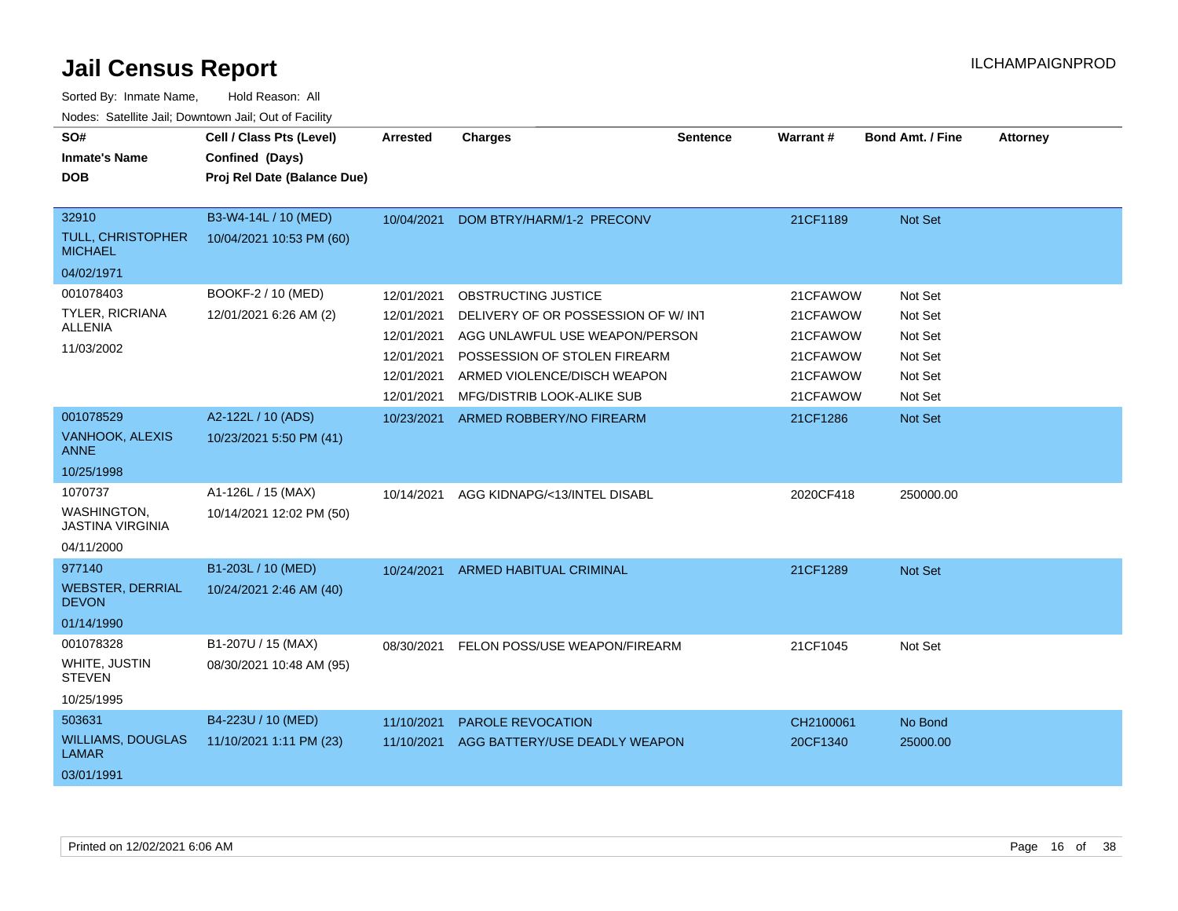# Jail Census Report

ILCHAMPAIGNPROD

Sorted By: Inmate Name, Hold Reason: All

Nodes: Satellite Jail; Downtown Jail; Out of Facility

| SO# / Inmate's Name / DOB | Cell / Class Pts (Level) / Confined (Days) / Proj Rel Date (Balance Due) | Arrested | Charges | Sentence | Warrant # | Bond Amt. / Fine | Attorney |
|---|---|---|---|---|---|---|---|
| 32910<br>TULL, CHRISTOPHER MICHAEL<br>04/02/1971 | B3-W4-14L / 10 (MED)<br>10/04/2021 10:53 PM (60) | 10/04/2021 | DOM BTRY/HARM/1-2 PRECONV | | 21CF1189 | Not Set | |
| 001078403<br>TYLER, RICRIANA ALLENIA<br>11/03/2002 | BOOKF-2 / 10 (MED)<br>12/01/2021 6:26 AM (2) | 12/01/2021 | OBSTRUCTING JUSTICE | | 21CFAWOW | Not Set | |
| | | 12/01/2021 | DELIVERY OF OR POSSESSION OF W/ INT | | 21CFAWOW | Not Set | |
| | | 12/01/2021 | AGG UNLAWFUL USE WEAPON/PERSON | | 21CFAWOW | Not Set | |
| | | 12/01/2021 | POSSESSION OF STOLEN FIREARM | | 21CFAWOW | Not Set | |
| | | 12/01/2021 | ARMED VIOLENCE/DISCH WEAPON | | 21CFAWOW | Not Set | |
| | | 12/01/2021 | MFG/DISTRIB LOOK-ALIKE SUB | | 21CFAWOW | Not Set | |
| 001078529<br>VANHOOK, ALEXIS ANNE<br>10/25/1998 | A2-122L / 10 (ADS)<br>10/23/2021 5:50 PM (41) | 10/23/2021 | ARMED ROBBERY/NO FIREARM | | 21CF1286 | Not Set | |
| 1070737<br>WASHINGTON, JASTINA VIRGINIA<br>04/11/2000 | A1-126L / 15 (MAX)<br>10/14/2021 12:02 PM (50) | 10/14/2021 | AGG KIDNAPG/<13/INTEL DISABL | | 2020CF418 | 250000.00 | |
| 977140<br>WEBSTER, DERRIAL DEVON<br>01/14/1990 | B1-203L / 10 (MED)<br>10/24/2021 2:46 AM (40) | 10/24/2021 | ARMED HABITUAL CRIMINAL | | 21CF1289 | Not Set | |
| 001078328<br>WHITE, JUSTIN STEVEN<br>10/25/1995 | B1-207U / 15 (MAX)<br>08/30/2021 10:48 AM (95) | 08/30/2021 | FELON POSS/USE WEAPON/FIREARM | | 21CF1045 | Not Set | |
| 503631<br>WILLIAMS, DOUGLAS LAMAR<br>03/01/1991 | B4-223U / 10 (MED)<br>11/10/2021 1:11 PM (23) | 11/10/2021 | PAROLE REVOCATION | | CH2100061 | No Bond | |
| | | 11/10/2021 | AGG BATTERY/USE DEADLY WEAPON | | 20CF1340 | 25000.00 | |

Printed on 12/02/2021 6:06 AM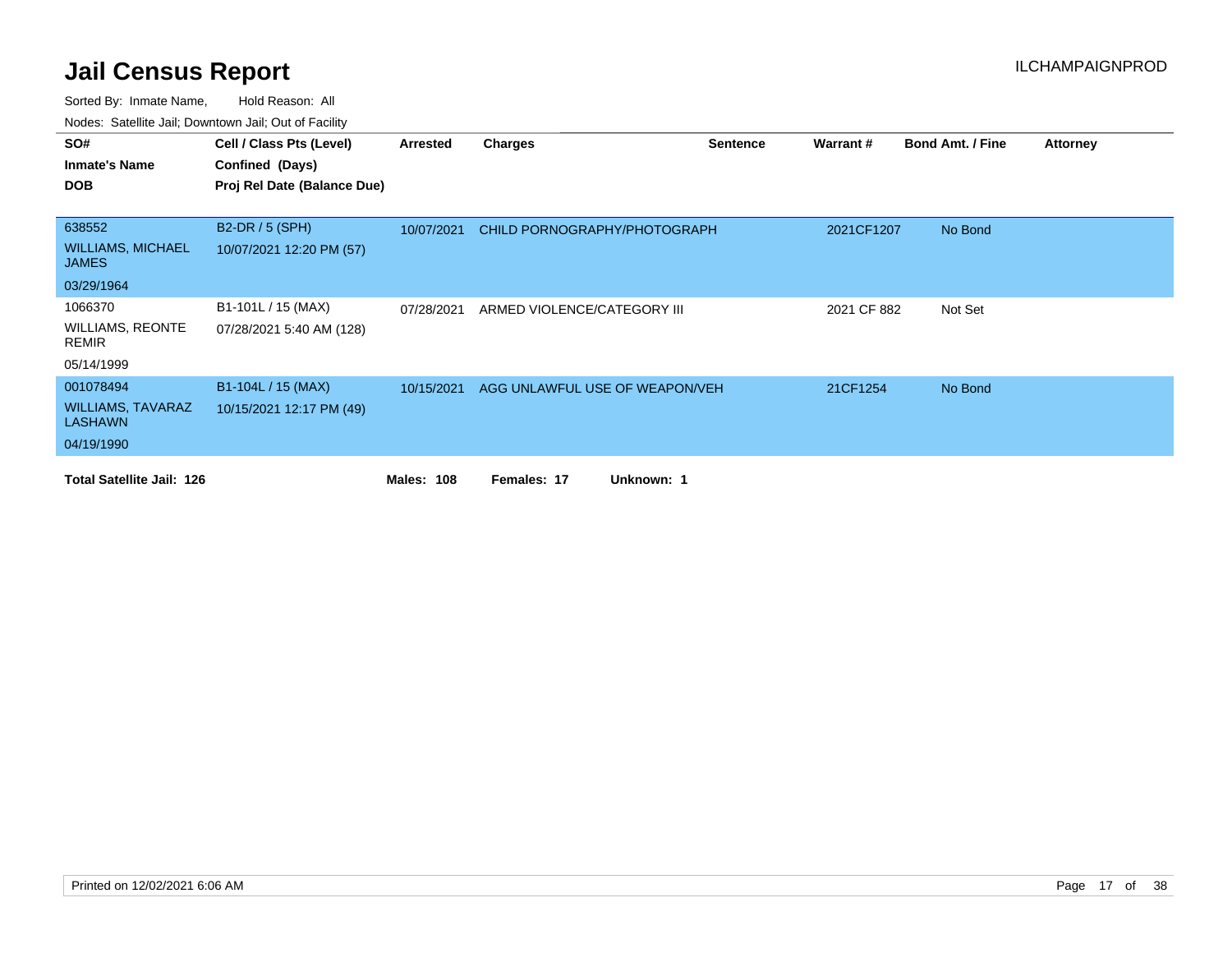# Jail Census Report

ILCHAMPAIGNPROD

Sorted By: Inmate Name, Hold Reason: All

Nodes: Satellite Jail; Downtown Jail; Out of Facility

| SO# / Inmate's Name / DOB | Cell / Class Pts (Level) / Confined (Days) / Proj Rel Date (Balance Due) | Arrested | Charges | Sentence | Warrant # | Bond Amt. / Fine | Attorney |
|---|---|---|---|---|---|---|---|
| 638552<br>WILLIAMS, MICHAEL JAMES<br>03/29/1964 | B2-DR / 5 (SPH)<br>10/07/2021 12:20 PM (57) | 10/07/2021 | CHILD PORNOGRAPHY/PHOTOGRAPH | | 2021CF1207 | No Bond | |
| 1066370<br>WILLIAMS, REONTE REMIR<br>05/14/1999 | B1-101L / 15 (MAX)<br>07/28/2021 5:40 AM (128) | 07/28/2021 | ARMED VIOLENCE/CATEGORY III | | 2021 CF 882 | Not Set | |
| 001078494<br>WILLIAMS, TAVARAZ LASHAWN<br>04/19/1990 | B1-104L / 15 (MAX)<br>10/15/2021 12:17 PM (49) | 10/15/2021 | AGG UNLAWFUL USE OF WEAPON/VEH | | 21CF1254 | No Bond | |

**Total Satellite Jail: 126** **Males: 108** **Females: 17** **Unknown: 1**

Printed on 12/02/2021 6:06 AM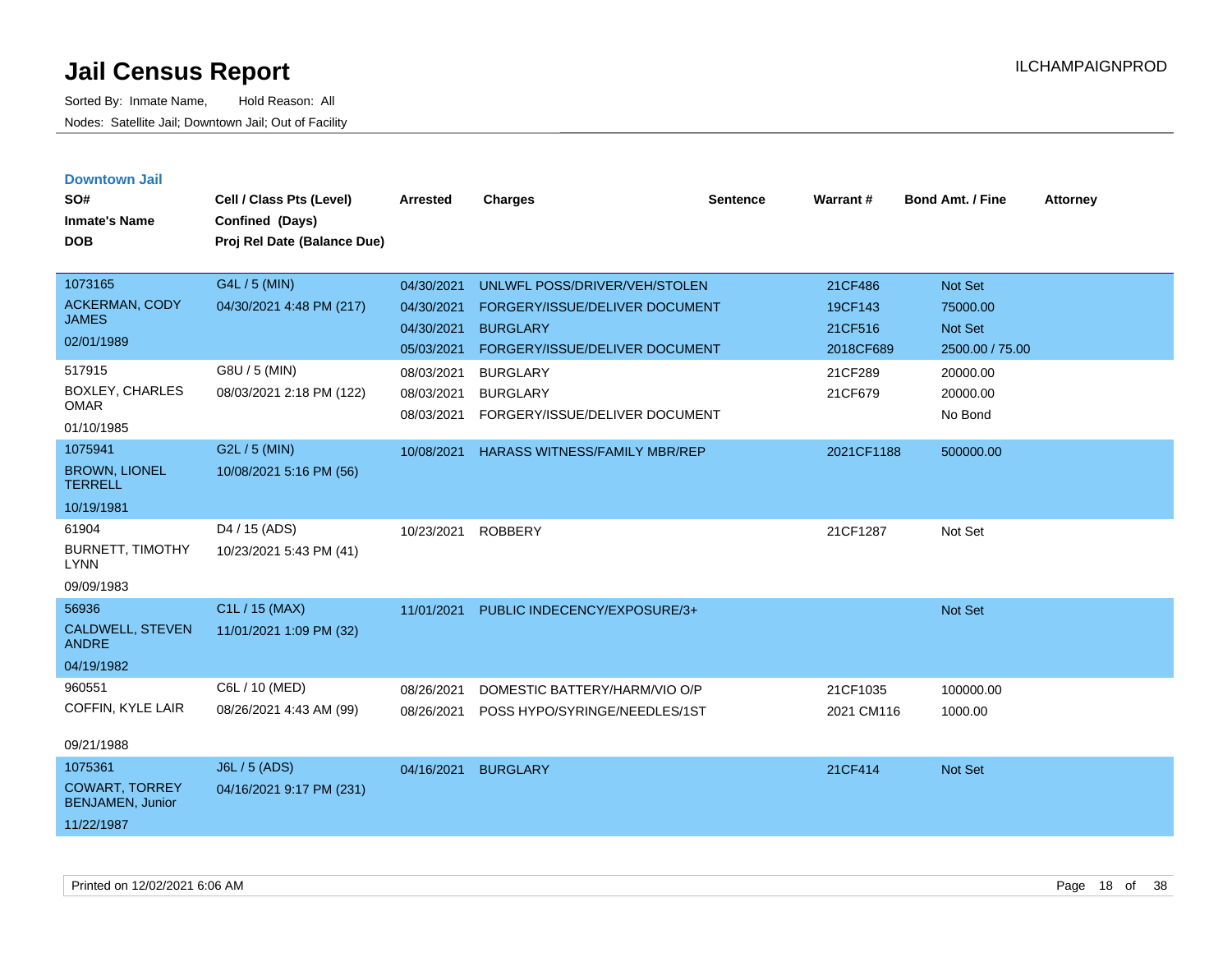# Jail Census Report

ILCHAMPAIGNPROD

Sorted By: Inmate Name, Hold Reason: All

Nodes: Satellite Jail; Downtown Jail; Out of Facility

## Downtown Jail

| SO# / Inmate's Name / DOB | Cell / Class Pts (Level) / Confined (Days) / Proj Rel Date (Balance Due) | Arrested | Charges | Sentence | Warrant # | Bond Amt. / Fine | Attorney |
|---|---|---|---|---|---|---|---|
| 1073165<br>ACKERMAN, CODY JAMES<br>02/01/1989 | G4L / 5 (MIN)<br>04/30/2021 4:48 PM (217) | 04/30/2021 | UNLWFL POSS/DRIVER/VEH/STOLEN | | 21CF486 | Not Set | |
| | | 04/30/2021 | FORGERY/ISSUE/DELIVER DOCUMENT | | 19CF143 | 75000.00 | |
| | | 04/30/2021 | BURGLARY | | 21CF516 | Not Set | |
| | | 05/03/2021 | FORGERY/ISSUE/DELIVER DOCUMENT | | 2018CF689 | 2500.00 / 75.00 | |
| 517915<br>BOXLEY, CHARLES OMAR<br>01/10/1985 | G8U / 5 (MIN)<br>08/03/2021 2:18 PM (122) | 08/03/2021 | BURGLARY | | 21CF289 | 20000.00 | |
| | | 08/03/2021 | BURGLARY | | 21CF679 | 20000.00 | |
| | | 08/03/2021 | FORGERY/ISSUE/DELIVER DOCUMENT | | | No Bond | |
| 1075941<br>BROWN, LIONEL TERRELL<br>10/19/1981 | G2L / 5 (MIN)<br>10/08/2021 5:16 PM (56) | 10/08/2021 | HARASS WITNESS/FAMILY MBR/REP | | 2021CF1188 | 500000.00 | |
| 61904<br>BURNETT, TIMOTHY LYNN<br>09/09/1983 | D4 / 15 (ADS)<br>10/23/2021 5:43 PM (41) | 10/23/2021 | ROBBERY | | 21CF1287 | Not Set | |
| 56936<br>CALDWELL, STEVEN ANDRE<br>04/19/1982 | C1L / 15 (MAX)<br>11/01/2021 1:09 PM (32) | 11/01/2021 | PUBLIC INDECENCY/EXPOSURE/3+ | | | Not Set | |
| 960551<br>COFFIN, KYLE LAIR<br>09/21/1988 | C6L / 10 (MED)<br>08/26/2021 4:43 AM (99) | 08/26/2021 | DOMESTIC BATTERY/HARM/VIO O/P | | 21CF1035 | 100000.00 | |
| | | 08/26/2021 | POSS HYPO/SYRINGE/NEEDLES/1ST | | 2021 CM116 | 1000.00 | |
| 1075361<br>COWART, TORREY BENJAMEN, Junior<br>11/22/1987 | J6L / 5 (ADS)<br>04/16/2021 9:17 PM (231) | 04/16/2021 | BURGLARY | | 21CF414 | Not Set | |

Printed on 12/02/2021 6:06 AM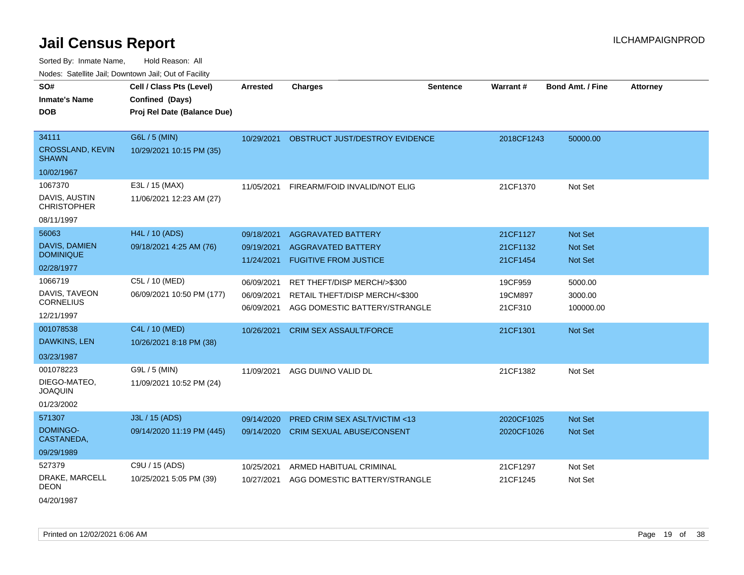# Jail Census Report

Sorted By: Inmate Name, Hold Reason: All

Nodes: Satellite Jail; Downtown Jail; Out of Facility

| SO# / Inmate's Name / DOB | Cell / Class Pts (Level) / Confined (Days) / Proj Rel Date (Balance Due) | Arrested | Charges | Sentence | Warrant # | Bond Amt. / Fine | Attorney |
|---|---|---|---|---|---|---|---|
| 34111<br>CROSSLAND, KEVIN SHAWN<br>10/02/1967 | G6L / 5 (MIN)<br>10/29/2021 10:15 PM (35) | 10/29/2021 | OBSTRUCT JUST/DESTROY EVIDENCE | | 2018CF1243 | 50000.00 | |
| 1067370<br>DAVIS, AUSTIN CHRISTOPHER<br>08/11/1997 | E3L / 15 (MAX)<br>11/06/2021 12:23 AM (27) | 11/05/2021 | FIREARM/FOID INVALID/NOT ELIG | | 21CF1370 | Not Set | |
| 56063<br>DAVIS, DAMIEN DOMINIQUE<br>02/28/1977 | H4L / 10 (ADS)<br>09/18/2021 4:25 AM (76) | 09/18/2021<br>09/19/2021<br>11/24/2021 | AGGRAVATED BATTERY<br>AGGRAVATED BATTERY<br>FUGITIVE FROM JUSTICE | | 21CF1127<br>21CF1132<br>21CF1454 | Not Set<br>Not Set<br>Not Set | |
| 1066719<br>DAVIS, TAVEON CORNELIUS<br>12/21/1997 | C5L / 10 (MED)<br>06/09/2021 10:50 PM (177) | 06/09/2021<br>06/09/2021<br>06/09/2021 | RET THEFT/DISP MERCH/>$300<br>RETAIL THEFT/DISP MERCH/<$300<br>AGG DOMESTIC BATTERY/STRANGLE | | 19CF959<br>19CM897<br>21CF310 | 5000.00<br>3000.00<br>100000.00 | |
| 001078538<br>DAWKINS, LEN<br>03/23/1987 | C4L / 10 (MED)<br>10/26/2021 8:18 PM (38) | 10/26/2021 | CRIM SEX ASSAULT/FORCE | | 21CF1301 | Not Set | |
| 001078223<br>DIEGO-MATEO, JOAQUIN<br>01/23/2002 | G9L / 5 (MIN)<br>11/09/2021 10:52 PM (24) | 11/09/2021 | AGG DUI/NO VALID DL | | 21CF1382 | Not Set | |
| 571307<br>DOMINGO-CASTANEDA,<br>09/29/1989 | J3L / 15 (ADS)<br>09/14/2020 11:19 PM (445) | 09/14/2020<br>09/14/2020 | PRED CRIM SEX ASLT/VICTIM <13<br>CRIM SEXUAL ABUSE/CONSENT | | 2020CF1025<br>2020CF1026 | Not Set<br>Not Set | |
| 527379<br>DRAKE, MARCELL DEON<br>04/20/1987 | C9U / 15 (ADS)<br>10/25/2021 5:05 PM (39) | 10/25/2021<br>10/27/2021 | ARMED HABITUAL CRIMINAL<br>AGG DOMESTIC BATTERY/STRANGLE | | 21CF1297<br>21CF1245 | Not Set<br>Not Set | |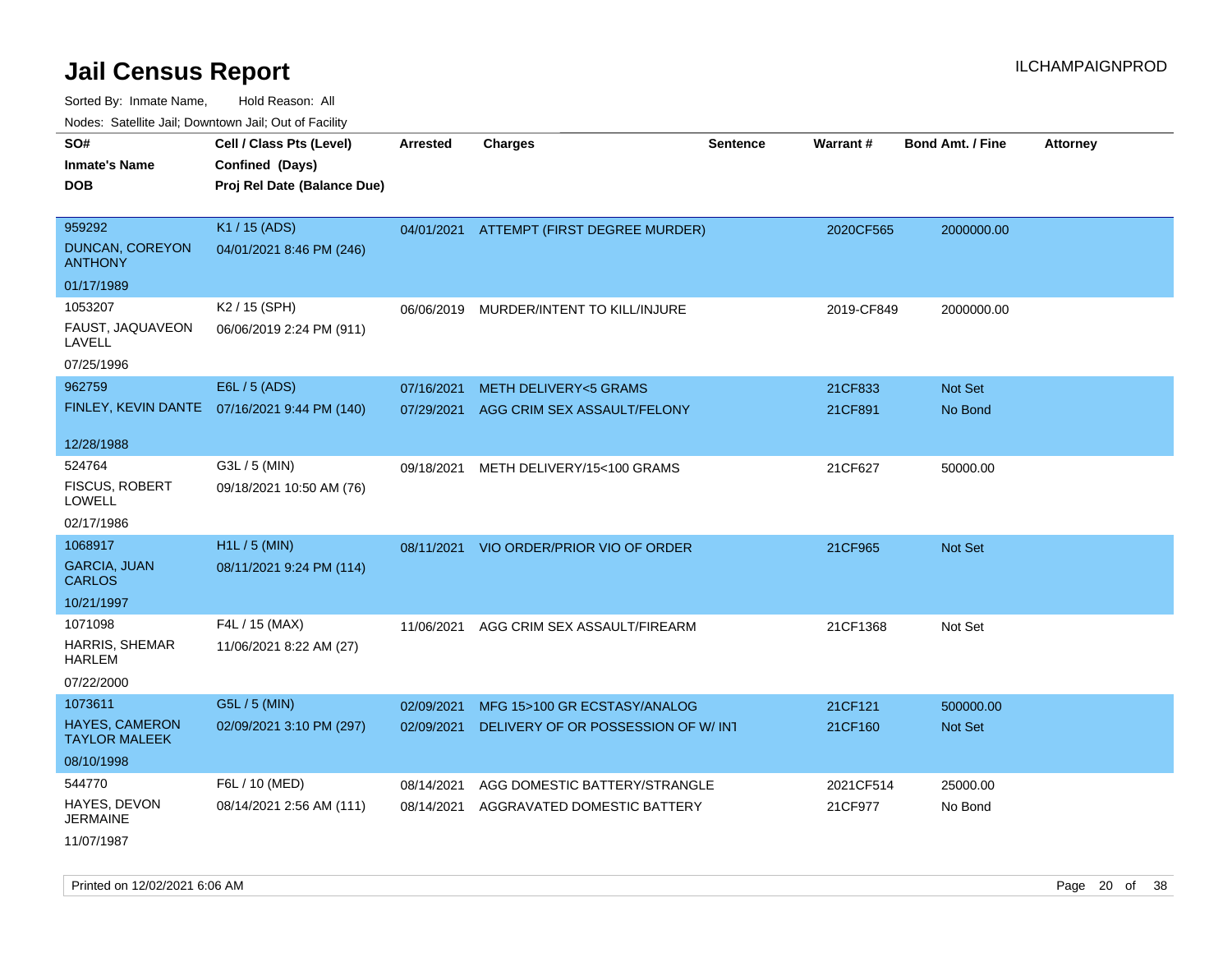# Jail Census Report

ILCHAMPAIGNPROD

Sorted By: Inmate Name, Hold Reason: All

Nodes: Satellite Jail; Downtown Jail; Out of Facility

| SO#<br>Inmate's Name<br>DOB | Cell / Class Pts (Level)<br>Confined (Days)<br>Proj Rel Date (Balance Due) | Arrested | Charges | Sentence | Warrant # | Bond Amt. / Fine | Attorney |
|---|---|---|---|---|---|---|---|
| 959292<br>DUNCAN, COREYON ANTHONY<br>01/17/1989 | K1 / 15 (ADS)<br>04/01/2021 8:46 PM (246) | 04/01/2021 | ATTEMPT (FIRST DEGREE MURDER) | | 2020CF565 | 2000000.00 | |
| 1053207<br>FAUST, JAQUAVEON LAVELL<br>07/25/1996 | K2 / 15 (SPH)<br>06/06/2019 2:24 PM (911) | 06/06/2019 | MURDER/INTENT TO KILL/INJURE | | 2019-CF849 | 2000000.00 | |
| 962759<br>FINLEY, KEVIN DANTE<br>12/28/1988 | E6L / 5 (ADS)<br>07/16/2021 9:44 PM (140) | 07/16/2021<br>07/29/2021 | METH DELIVERY<5 GRAMS<br>AGG CRIM SEX ASSAULT/FELONY | | 21CF833<br>21CF891 | Not Set<br>No Bond | |
| 524764<br>FISCUS, ROBERT LOWELL<br>02/17/1986 | G3L / 5 (MIN)<br>09/18/2021 10:50 AM (76) | 09/18/2021 | METH DELIVERY/15<100 GRAMS | | 21CF627 | 50000.00 | |
| 1068917<br>GARCIA, JUAN CARLOS<br>10/21/1997 | H1L / 5 (MIN)<br>08/11/2021 9:24 PM (114) | 08/11/2021 | VIO ORDER/PRIOR VIO OF ORDER | | 21CF965 | Not Set | |
| 1071098<br>HARRIS, SHEMAR HARLEM<br>07/22/2000 | F4L / 15 (MAX)<br>11/06/2021 8:22 AM (27) | 11/06/2021 | AGG CRIM SEX ASSAULT/FIREARM | | 21CF1368 | Not Set | |
| 1073611<br>HAYES, CAMERON TAYLOR MALEEK<br>08/10/1998 | G5L / 5 (MIN)<br>02/09/2021 3:10 PM (297) | 02/09/2021<br>02/09/2021 | MFG 15>100 GR ECSTASY/ANALOG<br>DELIVERY OF OR POSSESSION OF W/ INT | | 21CF121<br>21CF160 | 500000.00<br>Not Set | |
| 544770<br>HAYES, DEVON JERMAINE<br>11/07/1987 | F6L / 10 (MED)<br>08/14/2021 2:56 AM (111) | 08/14/2021<br>08/14/2021 | AGG DOMESTIC BATTERY/STRANGLE<br>AGGRAVATED DOMESTIC BATTERY | | 2021CF514<br>21CF977 | 25000.00<br>No Bond | |

Printed on 12/02/2021 6:06 AM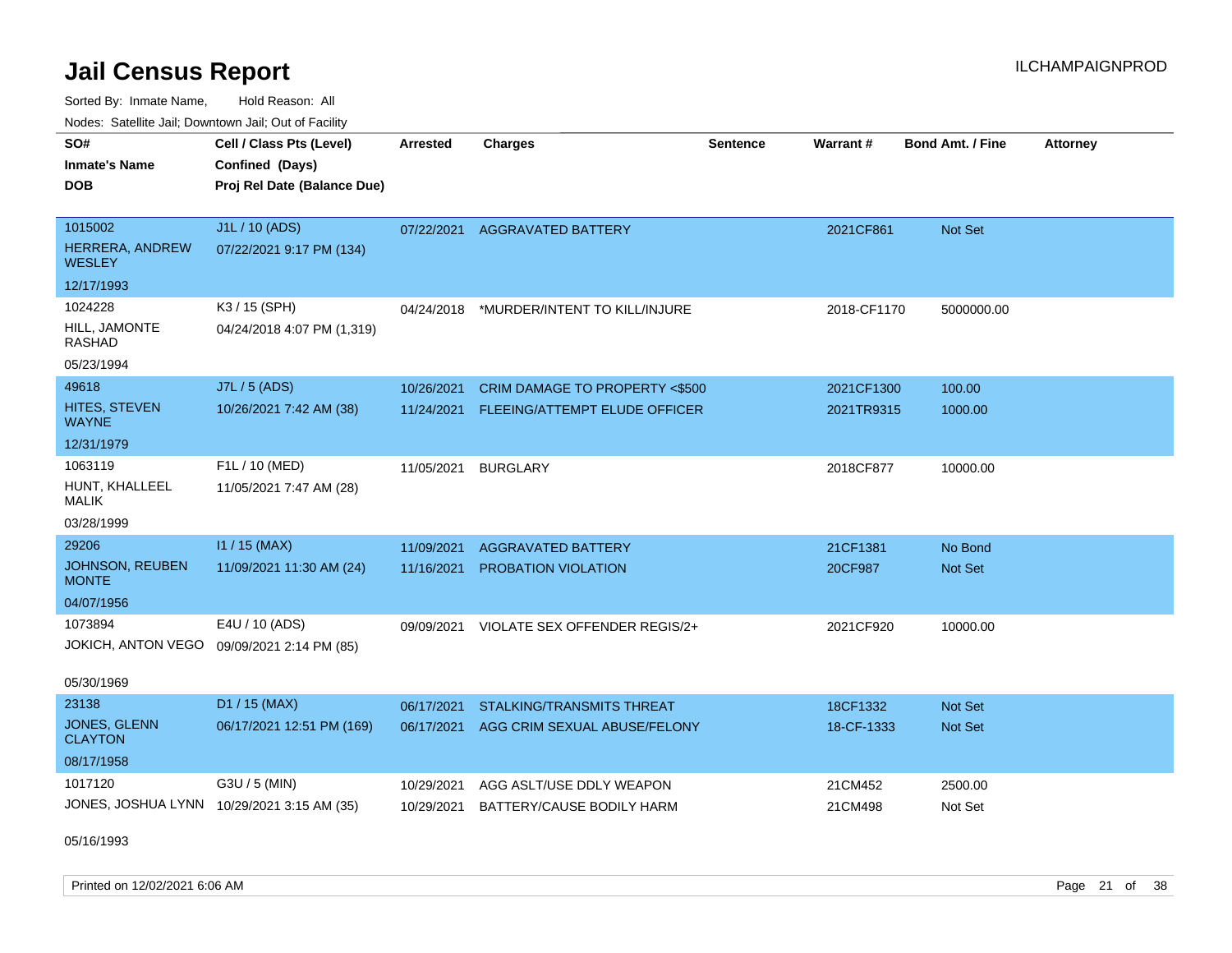# Jail Census Report

Sorted By: Inmate Name, Hold Reason: All

Nodes: Satellite Jail; Downtown Jail; Out of Facility

| SO# / Inmate's Name / DOB | Cell / Class Pts (Level) / Confined (Days) / Proj Rel Date (Balance Due) | Arrested | Charges | Sentence | Warrant # | Bond Amt. / Fine | Attorney |
|---|---|---|---|---|---|---|---|
| 1015002<br>HERRERA, ANDREW WESLEY<br>12/17/1993 | J1L / 10 (ADS)<br>07/22/2021 9:17 PM (134) | 07/22/2021 | AGGRAVATED BATTERY | | 2021CF861 | Not Set | |
| 1024228<br>HILL, JAMONTE RASHAD<br>05/23/1994 | K3 / 15 (SPH)<br>04/24/2018 4:07 PM (1,319) | 04/24/2018 | *MURDER/INTENT TO KILL/INJURE | | 2018-CF1170 | 5000000.00 | |
| 49618<br>HITES, STEVEN WAYNE<br>12/31/1979 | J7L / 5 (ADS)<br>10/26/2021 7:42 AM (38) | 10/26/2021 | CRIM DAMAGE TO PROPERTY <$500 | | 2021CF1300 | 100.00 | |
| | | 11/24/2021 | FLEEING/ATTEMPT ELUDE OFFICER | | 2021TR9315 | 1000.00 | |
| 1063119<br>HUNT, KHALLEEL MALIK<br>03/28/1999 | F1L / 10 (MED)<br>11/05/2021 7:47 AM (28) | 11/05/2021 | BURGLARY | | 2018CF877 | 10000.00 | |
| 29206<br>JOHNSON, REUBEN MONTE<br>04/07/1956 | I1 / 15 (MAX)<br>11/09/2021 11:30 AM (24) | 11/09/2021 | AGGRAVATED BATTERY | | 21CF1381 | No Bond | |
| | | 11/16/2021 | PROBATION VIOLATION | | 20CF987 | Not Set | |
| 1073894<br>JOKICH, ANTON VEGO<br>05/30/1969 | E4U / 10 (ADS)<br>09/09/2021 2:14 PM (85) | 09/09/2021 | VIOLATE SEX OFFENDER REGIS/2+ | | 2021CF920 | 10000.00 | |
| 23138<br>JONES, GLENN CLAYTON<br>08/17/1958 | D1 / 15 (MAX)<br>06/17/2021 12:51 PM (169) | 06/17/2021 | STALKING/TRANSMITS THREAT | | 18CF1332 | Not Set | |
| | | 06/17/2021 | AGG CRIM SEXUAL ABUSE/FELONY | | 18-CF-1333 | Not Set | |
| 1017120<br>JONES, JOSHUA LYNN<br>05/16/1993 | G3U / 5 (MIN)<br>10/29/2021 3:15 AM (35) | 10/29/2021 | AGG ASLT/USE DDLY WEAPON | | 21CM452 | 2500.00 | |
| | | 10/29/2021 | BATTERY/CAUSE BODILY HARM | | 21CM498 | Not Set | |

Printed on 12/02/2021 6:06 AM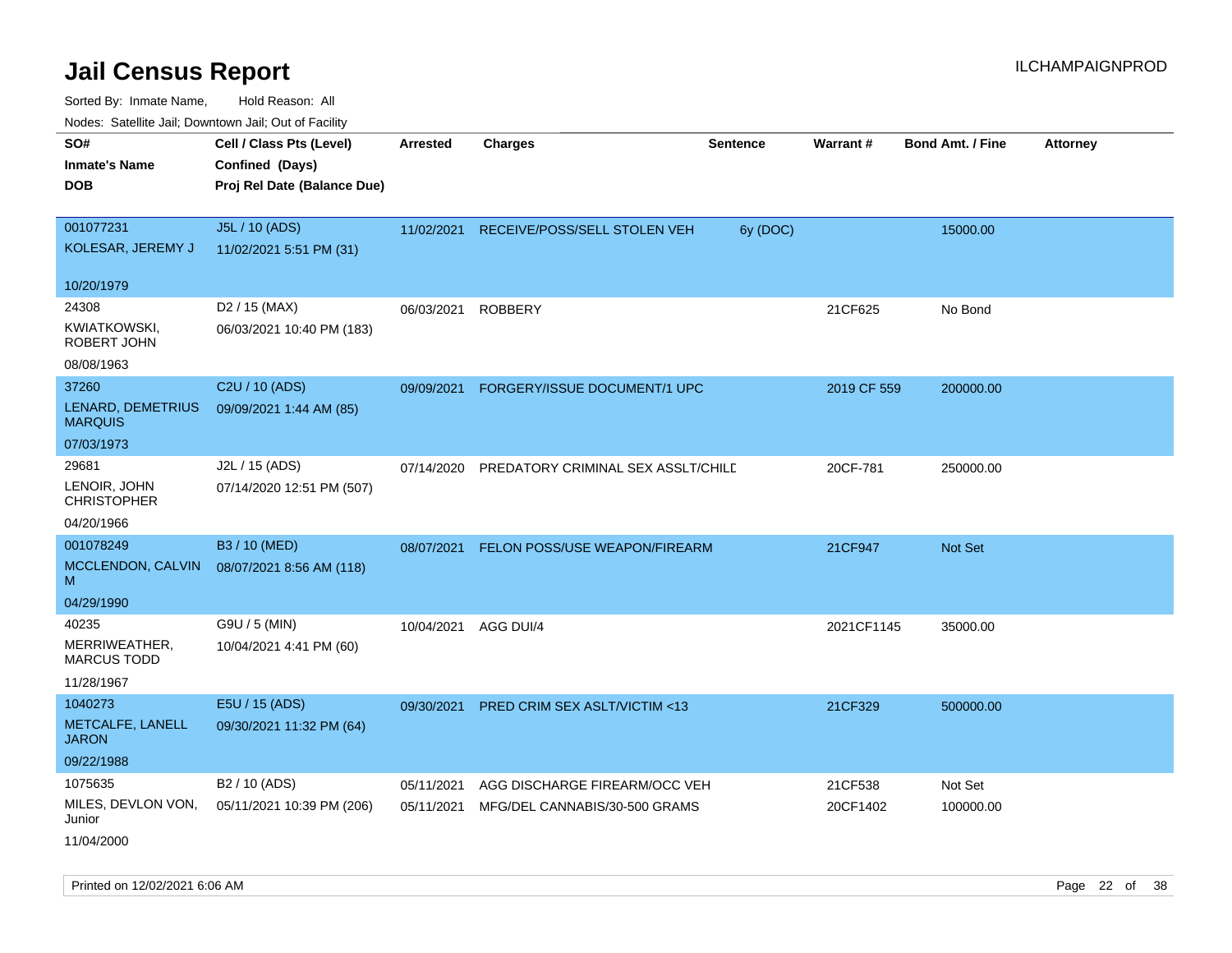# Jail Census Report

ILCHAMPAIGNPROD

Sorted By: Inmate Name, Hold Reason: All

Nodes: Satellite Jail; Downtown Jail; Out of Facility

| SO#<br>Inmate's Name<br>DOB | Cell / Class Pts (Level)<br>Confined (Days)<br>Proj Rel Date (Balance Due) | Arrested | Charges | Sentence | Warrant # | Bond Amt. / Fine | Attorney |
|---|---|---|---|---|---|---|---|
| 001077231<br>KOLESAR, JEREMY J<br>10/20/1979 | J5L / 10 (ADS)<br>11/02/2021 5:51 PM (31) | 11/02/2021 | RECEIVE/POSS/SELL STOLEN VEH | 6y (DOC) | | 15000.00 | |
| 24308<br>KWIATKOWSKI, ROBERT JOHN<br>08/08/1963 | D2 / 15 (MAX)<br>06/03/2021 10:40 PM (183) | 06/03/2021 | ROBBERY | | 21CF625 | No Bond | |
| 37260<br>LENARD, DEMETRIUS MARQUIS<br>07/03/1973 | C2U / 10 (ADS)<br>09/09/2021 1:44 AM (85) | 09/09/2021 | FORGERY/ISSUE DOCUMENT/1 UPC | | 2019 CF 559 | 200000.00 | |
| 29681<br>LENOIR, JOHN CHRISTOPHER<br>04/20/1966 | J2L / 15 (ADS)<br>07/14/2020 12:51 PM (507) | 07/14/2020 | PREDATORY CRIMINAL SEX ASSLT/CHILD | | 20CF-781 | 250000.00 | |
| 001078249<br>MCCLENDON, CALVIN M<br>04/29/1990 | B3 / 10 (MED)<br>08/07/2021 8:56 AM (118) | 08/07/2021 | FELON POSS/USE WEAPON/FIREARM | | 21CF947 | Not Set | |
| 40235<br>MERRIWEATHER, MARCUS TODD<br>11/28/1967 | G9U / 5 (MIN)<br>10/04/2021 4:41 PM (60) | 10/04/2021 | AGG DUI/4 | | 2021CF1145 | 35000.00 | |
| 1040273<br>METCALFE, LANELL JARON<br>09/22/1988 | E5U / 15 (ADS)<br>09/30/2021 11:32 PM (64) | 09/30/2021 | PRED CRIM SEX ASLT/VICTIM <13 | | 21CF329 | 500000.00 | |
| 1075635<br>MILES, DEVLON VON, Junior<br>11/04/2000 | B2 / 10 (ADS)<br>05/11/2021 10:39 PM (206) | 05/11/2021<br>05/11/2021 | AGG DISCHARGE FIREARM/OCC VEH<br>MFG/DEL CANNABIS/30-500 GRAMS | | 21CF538<br>20CF1402 | Not Set<br>100000.00 | |

Printed on 12/02/2021 6:06 AM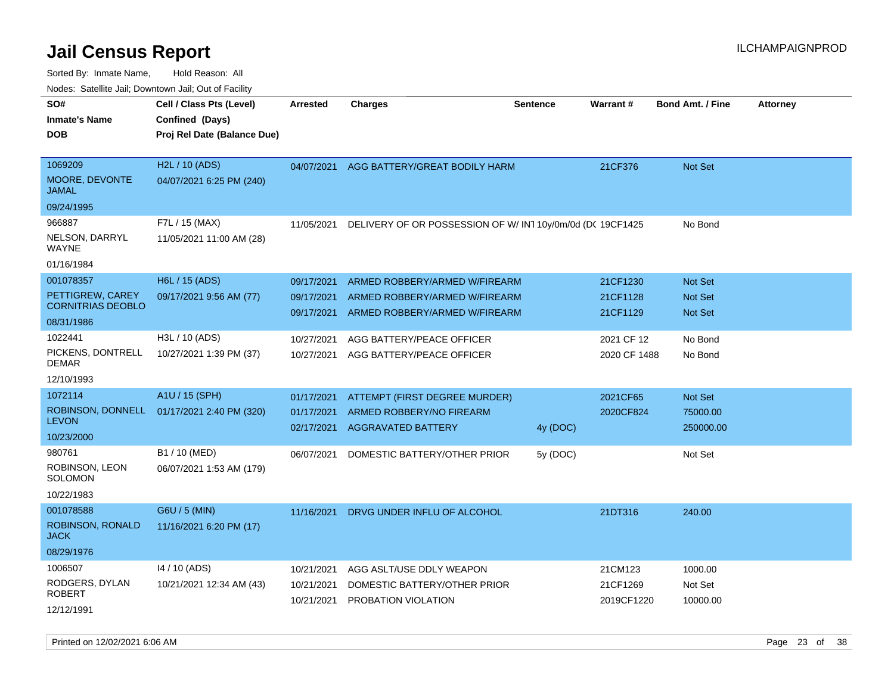# Jail Census Report

ILCHAMPAIGNPROD

Sorted By: Inmate Name, Hold Reason: All

Nodes: Satellite Jail; Downtown Jail; Out of Facility

| SO# / Inmate's Name / DOB | Cell / Class Pts (Level) / Confined (Days) / Proj Rel Date (Balance Due) | Arrested | Charges | Sentence | Warrant # | Bond Amt. / Fine | Attorney |
|---|---|---|---|---|---|---|---|
| 1069209<br>MOORE, DEVONTE JAMAL<br>09/24/1995 | H2L / 10 (ADS)<br>04/07/2021 6:25 PM (240) | 04/07/2021 | AGG BATTERY/GREAT BODILY HARM | | 21CF376 | Not Set | |
| 966887<br>NELSON, DARRYL WAYNE<br>01/16/1984 | F7L / 15 (MAX)<br>11/05/2021 11:00 AM (28) | 11/05/2021 | DELIVERY OF OR POSSESSION OF W/ INT | 10y/0m/0d (DC | 19CF1425 | No Bond | |
| 001078357<br>PETTIGREW, CAREY CORNITRIAS DEOBLO<br>08/31/1986 | H6L / 15 (ADS)<br>09/17/2021 9:56 AM (77) | 09/17/2021 | ARMED ROBBERY/ARMED W/FIREARM | | 21CF1230 | Not Set | |
| | | 09/17/2021 | ARMED ROBBERY/ARMED W/FIREARM | | 21CF1128 | Not Set | |
| | | 09/17/2021 | ARMED ROBBERY/ARMED W/FIREARM | | 21CF1129 | Not Set | |
| 1022441<br>PICKENS, DONTRELL DEMAR<br>12/10/1993 | H3L / 10 (ADS)<br>10/27/2021 1:39 PM (37) | 10/27/2021 | AGG BATTERY/PEACE OFFICER | | 2021 CF 12 | No Bond | |
| | | 10/27/2021 | AGG BATTERY/PEACE OFFICER | | 2020 CF 1488 | No Bond | |
| 1072114<br>ROBINSON, DONNELL LEVON<br>10/23/2000 | A1U / 15 (SPH)<br>01/17/2021 2:40 PM (320) | 01/17/2021 | ATTEMPT (FIRST DEGREE MURDER) | | 2021CF65 | Not Set | |
| | | 01/17/2021 | ARMED ROBBERY/NO FIREARM | | 2020CF824 | 75000.00 | |
| | | 02/17/2021 | AGGRAVATED BATTERY | 4y (DOC) | | 250000.00 | |
| 980761<br>ROBINSON, LEON SOLOMON<br>10/22/1983 | B1 / 10 (MED)<br>06/07/2021 1:53 AM (179) | 06/07/2021 | DOMESTIC BATTERY/OTHER PRIOR | 5y (DOC) | | Not Set | |
| 001078588<br>ROBINSON, RONALD JACK<br>08/29/1976 | G6U / 5 (MIN)<br>11/16/2021 6:20 PM (17) | 11/16/2021 | DRVG UNDER INFLU OF ALCOHOL | | 21DT316 | 240.00 | |
| 1006507<br>RODGERS, DYLAN ROBERT<br>12/12/1991 | I4 / 10 (ADS)<br>10/21/2021 12:34 AM (43) | 10/21/2021 | AGG ASLT/USE DDLY WEAPON | | 21CM123 | 1000.00 | |
| | | 10/21/2021 | DOMESTIC BATTERY/OTHER PRIOR | | 21CF1269 | Not Set | |
| | | 10/21/2021 | PROBATION VIOLATION | | 2019CF1220 | 10000.00 | |

Printed on 12/02/2021 6:06 AM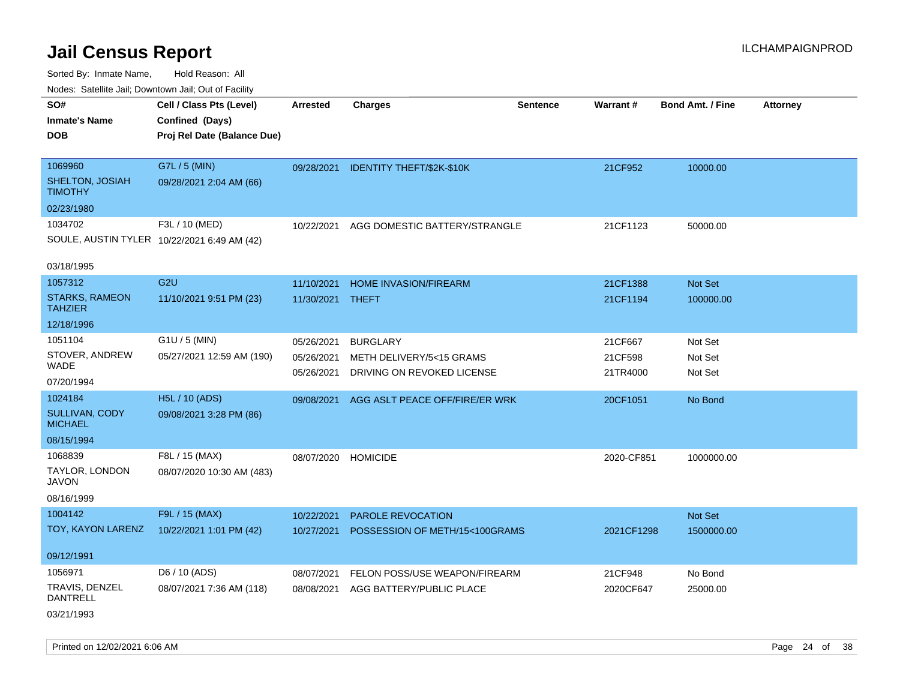# Jail Census Report

ILCHAMPAIGNPROD

Sorted By: Inmate Name, Hold Reason: All

Nodes: Satellite Jail; Downtown Jail; Out of Facility

| SO# / Inmate's Name / DOB | Cell / Class Pts (Level) / Confined (Days) / Proj Rel Date (Balance Due) | Arrested | Charges | Sentence | Warrant # | Bond Amt. / Fine | Attorney |
|---|---|---|---|---|---|---|---|
| 1069960 SHELTON, JOSIAH TIMOTHY 02/23/1980 | G7L / 5 (MIN) 09/28/2021 2:04 AM (66) | 09/28/2021 | IDENTITY THEFT/$2K-$10K | | 21CF952 | 10000.00 | |
| 1034702 SOULE, AUSTIN TYLER 03/18/1995 | F3L / 10 (MED) 10/22/2021 6:49 AM (42) | 10/22/2021 | AGG DOMESTIC BATTERY/STRANGLE | | 21CF1123 | 50000.00 | |
| 1057312 STARKS, RAMEON TAHZIER 12/18/1996 | G2U 11/10/2021 9:51 PM (23) | 11/10/2021 | HOME INVASION/FIREARM | | 21CF1388 | Not Set | |
| | | 11/30/2021 | THEFT | | 21CF1194 | 100000.00 | |
| 1051104 STOVER, ANDREW WADE 07/20/1994 | G1U / 5 (MIN) 05/27/2021 12:59 AM (190) | 05/26/2021 | BURGLARY | | 21CF667 | Not Set | |
| | | 05/26/2021 | METH DELIVERY/5<15 GRAMS | | 21CF598 | Not Set | |
| | | 05/26/2021 | DRIVING ON REVOKED LICENSE | | 21TR4000 | Not Set | |
| 1024184 SULLIVAN, CODY MICHAEL 08/15/1994 | H5L / 10 (ADS) 09/08/2021 3:28 PM (86) | 09/08/2021 | AGG ASLT PEACE OFF/FIRE/ER WRK | | 20CF1051 | No Bond | |
| 1068839 TAYLOR, LONDON JAVON 08/16/1999 | F8L / 15 (MAX) 08/07/2020 10:30 AM (483) | 08/07/2020 | HOMICIDE | | 2020-CF851 | 1000000.00 | |
| 1004142 TOY, KAYON LARENZ 09/12/1991 | F9L / 15 (MAX) 10/22/2021 1:01 PM (42) | 10/22/2021 | PAROLE REVOCATION | | | Not Set | |
| | | 10/27/2021 | POSSESSION OF METH/15<100GRAMS | | 2021CF1298 | 1500000.00 | |
| 1056971 TRAVIS, DENZEL DANTRELL 03/21/1993 | D6 / 10 (ADS) 08/07/2021 7:36 AM (118) | 08/07/2021 | FELON POSS/USE WEAPON/FIREARM | | 21CF948 | No Bond | |
| | | 08/08/2021 | AGG BATTERY/PUBLIC PLACE | | 2020CF647 | 25000.00 | |

Printed on 12/02/2021 6:06 AM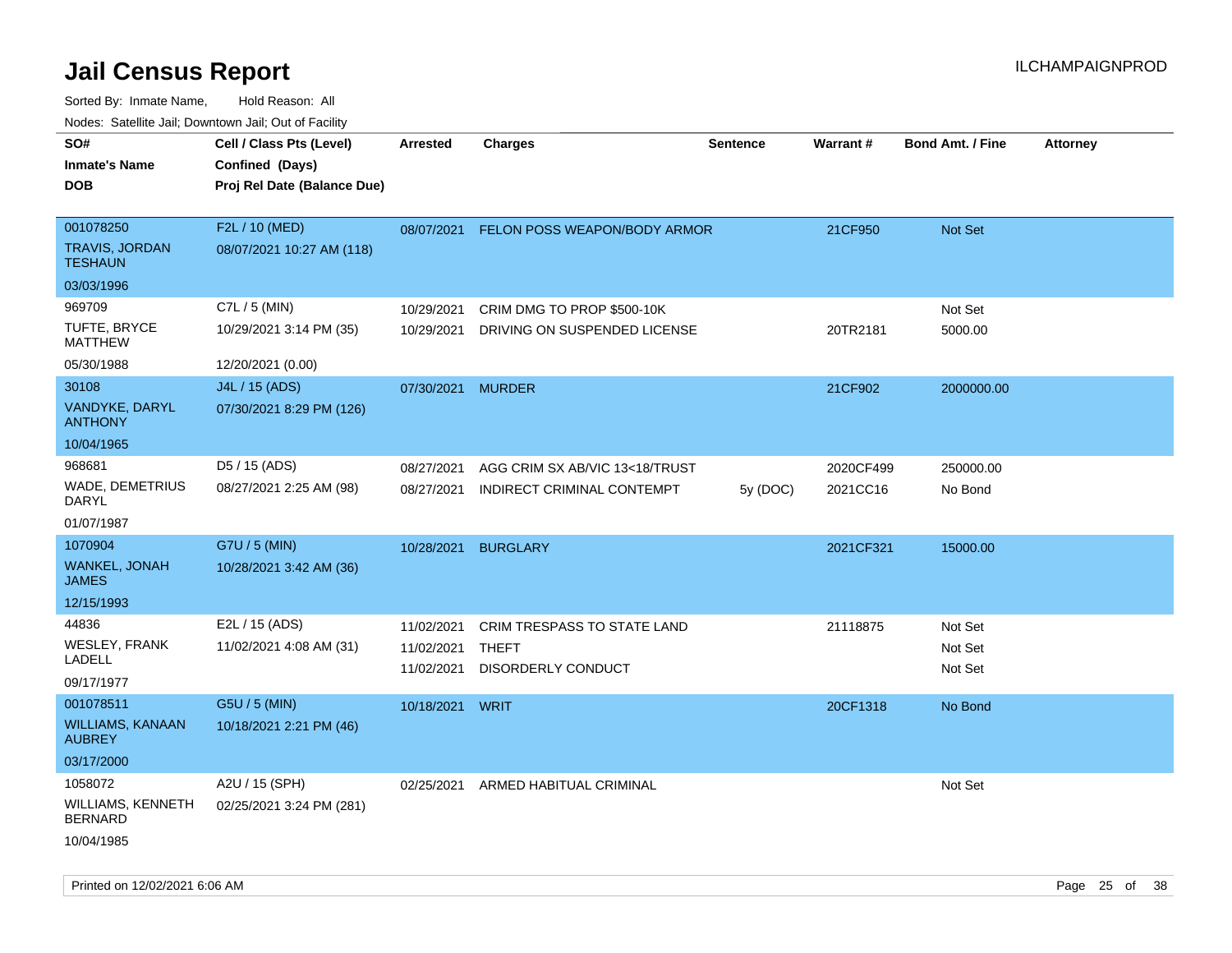# Jail Census Report

ILCHAMPAIGNPROD

Sorted By: Inmate Name, Hold Reason: All

Nodes: Satellite Jail; Downtown Jail; Out of Facility

| SO# / Inmate's Name / DOB | Cell / Class Pts (Level) / Confined (Days) / Proj Rel Date (Balance Due) | Arrested | Charges | Sentence | Warrant # | Bond Amt. / Fine | Attorney |
|---|---|---|---|---|---|---|---|
| 001078250<br>TRAVIS, JORDAN TESHAUN<br>03/03/1996 | F2L / 10 (MED)<br>08/07/2021 10:27 AM (118) | 08/07/2021 | FELON POSS WEAPON/BODY ARMOR | | 21CF950 | Not Set | |
| 969709<br>TUFTE, BRYCE MATTHEW<br>05/30/1988 | C7L / 5 (MIN)<br>10/29/2021 3:14 PM (35)<br>12/20/2021 (0.00) | 10/29/2021 | CRIM DMG TO PROP $500-10K | | | Not Set | |
| | | 10/29/2021 | DRIVING ON SUSPENDED LICENSE | | 20TR2181 | 5000.00 | |
| 30108<br>VANDYKE, DARYL ANTHONY<br>10/04/1965 | J4L / 15 (ADS)<br>07/30/2021 8:29 PM (126) | 07/30/2021 | MURDER | | 21CF902 | 2000000.00 | |
| 968681<br>WADE, DEMETRIUS DARYL<br>01/07/1987 | D5 / 15 (ADS)<br>08/27/2021 2:25 AM (98) | 08/27/2021 | AGG CRIM SX AB/VIC 13<18/TRUST | | 2020CF499 | 250000.00 | |
| | | 08/27/2021 | INDIRECT CRIMINAL CONTEMPT | 5y (DOC) | 2021CC16 | No Bond | |
| 1070904<br>WANKEL, JONAH JAMES<br>12/15/1993 | G7U / 5 (MIN)<br>10/28/2021 3:42 AM (36) | 10/28/2021 | BURGLARY | | 2021CF321 | 15000.00 | |
| 44836<br>WESLEY, FRANK LADELL<br>09/17/1977 | E2L / 15 (ADS)<br>11/02/2021 4:08 AM (31) | 11/02/2021 | CRIM TRESPASS TO STATE LAND | | 21118875 | Not Set | |
| | | 11/02/2021 | THEFT | | | Not Set | |
| | | 11/02/2021 | DISORDERLY CONDUCT | | | Not Set | |
| 001078511<br>WILLIAMS, KANAAN AUBREY<br>03/17/2000 | G5U / 5 (MIN)<br>10/18/2021 2:21 PM (46) | 10/18/2021 | WRIT | | 20CF1318 | No Bond | |
| 1058072<br>WILLIAMS, KENNETH BERNARD<br>10/04/1985 | A2U / 15 (SPH)<br>02/25/2021 3:24 PM (281) | 02/25/2021 | ARMED HABITUAL CRIMINAL | | | Not Set | |

Printed on 12/02/2021 6:06 AM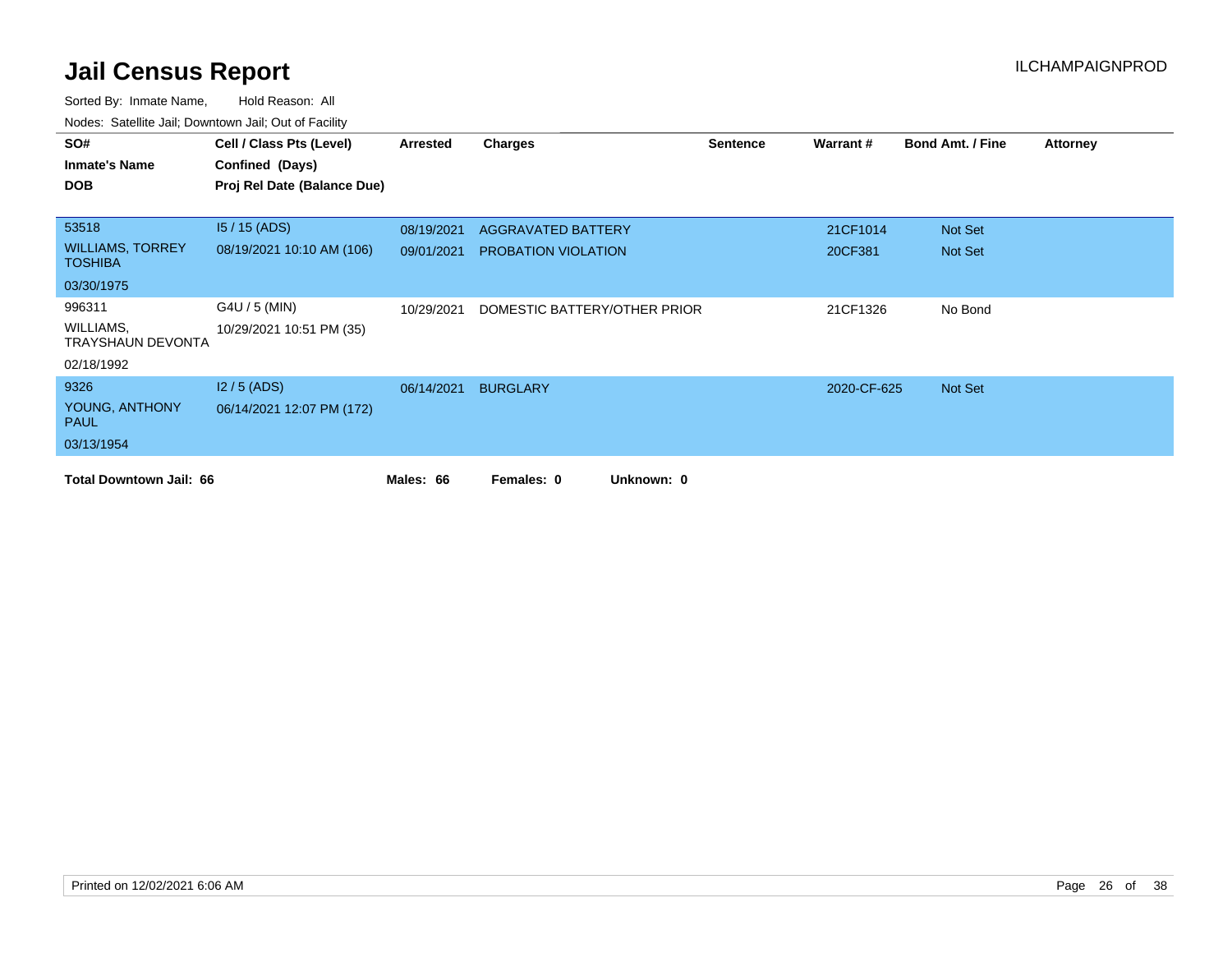# Jail Census Report

ILCHAMPAIGNPROD

Sorted By: Inmate Name, Hold Reason: All

Nodes: Satellite Jail; Downtown Jail; Out of Facility

| SO# / Inmate's Name / DOB | Cell / Class Pts (Level) / Confined (Days) / Proj Rel Date (Balance Due) | Arrested | Charges | Sentence | Warrant # | Bond Amt. / Fine | Attorney |
|---|---|---|---|---|---|---|---|
| 53518 | I5 / 15 (ADS) | 08/19/2021 | AGGRAVATED BATTERY | | 21CF1014 | Not Set | |
| WILLIAMS, TORREY TOSHIBA | 08/19/2021 10:10 AM (106) | 09/01/2021 | PROBATION VIOLATION | | 20CF381 | Not Set | |
| 03/30/1975 | | | | | | | |
| 996311 | G4U / 5 (MIN) | 10/29/2021 | DOMESTIC BATTERY/OTHER PRIOR | | 21CF1326 | No Bond | |
| WILLIAMS, TRAYSHAUN DEVONTA | 10/29/2021 10:51 PM (35) | | | | | | |
| 02/18/1992 | | | | | | | |
| 9326 | I2 / 5 (ADS) | 06/14/2021 | BURGLARY | | 2020-CF-625 | Not Set | |
| YOUNG, ANTHONY PAUL | 06/14/2021 12:07 PM (172) | | | | | | |
| 03/13/1954 | | | | | | | |

**Total Downtown Jail: 66** **Males: 66** **Females: 0** **Unknown: 0**

Printed on 12/02/2021 6:06 AM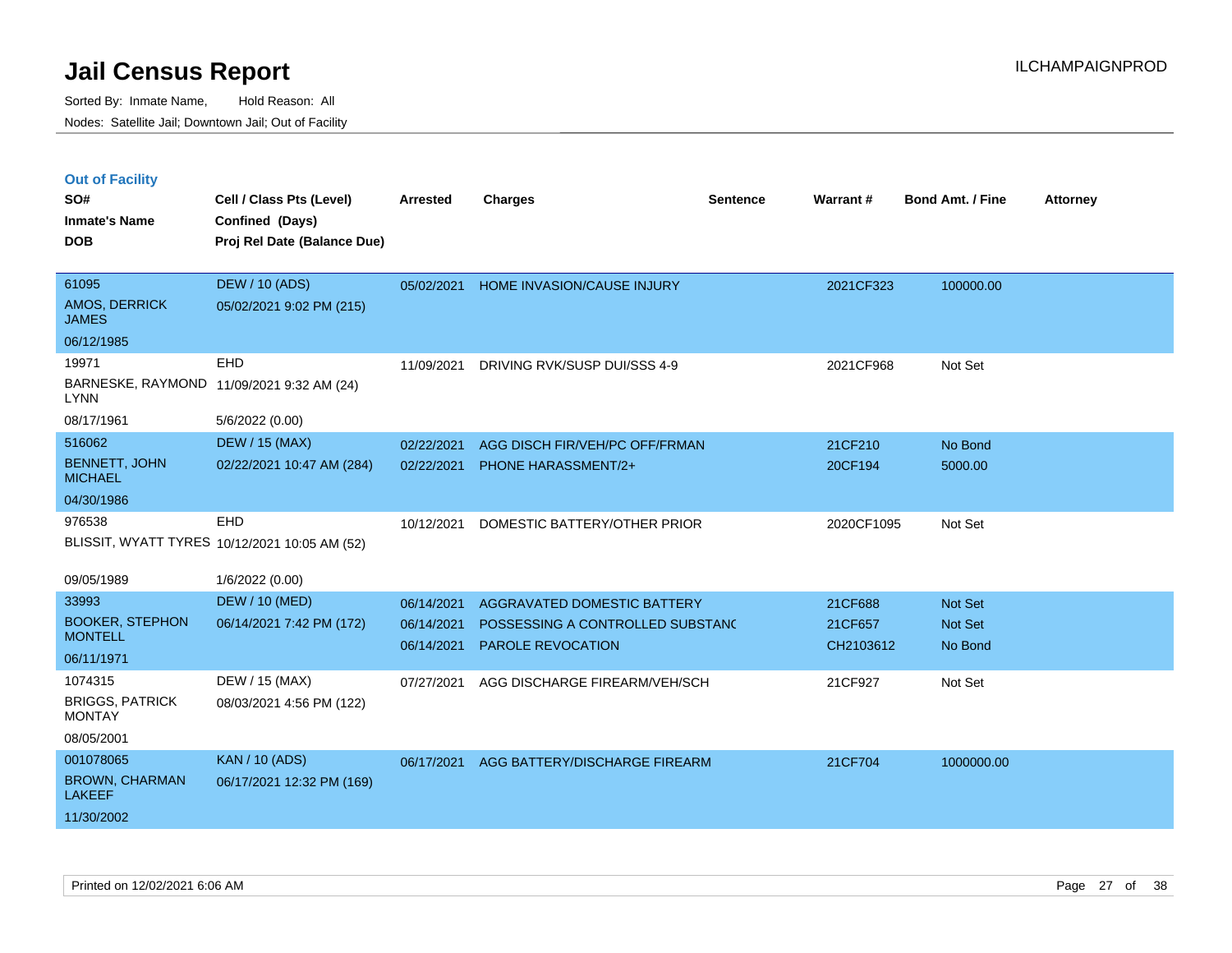# Jail Census Report

Sorted By: Inmate Name, Hold Reason: All
Nodes: Satellite Jail; Downtown Jail; Out of Facility

ILCHAMPAIGNPROD

## Out of Facility

| SO# / Inmate's Name / DOB | Cell / Class Pts (Level) / Confined (Days) / Proj Rel Date (Balance Due) | Arrested | Charges | Sentence | Warrant # | Bond Amt. / Fine | Attorney |
|---|---|---|---|---|---|---|---|
| 61095<br>AMOS, DERRICK JAMES<br>06/12/1985 | DEW / 10 (ADS)<br>05/02/2021 9:02 PM (215) | 05/02/2021 | HOME INVASION/CAUSE INJURY | | 2021CF323 | 100000.00 | |
| 19971<br>BARNESKE, RAYMOND LYNN<br>08/17/1961 | EHD<br>11/09/2021 9:32 AM (24)<br>5/6/2022 (0.00) | 11/09/2021 | DRIVING RVK/SUSP DUI/SSS 4-9 | | 2021CF968 | Not Set | |
| 516062<br>BENNETT, JOHN MICHAEL<br>04/30/1986 | DEW / 15 (MAX)<br>02/22/2021 10:47 AM (284) | 02/22/2021<br>02/22/2021 | AGG DISCH FIR/VEH/PC OFF/FRMAN<br>PHONE HARASSMENT/2+ | | 21CF210<br>20CF194 | No Bond<br>5000.00 | |
| 976538<br>BLISSIT, WYATT TYRES<br>09/05/1989 | EHD<br>10/12/2021 10:05 AM (52)<br>1/6/2022 (0.00) | 10/12/2021 | DOMESTIC BATTERY/OTHER PRIOR | | 2020CF1095 | Not Set | |
| 33993<br>BOOKER, STEPHON MONTELL<br>06/11/1971 | DEW / 10 (MED)<br>06/14/2021 7:42 PM (172) | 06/14/2021<br>06/14/2021<br>06/14/2021 | AGGRAVATED DOMESTIC BATTERY<br>POSSESSING A CONTROLLED SUBSTANC<br>PAROLE REVOCATION | | 21CF688<br>21CF657<br>CH2103612 | Not Set<br>Not Set<br>No Bond | |
| 1074315<br>BRIGGS, PATRICK MONTAY<br>08/05/2001 | DEW / 15 (MAX)<br>08/03/2021 4:56 PM (122) | 07/27/2021 | AGG DISCHARGE FIREARM/VEH/SCH | | 21CF927 | Not Set | |
| 001078065<br>BROWN, CHARMAN LAKEEF<br>11/30/2002 | KAN / 10 (ADS)<br>06/17/2021 12:32 PM (169) | 06/17/2021 | AGG BATTERY/DISCHARGE FIREARM | | 21CF704 | 1000000.00 | |

Printed on 12/02/2021 6:06 AM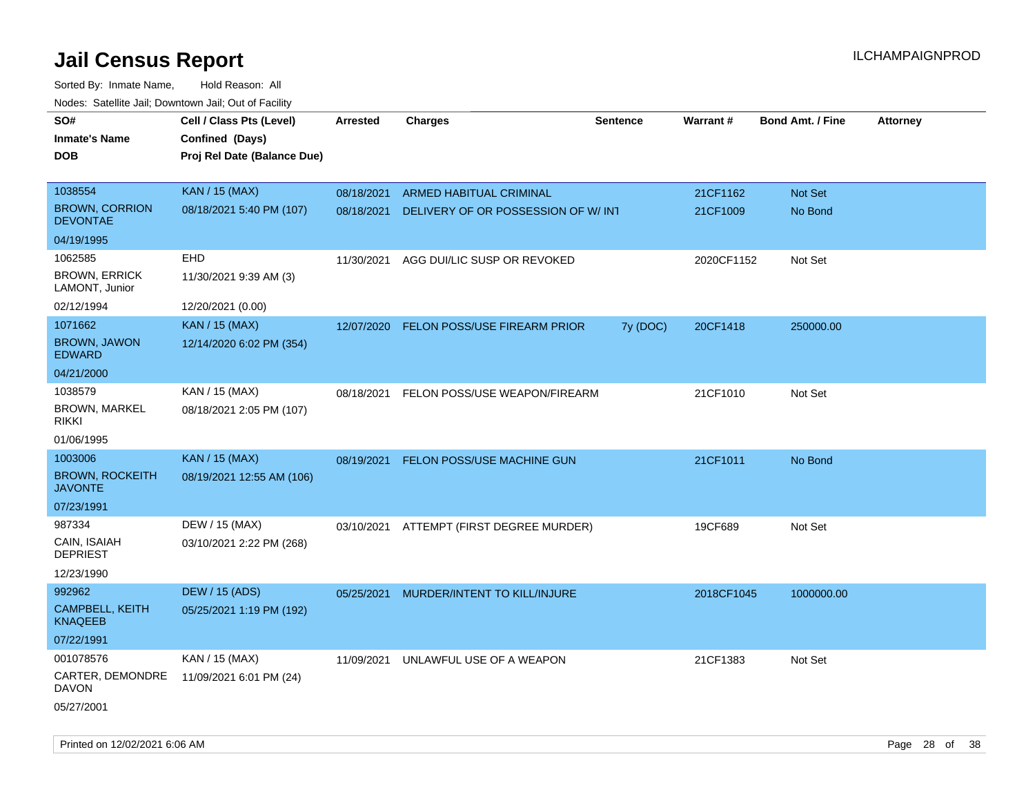# Jail Census Report

Sorted By: Inmate Name, Hold Reason: All

Nodes: Satellite Jail; Downtown Jail; Out of Facility

| SO# / Inmate's Name / DOB | Cell / Class Pts (Level) / Confined (Days) / Proj Rel Date (Balance Due) | Arrested | Charges | Sentence | Warrant # | Bond Amt. / Fine | Attorney |
|---|---|---|---|---|---|---|---|
| 1038554<br>BROWN, CORRION DEVONTAE<br>04/19/1995 | KAN / 15 (MAX)<br>08/18/2021 5:40 PM (107) | 08/18/2021 | ARMED HABITUAL CRIMINAL | | 21CF1162 | Not Set | |
| | | 08/18/2021 | DELIVERY OF OR POSSESSION OF W/ INT | | 21CF1009 | No Bond | |
| 1062585<br>BROWN, ERRICK LAMONT, Junior<br>02/12/1994 | EHD<br>11/30/2021 9:39 AM (3)<br>12/20/2021 (0.00) | 11/30/2021 | AGG DUI/LIC SUSP OR REVOKED | | 2020CF1152 | Not Set | |
| 1071662<br>BROWN, JAWON EDWARD<br>04/21/2000 | KAN / 15 (MAX)<br>12/14/2020 6:02 PM (354) | 12/07/2020 | FELON POSS/USE FIREARM PRIOR | 7y (DOC) | 20CF1418 | 250000.00 | |
| 1038579<br>BROWN, MARKEL RIKKI<br>01/06/1995 | KAN / 15 (MAX)<br>08/18/2021 2:05 PM (107) | 08/18/2021 | FELON POSS/USE WEAPON/FIREARM | | 21CF1010 | Not Set | |
| 1003006<br>BROWN, ROCKEITH JAVONTE<br>07/23/1991 | KAN / 15 (MAX)<br>08/19/2021 12:55 AM (106) | 08/19/2021 | FELON POSS/USE MACHINE GUN | | 21CF1011 | No Bond | |
| 987334<br>CAIN, ISAIAH DEPRIEST<br>12/23/1990 | DEW / 15 (MAX)<br>03/10/2021 2:22 PM (268) | 03/10/2021 | ATTEMPT (FIRST DEGREE MURDER) | | 19CF689 | Not Set | |
| 992962<br>CAMPBELL, KEITH KNAQEEB<br>07/22/1991 | DEW / 15 (ADS)<br>05/25/2021 1:19 PM (192) | 05/25/2021 | MURDER/INTENT TO KILL/INJURE | | 2018CF1045 | 1000000.00 | |
| 001078576<br>CARTER, DEMONDRE DAVON<br>05/27/2001 | KAN / 15 (MAX)<br>11/09/2021 6:01 PM (24) | 11/09/2021 | UNLAWFUL USE OF A WEAPON | | 21CF1383 | Not Set | |

Printed on 12/02/2021 6:06 AM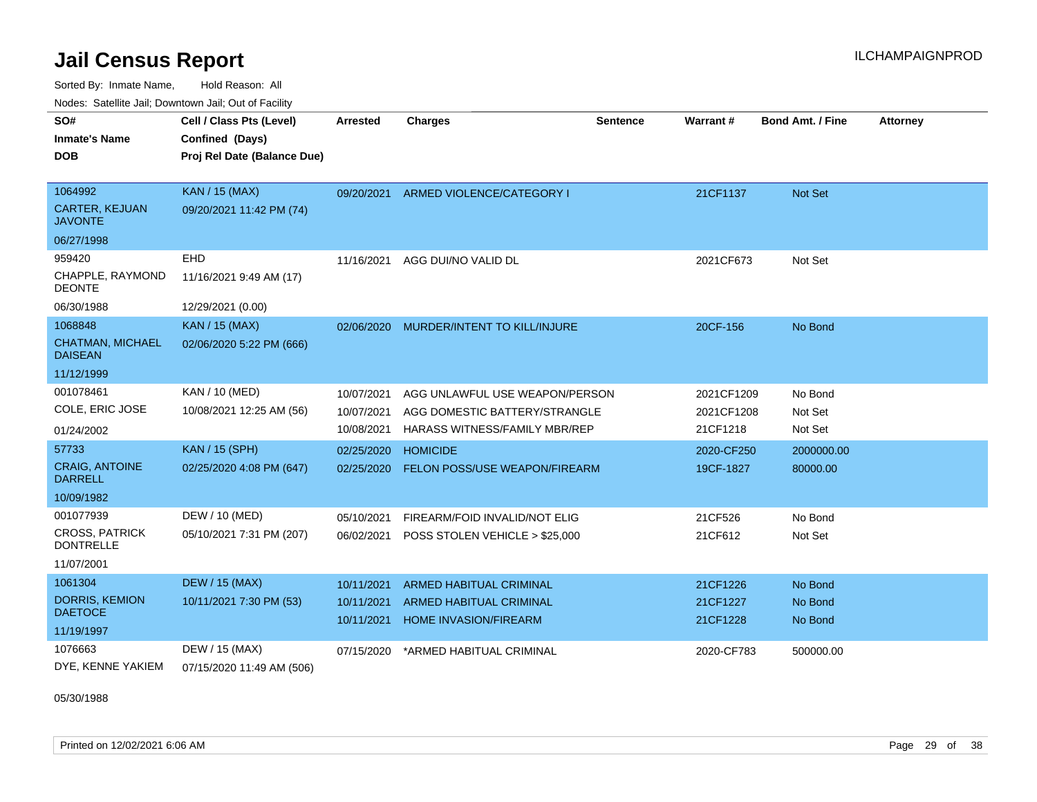# Jail Census Report

Sorted By: Inmate Name, Hold Reason: All

Nodes: Satellite Jail; Downtown Jail; Out of Facility

| SO# / Inmate's Name / DOB | Cell / Class Pts (Level) / Confined (Days) / Proj Rel Date (Balance Due) | Arrested | Charges | Sentence | Warrant # | Bond Amt. / Fine | Attorney |
|---|---|---|---|---|---|---|---|
| 1064992 CARTER, KEJUAN JAVONTE 06/27/1998 | KAN / 15 (MAX) 09/20/2021 11:42 PM (74) | 09/20/2021 | ARMED VIOLENCE/CATEGORY I | | 21CF1137 | Not Set | |
| 959420 CHAPPLE, RAYMOND DEONTE 06/30/1988 | EHD 11/16/2021 9:49 AM (17) 12/29/2021 (0.00) | 11/16/2021 | AGG DUI/NO VALID DL | | 2021CF673 | Not Set | |
| 1068848 CHATMAN, MICHAEL DAISEAN 11/12/1999 | KAN / 15 (MAX) 02/06/2020 5:22 PM (666) | 02/06/2020 | MURDER/INTENT TO KILL/INJURE | | 20CF-156 | No Bond | |
| 001078461 COLE, ERIC JOSE 01/24/2002 | KAN / 10 (MED) 10/08/2021 12:25 AM (56) | 10/07/2021 | AGG UNLAWFUL USE WEAPON/PERSON | | 2021CF1209 | No Bond | |
| | | 10/07/2021 | AGG DOMESTIC BATTERY/STRANGLE | | 2021CF1208 | Not Set | |
| | | 10/08/2021 | HARASS WITNESS/FAMILY MBR/REP | | 21CF1218 | Not Set | |
| 57733 CRAIG, ANTOINE DARRELL 10/09/1982 | KAN / 15 (SPH) 02/25/2020 4:08 PM (647) | 02/25/2020 | HOMICIDE | | 2020-CF250 | 2000000.00 | |
| | | 02/25/2020 | FELON POSS/USE WEAPON/FIREARM | | 19CF-1827 | 80000.00 | |
| 001077939 CROSS, PATRICK DONTRELLE 11/07/2001 | DEW / 10 (MED) 05/10/2021 7:31 PM (207) | 05/10/2021 | FIREARM/FOID INVALID/NOT ELIG | | 21CF526 | No Bond | |
| | | 06/02/2021 | POSS STOLEN VEHICLE > $25,000 | | 21CF612 | Not Set | |
| 1061304 DORRIS, KEMION DAETOCE 11/19/1997 | DEW / 15 (MAX) 10/11/2021 7:30 PM (53) | 10/11/2021 | ARMED HABITUAL CRIMINAL | | 21CF1226 | No Bond | |
| | | 10/11/2021 | ARMED HABITUAL CRIMINAL | | 21CF1227 | No Bond | |
| | | 10/11/2021 | HOME INVASION/FIREARM | | 21CF1228 | No Bond | |
| 1076663 DYE, KENNE YAKIEM 05/30/1988 | DEW / 15 (MAX) 07/15/2020 11:49 AM (506) | 07/15/2020 | *ARMED HABITUAL CRIMINAL | | 2020-CF783 | 500000.00 | |

Printed on 12/02/2021 6:06 AM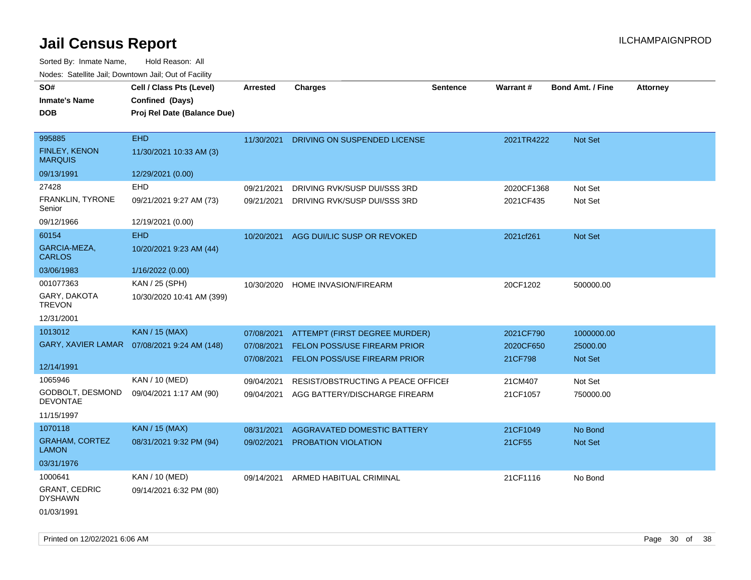# Jail Census Report

Sorted By: Inmate Name, Hold Reason: All

Nodes: Satellite Jail; Downtown Jail; Out of Facility

| SO# / Inmate's Name / DOB | Cell / Class Pts (Level) / Confined (Days) / Proj Rel Date (Balance Due) | Arrested | Charges | Sentence | Warrant # | Bond Amt. / Fine | Attorney |
|---|---|---|---|---|---|---|---|
| 995885<br>FINLEY, KENON MARQUIS<br>09/13/1991 | EHD<br>11/30/2021 10:33 AM (3)<br>12/29/2021 (0.00) | 11/30/2021 | DRIVING ON SUSPENDED LICENSE | | 2021TR4222 | Not Set | |
| 27428<br>FRANKLIN, TYRONE Senior<br>09/12/1966 | EHD<br>09/21/2021 9:27 AM (73)<br>12/19/2021 (0.00) | 09/21/2021<br>09/21/2021 | DRIVING RVK/SUSP DUI/SSS 3RD<br>DRIVING RVK/SUSP DUI/SSS 3RD | | 2020CF1368<br>2021CF435 | Not Set<br>Not Set | |
| 60154<br>GARCIA-MEZA, CARLOS<br>03/06/1983 | EHD<br>10/20/2021 9:23 AM (44)<br>1/16/2022 (0.00) | 10/20/2021 | AGG DUI/LIC SUSP OR REVOKED | | 2021cf261 | Not Set | |
| 001077363<br>GARY, DAKOTA TREVON<br>12/31/2001 | KAN / 25 (SPH)<br>10/30/2020 10:41 AM (399) | 10/30/2020 | HOME INVASION/FIREARM | | 20CF1202 | 500000.00 | |
| 1013012<br>GARY, XAVIER LAMAR<br>12/14/1991 | KAN / 15 (MAX)<br>07/08/2021 9:24 AM (148) | 07/08/2021<br>07/08/2021<br>07/08/2021 | ATTEMPT (FIRST DEGREE MURDER)<br>FELON POSS/USE FIREARM PRIOR<br>FELON POSS/USE FIREARM PRIOR | | 2021CF790<br>2020CF650<br>21CF798 | 1000000.00<br>25000.00<br>Not Set | |
| 1065946<br>GODBOLT, DESMOND DEVONTAE<br>11/15/1997 | KAN / 10 (MED)<br>09/04/2021 1:17 AM (90) | 09/04/2021<br>09/04/2021 | RESIST/OBSTRUCTING A PEACE OFFICEI<br>AGG BATTERY/DISCHARGE FIREARM | | 21CM407<br>21CF1057 | Not Set<br>750000.00 | |
| 1070118<br>GRAHAM, CORTEZ LAMON<br>03/31/1976 | KAN / 15 (MAX)<br>08/31/2021 9:32 PM (94) | 08/31/2021<br>09/02/2021 | AGGRAVATED DOMESTIC BATTERY<br>PROBATION VIOLATION | | 21CF1049<br>21CF55 | No Bond<br>Not Set | |
| 1000641<br>GRANT, CEDRIC DYSHAWN<br>01/03/1991 | KAN / 10 (MED)<br>09/14/2021 6:32 PM (80) | 09/14/2021 | ARMED HABITUAL CRIMINAL | | 21CF1116 | No Bond | |

Printed on 12/02/2021 6:06 AM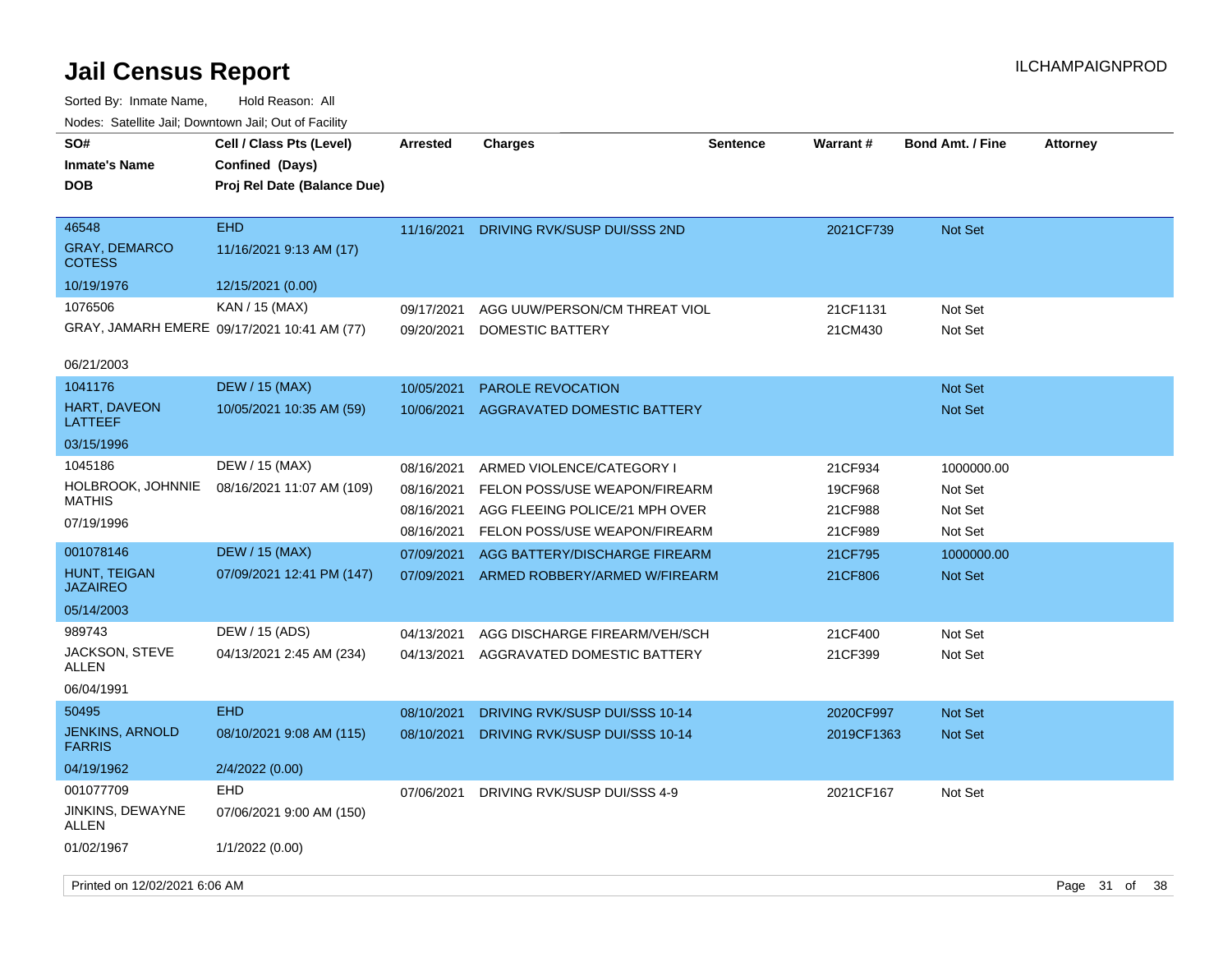# Jail Census Report

ILCHAMPAIGNPROD

Sorted By: Inmate Name, Hold Reason: All

Nodes: Satellite Jail; Downtown Jail; Out of Facility

| SO# / Inmate's Name / DOB | Cell / Class Pts (Level) / Confined (Days) / Proj Rel Date (Balance Due) | Arrested | Charges | Sentence | Warrant # | Bond Amt. / Fine | Attorney |
|---|---|---|---|---|---|---|---|
| 46548<br>GRAY, DEMARCO COTESS<br>10/19/1976 | EHD<br>11/16/2021 9:13 AM (17)<br>12/15/2021 (0.00) | 11/16/2021 | DRIVING RVK/SUSP DUI/SSS 2ND | | 2021CF739 | Not Set | |
| 1076506<br>GRAY, JAMARH EMERE<br>06/21/2003 | KAN / 15 (MAX)<br>09/17/2021 10:41 AM (77) | 09/17/2021 | AGG UUW/PERSON/CM THREAT VIOL | | 21CF1131 | Not Set | |
| | | 09/20/2021 | DOMESTIC BATTERY | | 21CM430 | Not Set | |
| 1041176<br>HART, DAVEON LATTEEF<br>03/15/1996 | DEW / 15 (MAX)<br>10/05/2021 10:35 AM (59) | 10/05/2021 | PAROLE REVOCATION | | | Not Set | |
| | | 10/06/2021 | AGGRAVATED DOMESTIC BATTERY | | | Not Set | |
| 1045186<br>HOLBROOK, JOHNNIE MATHIS<br>07/19/1996 | DEW / 15 (MAX)<br>08/16/2021 11:07 AM (109) | 08/16/2021 | ARMED VIOLENCE/CATEGORY I | | 21CF934 | 1000000.00 | |
| | | 08/16/2021 | FELON POSS/USE WEAPON/FIREARM | | 19CF968 | Not Set | |
| | | 08/16/2021 | AGG FLEEING POLICE/21 MPH OVER | | 21CF988 | Not Set | |
| | | 08/16/2021 | FELON POSS/USE WEAPON/FIREARM | | 21CF989 | Not Set | |
| 001078146<br>HUNT, TEIGAN JAZAIREO<br>05/14/2003 | DEW / 15 (MAX)<br>07/09/2021 12:41 PM (147) | 07/09/2021 | AGG BATTERY/DISCHARGE FIREARM | | 21CF795 | 1000000.00 | |
| | | 07/09/2021 | ARMED ROBBERY/ARMED W/FIREARM | | 21CF806 | Not Set | |
| 989743<br>JACKSON, STEVE ALLEN<br>06/04/1991 | DEW / 15 (ADS)<br>04/13/2021 2:45 AM (234) | 04/13/2021 | AGG DISCHARGE FIREARM/VEH/SCH | | 21CF400 | Not Set | |
| | | 04/13/2021 | AGGRAVATED DOMESTIC BATTERY | | 21CF399 | Not Set | |
| 50495<br>JENKINS, ARNOLD FARRIS<br>04/19/1962 | EHD<br>08/10/2021 9:08 AM (115)<br>2/4/2022 (0.00) | 08/10/2021 | DRIVING RVK/SUSP DUI/SSS 10-14 | | 2020CF997 | Not Set | |
| | | 08/10/2021 | DRIVING RVK/SUSP DUI/SSS 10-14 | | 2019CF1363 | Not Set | |
| 001077709<br>JINKINS, DEWAYNE ALLEN<br>01/02/1967 | EHD<br>07/06/2021 9:00 AM (150)<br>1/1/2022 (0.00) | 07/06/2021 | DRIVING RVK/SUSP DUI/SSS 4-9 | | 2021CF167 | Not Set | |

Printed on 12/02/2021 6:06 AM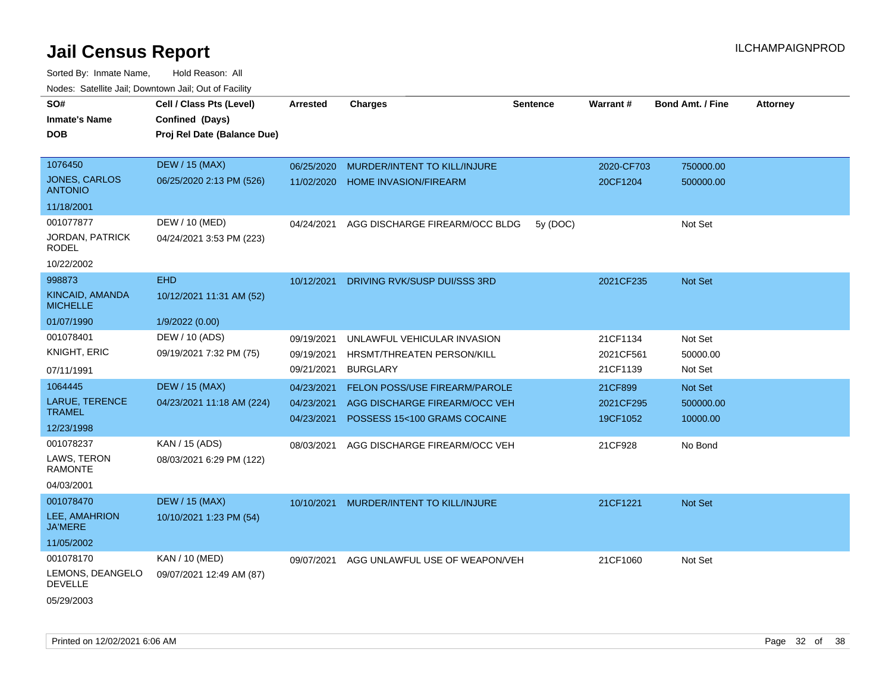# Jail Census Report

ILCHAMPAIGNPROD

Sorted By: Inmate Name, Hold Reason: All

Nodes: Satellite Jail; Downtown Jail; Out of Facility

| SO# / Inmate's Name / DOB | Cell / Class Pts (Level) / Confined (Days) / Proj Rel Date (Balance Due) | Arrested | Charges | Sentence | Warrant # | Bond Amt. / Fine | Attorney |
|---|---|---|---|---|---|---|---|
| 1076450<br>JONES, CARLOS ANTONIO<br>11/18/2001 | DEW / 15 (MAX)<br>06/25/2020 2:13 PM (526) | 06/25/2020<br>11/02/2020 | MURDER/INTENT TO KILL/INJURE<br>HOME INVASION/FIREARM | | 2020-CF703<br>20CF1204 | 750000.00<br>500000.00 | |
| 001077877<br>JORDAN, PATRICK RODEL<br>10/22/2002 | DEW / 10 (MED)<br>04/24/2021 3:53 PM (223) | 04/24/2021 | AGG DISCHARGE FIREARM/OCC BLDG | 5y (DOC) | | Not Set | |
| 998873<br>KINCAID, AMANDA MICHELLE<br>01/07/1990 | EHD<br>10/12/2021 11:31 AM (52)<br>1/9/2022 (0.00) | 10/12/2021 | DRIVING RVK/SUSP DUI/SSS 3RD | | 2021CF235 | Not Set | |
| 001078401<br>KNIGHT, ERIC<br>07/11/1991 | DEW / 10 (ADS)<br>09/19/2021 7:32 PM (75) | 09/19/2021<br>09/19/2021<br>09/21/2021 | UNLAWFUL VEHICULAR INVASION<br>HRSMT/THREATEN PERSON/KILL<br>BURGLARY | | 21CF1134<br>2021CF561<br>21CF1139 | Not Set<br>50000.00<br>Not Set | |
| 1064445<br>LARUE, TERENCE TRAMEL<br>12/23/1998 | DEW / 15 (MAX)<br>04/23/2021 11:18 AM (224) | 04/23/2021<br>04/23/2021<br>04/23/2021 | FELON POSS/USE FIREARM/PAROLE<br>AGG DISCHARGE FIREARM/OCC VEH<br>POSSESS 15<100 GRAMS COCAINE | | 21CF899<br>2021CF295<br>19CF1052 | Not Set<br>500000.00<br>10000.00 | |
| 001078237<br>LAWS, TERON RAMONTE<br>04/03/2001 | KAN / 15 (ADS)<br>08/03/2021 6:29 PM (122) | 08/03/2021 | AGG DISCHARGE FIREARM/OCC VEH | | 21CF928 | No Bond | |
| 001078470<br>LEE, AMAHRION JA'MERE<br>11/05/2002 | DEW / 15 (MAX)<br>10/10/2021 1:23 PM (54) | 10/10/2021 | MURDER/INTENT TO KILL/INJURE | | 21CF1221 | Not Set | |
| 001078170<br>LEMONS, DEANGELO DEVELLE<br>05/29/2003 | KAN / 10 (MED)<br>09/07/2021 12:49 AM (87) | 09/07/2021 | AGG UNLAWFUL USE OF WEAPON/VEH | | 21CF1060 | Not Set | |

Printed on 12/02/2021 6:06 AM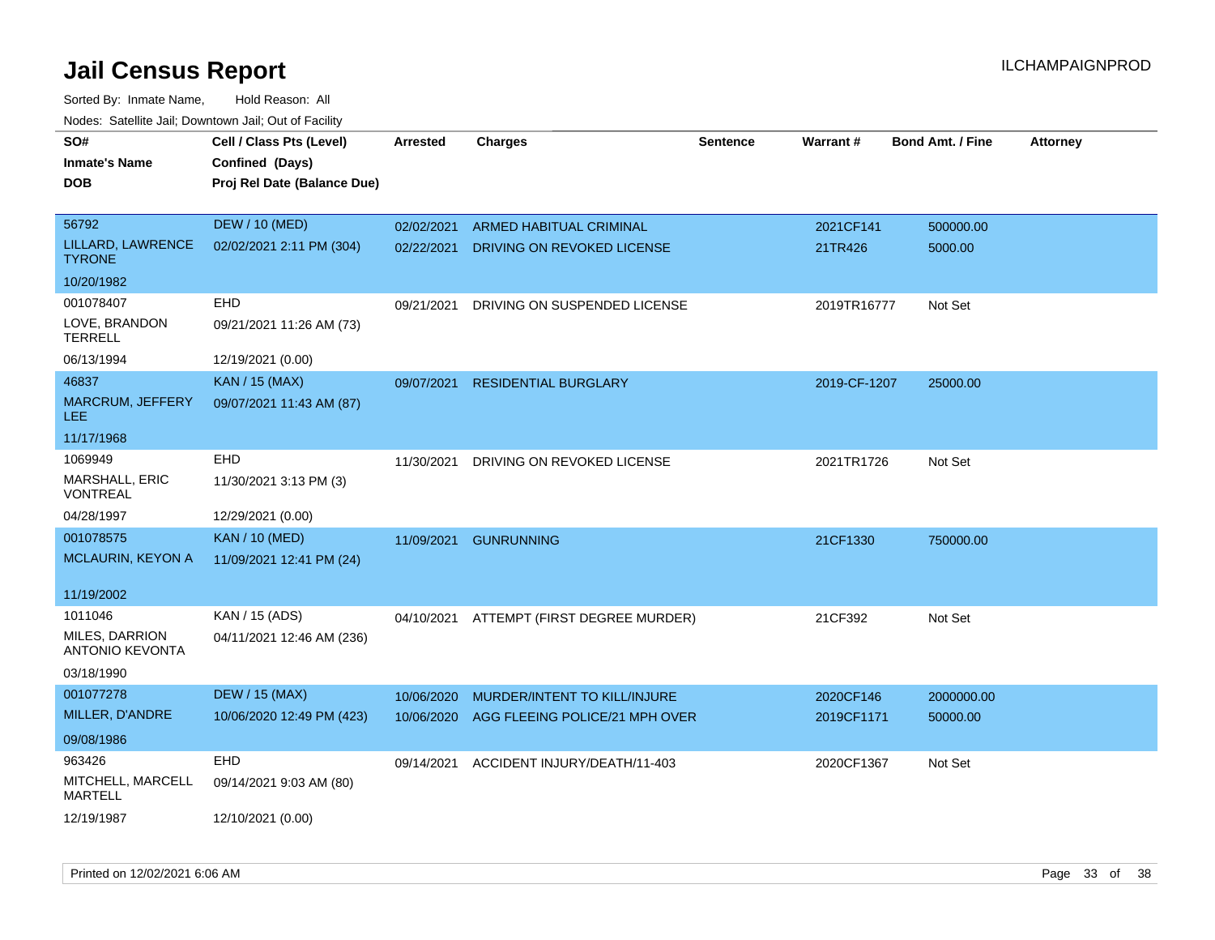# Jail Census Report

ILCHAMPAIGNPROD

Sorted By: Inmate Name, Hold Reason: All

Nodes: Satellite Jail; Downtown Jail; Out of Facility

| SO# / Inmate's Name / DOB | Cell / Class Pts (Level) / Confined (Days) / Proj Rel Date (Balance Due) | Arrested | Charges | Sentence | Warrant # | Bond Amt. / Fine | Attorney |
|---|---|---|---|---|---|---|---|
| 56792<br>LILLARD, LAWRENCE TYRONE<br>10/20/1982 | DEW / 10 (MED)<br>02/02/2021 2:11 PM (304) | 02/02/2021<br>02/22/2021 | ARMED HABITUAL CRIMINAL<br>DRIVING ON REVOKED LICENSE | | 2021CF141<br>21TR426 | 500000.00<br>5000.00 | |
| 001078407<br>LOVE, BRANDON TERRELL<br>06/13/1994 | EHD<br>09/21/2021 11:26 AM (73)<br>12/19/2021 (0.00) | 09/21/2021 | DRIVING ON SUSPENDED LICENSE | | 2019TR16777 | Not Set | |
| 46837<br>MARCRUM, JEFFERY LEE<br>11/17/1968 | KAN / 15 (MAX)<br>09/07/2021 11:43 AM (87) | 09/07/2021 | RESIDENTIAL BURGLARY | | 2019-CF-1207 | 25000.00 | |
| 1069949<br>MARSHALL, ERIC VONTREAL<br>04/28/1997 | EHD<br>11/30/2021 3:13 PM (3)<br>12/29/2021 (0.00) | 11/30/2021 | DRIVING ON REVOKED LICENSE | | 2021TR1726 | Not Set | |
| 001078575<br>MCLAURIN, KEYON A<br>11/19/2002 | KAN / 10 (MED)<br>11/09/2021 12:41 PM (24) | 11/09/2021 | GUNRUNNING | | 21CF1330 | 750000.00 | |
| 1011046<br>MILES, DARRION ANTONIO KEVONTA<br>03/18/1990 | KAN / 15 (ADS)<br>04/11/2021 12:46 AM (236) | 04/10/2021 | ATTEMPT (FIRST DEGREE MURDER) | | 21CF392 | Not Set | |
| 001077278<br>MILLER, D'ANDRE<br>09/08/1986 | DEW / 15 (MAX)<br>10/06/2020 12:49 PM (423) | 10/06/2020<br>10/06/2020 | MURDER/INTENT TO KILL/INJURE<br>AGG FLEEING POLICE/21 MPH OVER | | 2020CF146<br>2019CF1171 | 2000000.00<br>50000.00 | |
| 963426<br>MITCHELL, MARCELL MARTELL<br>12/19/1987 | EHD<br>09/14/2021 9:03 AM (80)<br>12/10/2021 (0.00) | 09/14/2021 | ACCIDENT INJURY/DEATH/11-403 | | 2020CF1367 | Not Set | |

Printed on 12/02/2021 6:06 AM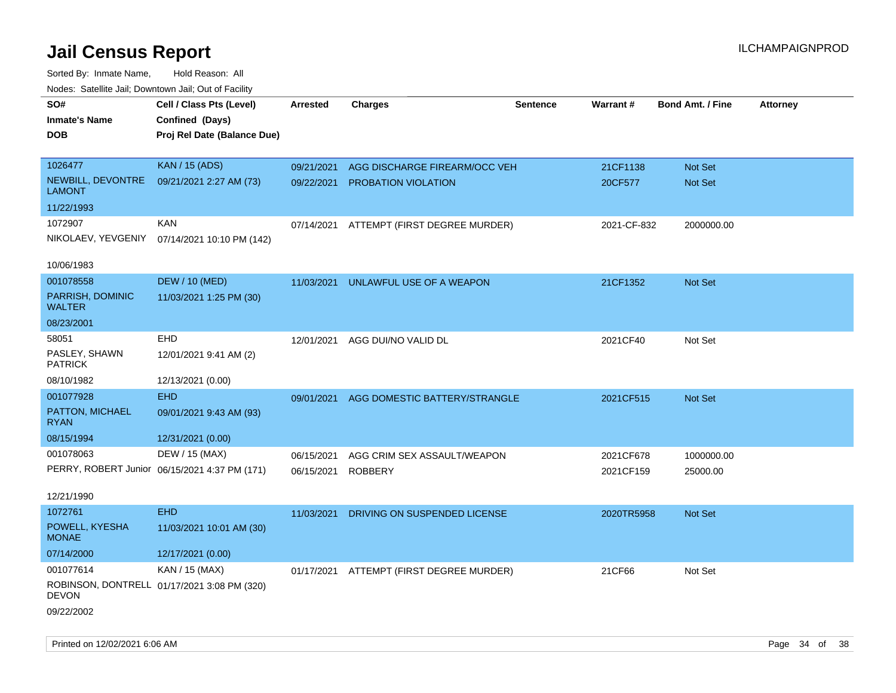# Jail Census Report

Sorted By: Inmate Name, Hold Reason: All

Nodes: Satellite Jail; Downtown Jail; Out of Facility

| SO# / Inmate's Name / DOB | Cell / Class Pts (Level) / Confined (Days) / Proj Rel Date (Balance Due) | Arrested | Charges | Sentence | Warrant # | Bond Amt. / Fine | Attorney |
|---|---|---|---|---|---|---|---|
| 1026477<br>NEWBILL, DEVONTRE LAMONT<br>11/22/1993 | KAN / 15 (ADS)<br>09/21/2021 2:27 AM (73) | 09/21/2021<br>09/22/2021 | AGG DISCHARGE FIREARM/OCC VEH<br>PROBATION VIOLATION | | 21CF1138<br>20CF577 | Not Set<br>Not Set | |
| 1072907<br>NIKOLAEV, YEVGENIY<br>10/06/1983 | KAN<br>07/14/2021 10:10 PM (142) | 07/14/2021 | ATTEMPT (FIRST DEGREE MURDER) | | 2021-CF-832 | 2000000.00 | |
| 001078558<br>PARRISH, DOMINIC WALTER<br>08/23/2001 | DEW / 10 (MED)<br>11/03/2021 1:25 PM (30) | 11/03/2021 | UNLAWFUL USE OF A WEAPON | | 21CF1352 | Not Set | |
| 58051<br>PASLEY, SHAWN PATRICK<br>08/10/1982 | EHD<br>12/01/2021 9:41 AM (2)<br>12/13/2021 (0.00) | 12/01/2021 | AGG DUI/NO VALID DL | | 2021CF40 | Not Set | |
| 001077928<br>PATTON, MICHAEL RYAN<br>08/15/1994 | EHD<br>09/01/2021 9:43 AM (93)<br>12/31/2021 (0.00) | 09/01/2021 | AGG DOMESTIC BATTERY/STRANGLE | | 2021CF515 | Not Set | |
| 001078063<br>PERRY, ROBERT Junior<br>12/21/1990 | DEW / 15 (MAX)<br>06/15/2021 4:37 PM (171) | 06/15/2021<br>06/15/2021 | AGG CRIM SEX ASSAULT/WEAPON<br>ROBBERY | | 2021CF678<br>2021CF159 | 1000000.00<br>25000.00 | |
| 1072761<br>POWELL, KYESHA MONAE<br>07/14/2000 | EHD<br>11/03/2021 10:01 AM (30)<br>12/17/2021 (0.00) | 11/03/2021 | DRIVING ON SUSPENDED LICENSE | | 2020TR5958 | Not Set | |
| 001077614<br>ROBINSON, DONTRELL DEVON<br>09/22/2002 | KAN / 15 (MAX)<br>01/17/2021 3:08 PM (320) | 01/17/2021 | ATTEMPT (FIRST DEGREE MURDER) | | 21CF66 | Not Set | |

Printed on 12/02/2021 6:06 AM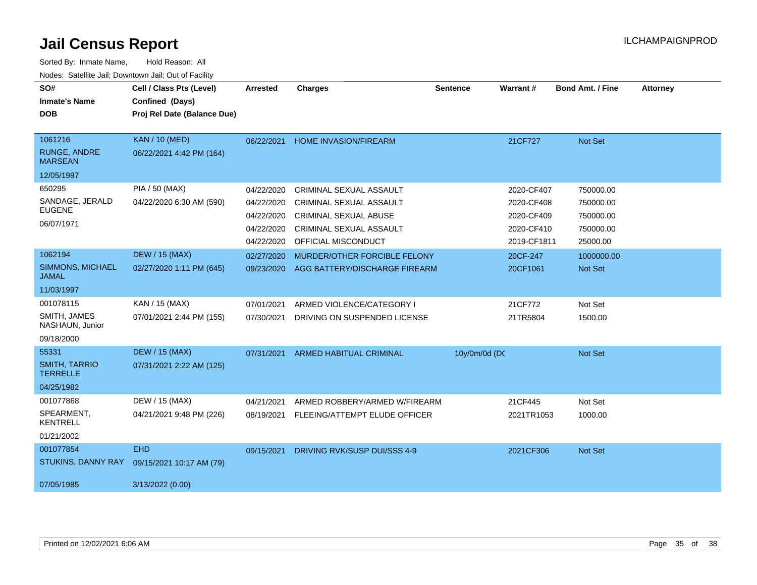# Jail Census Report

Sorted By: Inmate Name, Hold Reason: All

Nodes: Satellite Jail; Downtown Jail; Out of Facility

| SO# / Inmate's Name / DOB | Cell / Class Pts (Level) / Confined (Days) / Proj Rel Date (Balance Due) | Arrested | Charges | Sentence | Warrant # | Bond Amt. / Fine | Attorney |
|---|---|---|---|---|---|---|---|
| 1061216 RUNGE, ANDRE MARSEAN 12/05/1997 | KAN / 10 (MED) 06/22/2021 4:42 PM (164) | 06/22/2021 | HOME INVASION/FIREARM | | 21CF727 | Not Set | |
| 650295 SANDAGE, JERALD EUGENE 06/07/1971 | PIA / 50 (MAX) 04/22/2020 6:30 AM (590) | 04/22/2020 | CRIMINAL SEXUAL ASSAULT | | 2020-CF407 | 750000.00 | |
| | | 04/22/2020 | CRIMINAL SEXUAL ASSAULT | | 2020-CF408 | 750000.00 | |
| | | 04/22/2020 | CRIMINAL SEXUAL ABUSE | | 2020-CF409 | 750000.00 | |
| | | 04/22/2020 | CRIMINAL SEXUAL ASSAULT | | 2020-CF410 | 750000.00 | |
| | | 04/22/2020 | OFFICIAL MISCONDUCT | | 2019-CF1811 | 25000.00 | |
| 1062194 SIMMONS, MICHAEL JAMAL 11/03/1997 | DEW / 15 (MAX) 02/27/2020 1:11 PM (645) | 02/27/2020 | MURDER/OTHER FORCIBLE FELONY | | 20CF-247 | 1000000.00 | |
| | | 09/23/2020 | AGG BATTERY/DISCHARGE FIREARM | | 20CF1061 | Not Set | |
| 001078115 SMITH, JAMES NASHAUN, Junior 09/18/2000 | KAN / 15 (MAX) 07/01/2021 2:44 PM (155) | 07/01/2021 | ARMED VIOLENCE/CATEGORY I | | 21CF772 | Not Set | |
| | | 07/30/2021 | DRIVING ON SUSPENDED LICENSE | | 21TR5804 | 1500.00 | |
| 55331 SMITH, TARRIO TERRELLE 04/25/1982 | DEW / 15 (MAX) 07/31/2021 2:22 AM (125) | 07/31/2021 | ARMED HABITUAL CRIMINAL | 10y/0m/0d (DC | | Not Set | |
| 001077868 SPEARMENT, KENTRELL 01/21/2002 | DEW / 15 (MAX) 04/21/2021 9:48 PM (226) | 04/21/2021 | ARMED ROBBERY/ARMED W/FIREARM | | 21CF445 | Not Set | |
| | | 08/19/2021 | FLEEING/ATTEMPT ELUDE OFFICER | | 2021TR1053 | 1000.00 | |
| 001077854 STUKINS, DANNY RAY 07/05/1985 | EHD 09/15/2021 10:17 AM (79) 3/13/2022 (0.00) | 09/15/2021 | DRIVING RVK/SUSP DUI/SSS 4-9 | | 2021CF306 | Not Set | |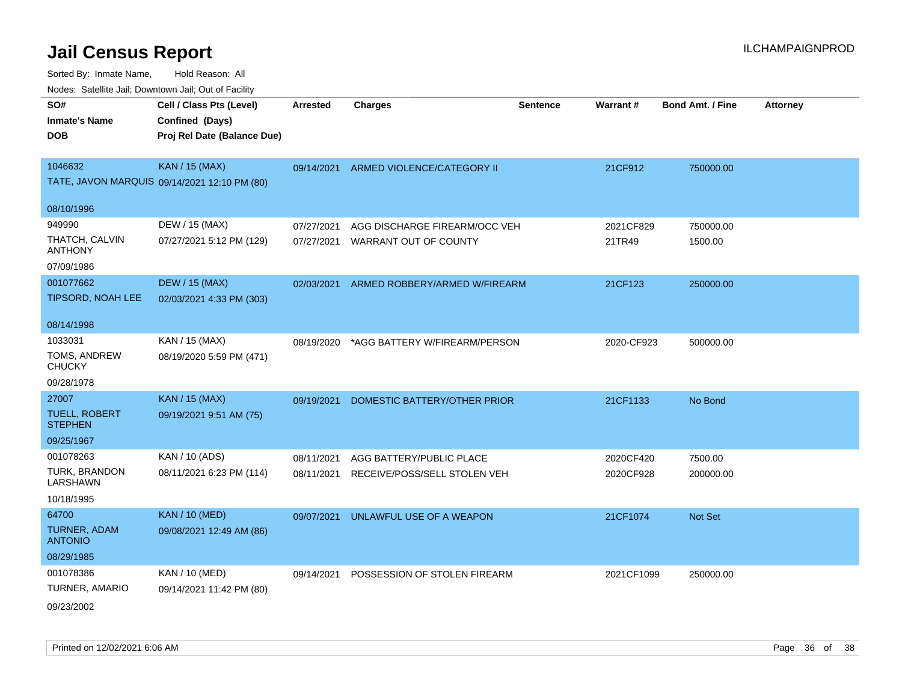# Jail Census Report

Sorted By: Inmate Name, Hold Reason: All

Nodes: Satellite Jail; Downtown Jail; Out of Facility

| SO# / Inmate's Name / DOB | Cell / Class Pts (Level) / Confined (Days) / Proj Rel Date (Balance Due) | Arrested | Charges | Sentence | Warrant # | Bond Amt. / Fine | Attorney |
|---|---|---|---|---|---|---|---|
| 1046632<br>TATE, JAVON MARQUIS<br>08/10/1996 | KAN / 15 (MAX)<br>09/14/2021 12:10 PM (80) | 09/14/2021 | ARMED VIOLENCE/CATEGORY II | | 21CF912 | 750000.00 | |
| 949990<br>THATCH, CALVIN ANTHONY<br>07/09/1986 | DEW / 15 (MAX)<br>07/27/2021 5:12 PM (129) | 07/27/2021<br>07/27/2021 | AGG DISCHARGE FIREARM/OCC VEH<br>WARRANT OUT OF COUNTY | | 2021CF829<br>21TR49 | 750000.00<br>1500.00 | |
| 001077662<br>TIPSORD, NOAH LEE<br>08/14/1998 | DEW / 15 (MAX)<br>02/03/2021 4:33 PM (303) | 02/03/2021 | ARMED ROBBERY/ARMED W/FIREARM | | 21CF123 | 250000.00 | |
| 1033031<br>TOMS, ANDREW CHUCKY<br>09/28/1978 | KAN / 15 (MAX)<br>08/19/2020 5:59 PM (471) | 08/19/2020 | *AGG BATTERY W/FIREARM/PERSON | | 2020-CF923 | 500000.00 | |
| 27007<br>TUELL, ROBERT STEPHEN<br>09/25/1967 | KAN / 15 (MAX)<br>09/19/2021 9:51 AM (75) | 09/19/2021 | DOMESTIC BATTERY/OTHER PRIOR | | 21CF1133 | No Bond | |
| 001078263<br>TURK, BRANDON LARSHAWN<br>10/18/1995 | KAN / 10 (ADS)<br>08/11/2021 6:23 PM (114) | 08/11/2021<br>08/11/2021 | AGG BATTERY/PUBLIC PLACE<br>RECEIVE/POSS/SELL STOLEN VEH | | 2020CF420<br>2020CF928 | 7500.00<br>200000.00 | |
| 64700<br>TURNER, ADAM ANTONIO<br>08/29/1985 | KAN / 10 (MED)<br>09/08/2021 12:49 AM (86) | 09/07/2021 | UNLAWFUL USE OF A WEAPON | | 21CF1074 | Not Set | |
| 001078386<br>TURNER, AMARIO<br>09/23/2002 | KAN / 10 (MED)<br>09/14/2021 11:42 PM (80) | 09/14/2021 | POSSESSION OF STOLEN FIREARM | | 2021CF1099 | 250000.00 | |

Printed on 12/02/2021 6:06 AM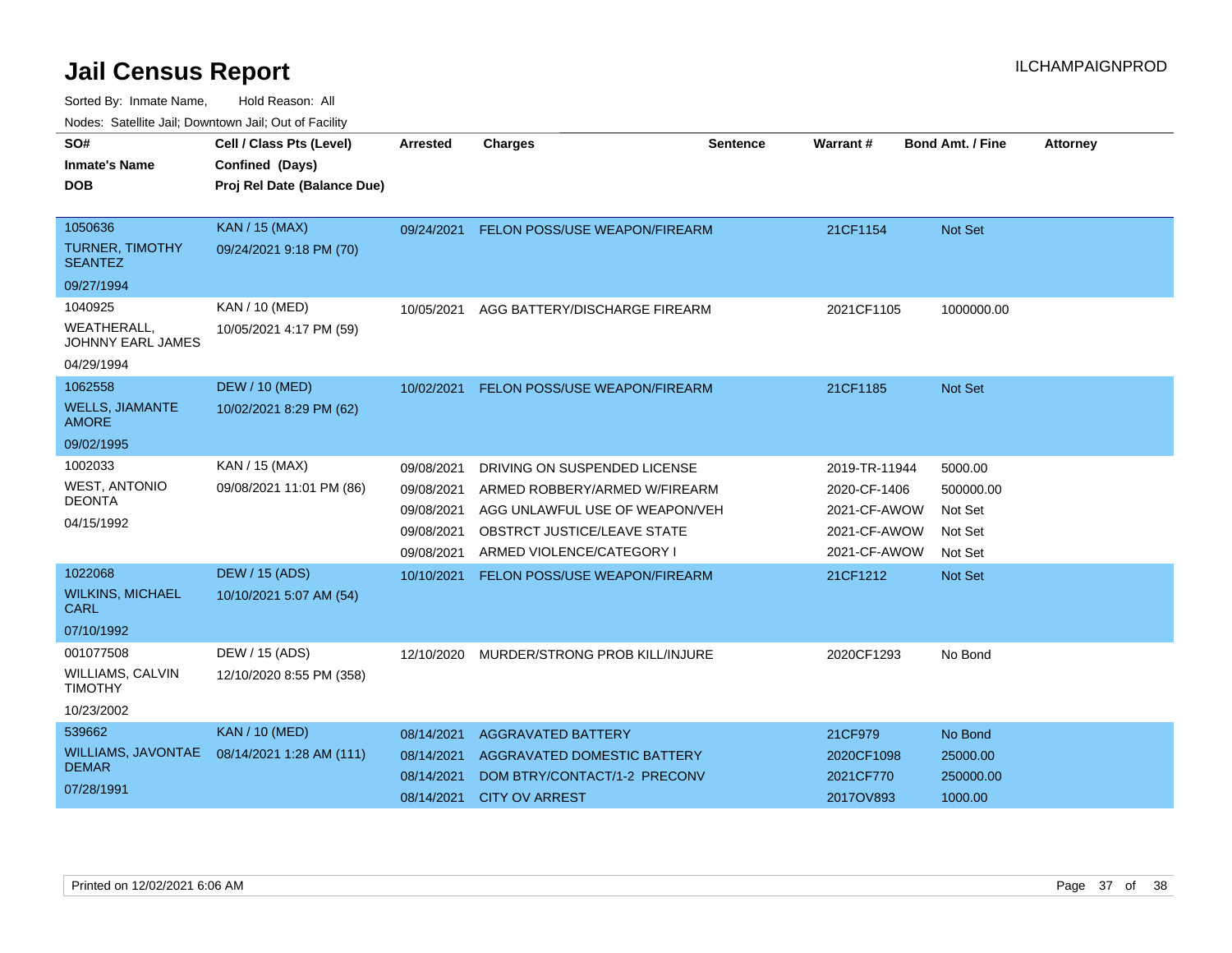# Jail Census Report

ILCHAMPAIGNPROD

Sorted By: Inmate Name, Hold Reason: All

Nodes: Satellite Jail; Downtown Jail; Out of Facility

| SO# / Inmate's Name / DOB | Cell / Class Pts (Level) / Confined (Days) / Proj Rel Date (Balance Due) | Arrested | Charges | Sentence | Warrant # | Bond Amt. / Fine | Attorney |
|---|---|---|---|---|---|---|---|
| 1050636<br>TURNER, TIMOTHY SEANTEZ<br>09/27/1994 | KAN / 15 (MAX)<br>09/24/2021 9:18 PM (70) | 09/24/2021 | FELON POSS/USE WEAPON/FIREARM | | 21CF1154 | Not Set | |
| 1040925<br>WEATHERALL, JOHNNY EARL JAMES<br>04/29/1994 | KAN / 10 (MED)<br>10/05/2021 4:17 PM (59) | 10/05/2021 | AGG BATTERY/DISCHARGE FIREARM | | 2021CF1105 | 1000000.00 | |
| 1062558<br>WELLS, JIAMANTE AMORE<br>09/02/1995 | DEW / 10 (MED)<br>10/02/2021 8:29 PM (62) | 10/02/2021 | FELON POSS/USE WEAPON/FIREARM | | 21CF1185 | Not Set | |
| 1002033<br>WEST, ANTONIO DEONTA<br>04/15/1992 | KAN / 15 (MAX)<br>09/08/2021 11:01 PM (86) | 09/08/2021 | DRIVING ON SUSPENDED LICENSE | | 2019-TR-11944 | 5000.00 | |
| | | 09/08/2021 | ARMED ROBBERY/ARMED W/FIREARM | | 2020-CF-1406 | 500000.00 | |
| | | 09/08/2021 | AGG UNLAWFUL USE OF WEAPON/VEH | | 2021-CF-AWOW | Not Set | |
| | | 09/08/2021 | OBSTRCT JUSTICE/LEAVE STATE | | 2021-CF-AWOW | Not Set | |
| | | 09/08/2021 | ARMED VIOLENCE/CATEGORY I | | 2021-CF-AWOW | Not Set | |
| 1022068<br>WILKINS, MICHAEL CARL<br>07/10/1992 | DEW / 15 (ADS)<br>10/10/2021 5:07 AM (54) | 10/10/2021 | FELON POSS/USE WEAPON/FIREARM | | 21CF1212 | Not Set | |
| 001077508<br>WILLIAMS, CALVIN TIMOTHY<br>10/23/2002 | DEW / 15 (ADS)<br>12/10/2020 8:55 PM (358) | 12/10/2020 | MURDER/STRONG PROB KILL/INJURE | | 2020CF1293 | No Bond | |
| 539662<br>WILLIAMS, JAVONTAE DEMAR<br>07/28/1991 | KAN / 10 (MED)<br>08/14/2021 1:28 AM (111) | 08/14/2021 | AGGRAVATED BATTERY | | 21CF979 | No Bond | |
| | | 08/14/2021 | AGGRAVATED DOMESTIC BATTERY | | 2020CF1098 | 25000.00 | |
| | | 08/14/2021 | DOM BTRY/CONTACT/1-2 PRECONV | | 2021CF770 | 250000.00 | |
| | | 08/14/2021 | CITY OV ARREST | | 2017OV893 | 1000.00 | |

Printed on 12/02/2021 6:06 AM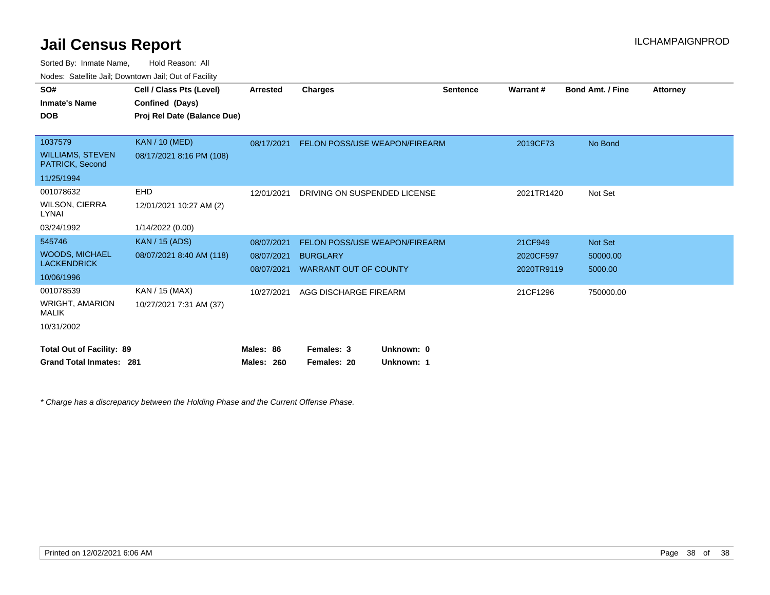# Jail Census Report

ILCHAMPAIGNPROD

Sorted By: Inmate Name, Hold Reason: All

Nodes: Satellite Jail; Downtown Jail; Out of Facility

| SO# / Inmate's Name / DOB | Cell / Class Pts (Level) / Confined (Days) / Proj Rel Date (Balance Due) | Arrested | Charges | Sentence | Warrant # | Bond Amt. / Fine | Attorney |
|---|---|---|---|---|---|---|---|
| 1037579<br>WILLIAMS, STEVEN PATRICK, Second<br>11/25/1994 | KAN / 10 (MED)<br>08/17/2021 8:16 PM (108) | 08/17/2021 | FELON POSS/USE WEAPON/FIREARM | | 2019CF73 | No Bond | |
| 001078632<br>WILSON, CIERRA LYNAI<br>03/24/1992 | EHD<br>12/01/2021 10:27 AM (2)<br>1/14/2022 (0.00) | 12/01/2021 | DRIVING ON SUSPENDED LICENSE | | 2021TR1420 | Not Set | |
| 545746<br>WOODS, MICHAEL LACKENDRICK<br>10/06/1996 | KAN / 15 (ADS)<br>08/07/2021 8:40 AM (118) | 08/07/2021 | FELON POSS/USE WEAPON/FIREARM | | 21CF949 | Not Set | |
| | | 08/07/2021 | BURGLARY | | 2020CF597 | 50000.00 | |
| | | 08/07/2021 | WARRANT OUT OF COUNTY | | 2020TR9119 | 5000.00 | |
| 001078539<br>WRIGHT, AMARION MALIK<br>10/31/2002 | KAN / 15 (MAX)<br>10/27/2021 7:31 AM (37) | 10/27/2021 | AGG DISCHARGE FIREARM | | 21CF1296 | 750000.00 | |

**Total Out of Facility: 89** **Males: 86** **Females: 3** **Unknown: 0**

**Grand Total Inmates: 281** **Males: 260** **Females: 20** **Unknown: 1**

*\* Charge has a discrepancy between the Holding Phase and the Current Offense Phase.*

Printed on 12/02/2021 6:06 AM